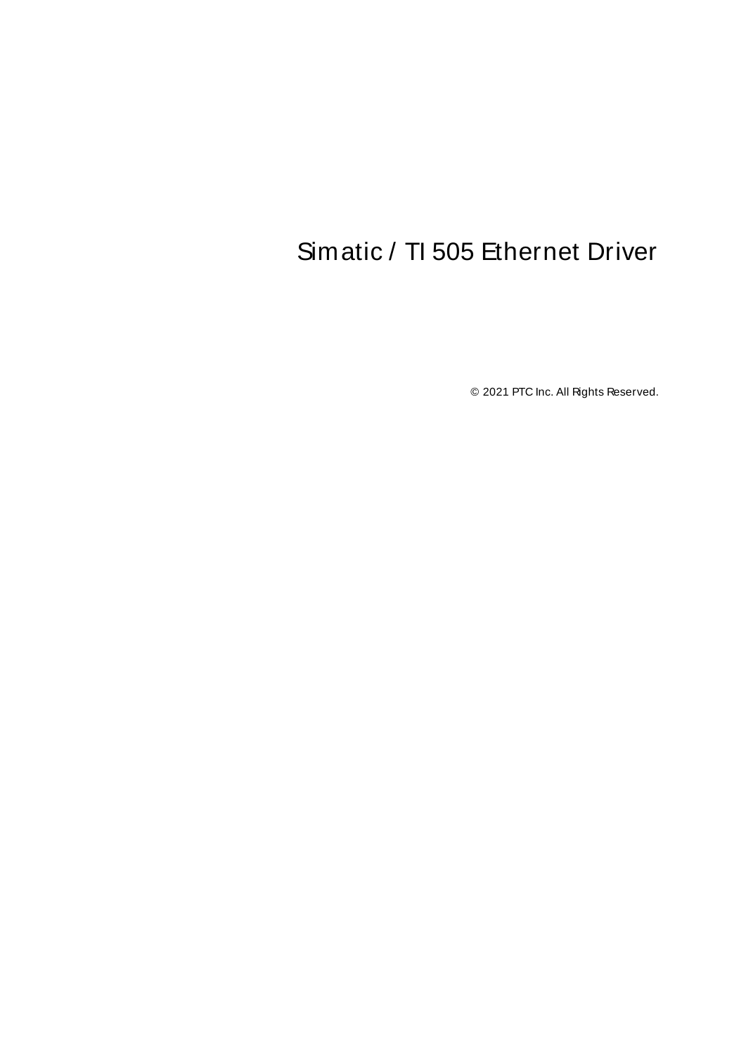# Simatic / TI 505 Ethernet Driver

© 2021 PTC Inc. All Rights Reserved.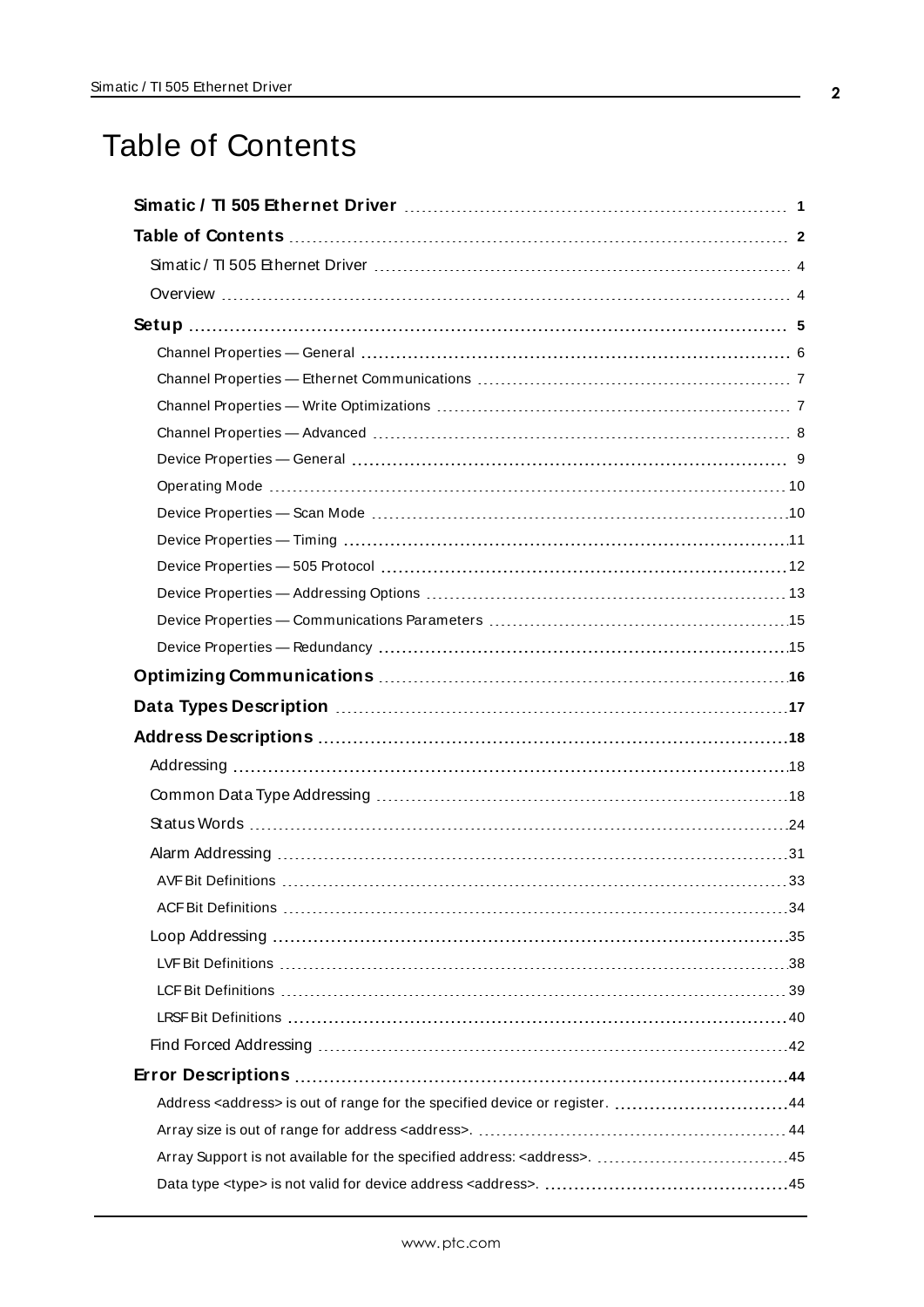# Table of Contents

**Simatic / TI 505 Ethernet Driver** 1

**Table of Contents** 2

Simatic / TI 505 Ethernet Driver 4

Overview 4

**Setup** 5

Channel Properties — General 6

Channel Properties — Ethernet Communications 7

Channel Properties — Write Optimizations 7

Channel Properties — Advanced 8

Device Properties — General 9

Operating Mode 10

Device Properties — Scan Mode 10

Device Properties — Timing 11

Device Properties — 505 Protocol 12

Device Properties — Addressing Options 13

Device Properties — Communications Parameters 15

Device Properties — Redundancy 15

**Optimizing Communications** 16

**Data Types Description** 17

**Address Descriptions** 18

Addressing 18

Common Data Type Addressing 18

Status Words 24

Alarm Addressing 31

AVF Bit Definitions 33

ACF Bit Definitions 34

Loop Addressing 35

LVF Bit Definitions 38

LCF Bit Definitions 39

LRSF Bit Definitions 40

Find Forced Addressing 42

**Error Descriptions** 44

Address <address> is out of range for the specified device or register. 44

Array size is out of range for address <address>. 44

Array Support is not available for the specified address: <address>. 45

Data type <type> is not valid for device address <address>. 45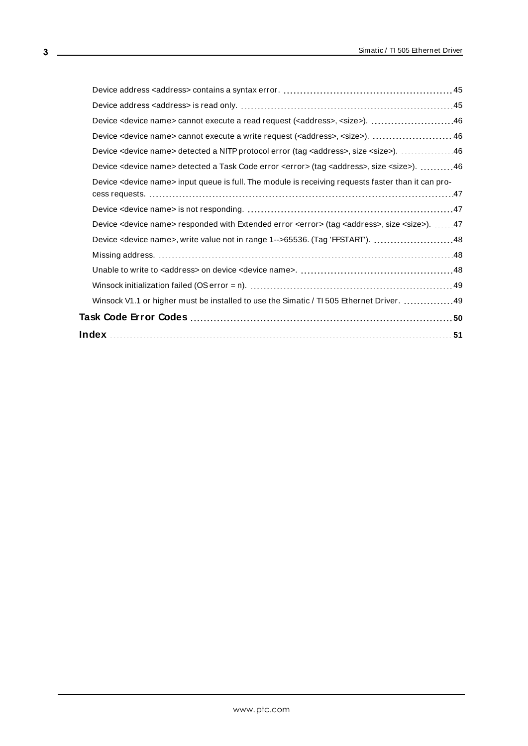Device address <address> contains a syntax error. 45

Device address <address> is read only. 45

Device <device name> cannot execute a read request (<address>, <size>). 46

Device <device name> cannot execute a write request (<address>, <size>). 46

Device <device name> detected a NITP protocol error (tag <address>, size <size>). 46

Device <device name> detected a Task Code error <error> (tag <address>, size <size>). 46

Device <device name> input queue is full. The module is receiving requests faster than it can process requests. 47

Device <device name> is not responding. 47

Device <device name> responded with Extended error <error> (tag <address>, size <size>). 47

Device <device name>, write value not in range 1-->65536. (Tag 'FFSTART'). 48

Missing address. 48

Unable to write to <address> on device <device name>. 48

Winsock initialization failed (OS error = n). 49

Winsock V1.1 or higher must be installed to use the Simatic / TI 505 Ethernet Driver. 49

**Task Code Error Codes 50**

**Index 51**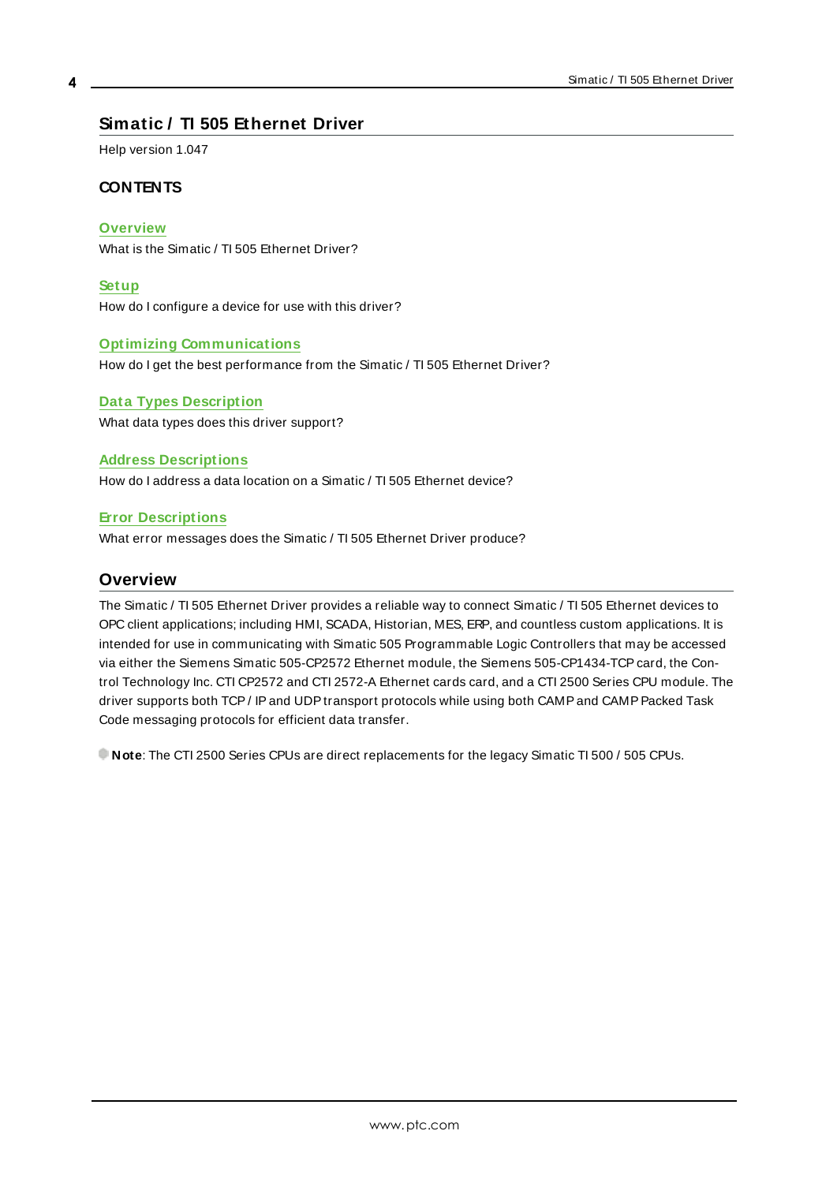# Simatic / TI 505 Ethernet Driver

Help version 1.047

**CONTENTS**

**Overview**
What is the Simatic / TI 505 Ethernet Driver?

**Setup**
How do I configure a device for use with this driver?

**Optimizing Communications**
How do I get the best performance from the Simatic / TI 505 Ethernet Driver?

**Data Types Description**
What data types does this driver support?

**Address Descriptions**
How do I address a data location on a Simatic / TI 505 Ethernet device?

**Error Descriptions**
What error messages does the Simatic / TI 505 Ethernet Driver produce?

## Overview

The Simatic / TI 505 Ethernet Driver provides a reliable way to connect Simatic / TI 505 Ethernet devices to OPC client applications; including HMI, SCADA, Historian, MES, ERP, and countless custom applications. It is intended for use in communicating with Simatic 505 Programmable Logic Controllers that may be accessed via either the Siemens Simatic 505-CP2572 Ethernet module, the Siemens 505-CP1434-TCP card, the Control Technology Inc. CTI CP2572 and CTI 2572-A Ethernet cards card, and a CTI 2500 Series CPU module. The driver supports both TCP / IP and UDP transport protocols while using both CAMP and CAMP Packed Task Code messaging protocols for efficient data transfer.

**Note**: The CTI 2500 Series CPUs are direct replacements for the legacy Simatic TI 500 / 505 CPUs.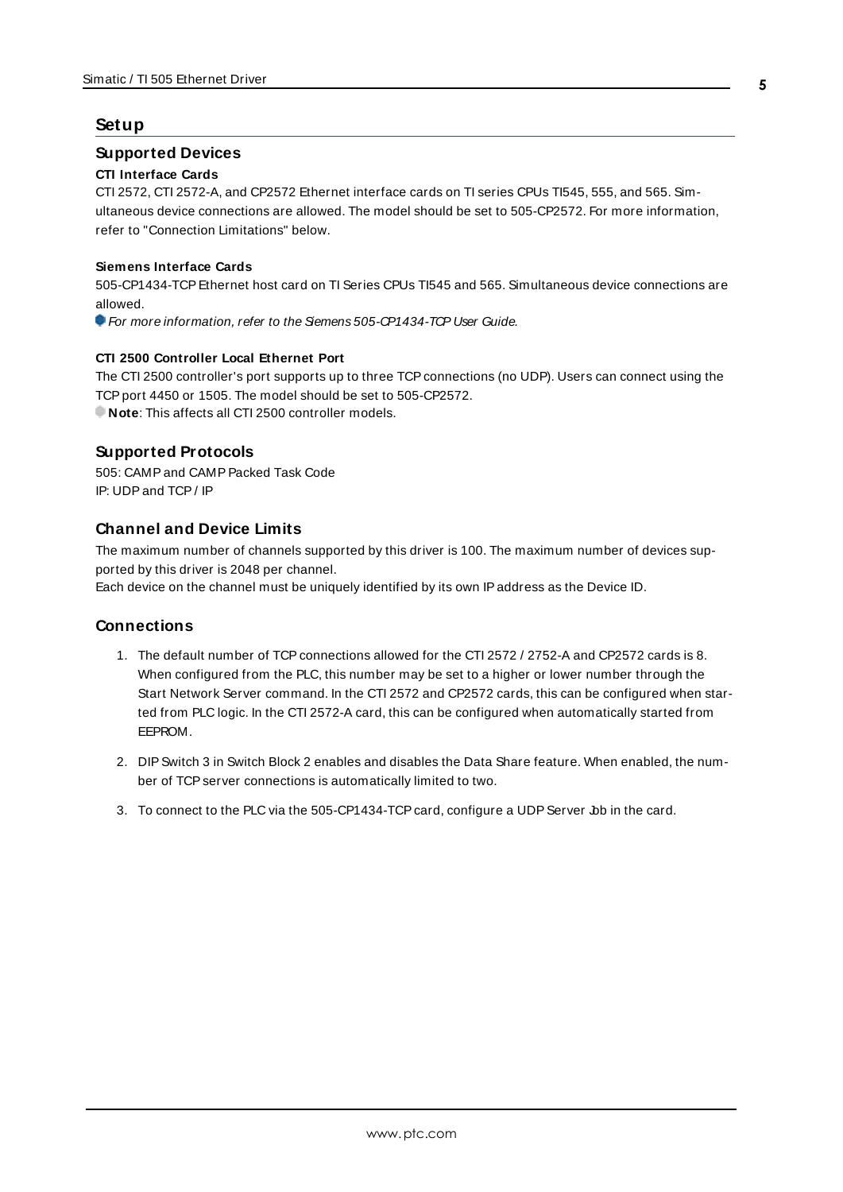# Setup

## Supported Devices

**CTI Interface Cards**

CTI 2572, CTI 2572-A, and CP2572 Ethernet interface cards on TI series CPUs TI545, 555, and 565. Simultaneous device connections are allowed. The model should be set to 505-CP2572. For more information, refer to "Connection Limitations" below.

**Siemens Interface Cards**

505-CP1434-TCP Ethernet host card on TI Series CPUs TI545 and 565. Simultaneous device connections are allowed.

*For more information, refer to the Siemens 505-CP1434-TCP User Guide.*

**CTI 2500 Controller Local Ethernet Port**

The CTI 2500 controller's port supports up to three TCP connections (no UDP). Users can connect using the TCP port 4450 or 1505. The model should be set to 505-CP2572.

**Note**: This affects all CTI 2500 controller models.

## Supported Protocols

505: CAMP and CAMP Packed Task Code
IP: UDP and TCP / IP

## Channel and Device Limits

The maximum number of channels supported by this driver is 100. The maximum number of devices supported by this driver is 2048 per channel.
Each device on the channel must be uniquely identified by its own IP address as the Device ID.

## Connections

1. The default number of TCP connections allowed for the CTI 2572 / 2752-A and CP2572 cards is 8. When configured from the PLC, this number may be set to a higher or lower number through the Start Network Server command. In the CTI 2572 and CP2572 cards, this can be configured when started from PLC logic. In the CTI 2572-A card, this can be configured when automatically started from EEPROM.
2. DIP Switch 3 in Switch Block 2 enables and disables the Data Share feature. When enabled, the number of TCP server connections is automatically limited to two.
3. To connect to the PLC via the 505-CP1434-TCP card, configure a UDP Server Job in the card.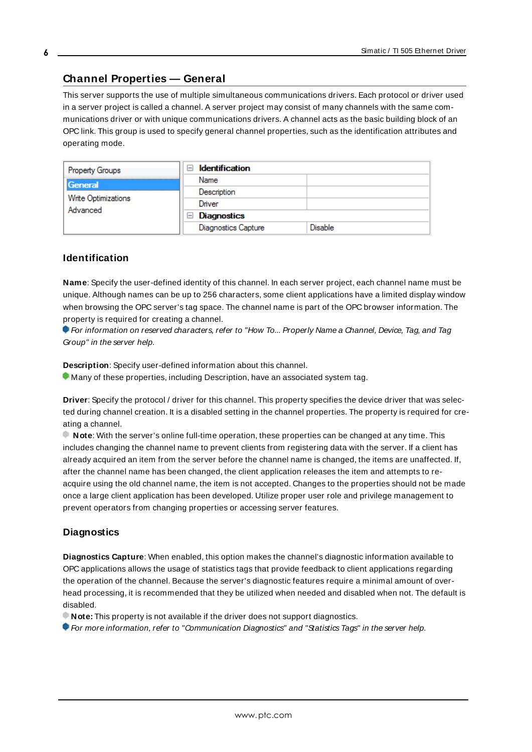## Channel Properties — General

This server supports the use of multiple simultaneous communications drivers. Each protocol or driver used in a server project is called a channel. A server project may consist of many channels with the same communications driver or with unique communications drivers. A channel acts as the basic building block of an OPC link. This group is used to specify general channel properties, such as the identification attributes and operating mode.

| Property Groups | Identification | |
|---|---|---|
| General | Name | |
| Write Optimizations | Description | |
| Advanced | Driver | |
| | Diagnostics | |
| | Diagnostics Capture | Disable |

### Identification

**Name**: Specify the user-defined identity of this channel. In each server project, each channel name must be unique. Although names can be up to 256 characters, some client applications have a limited display window when browsing the OPC server's tag space. The channel name is part of the OPC browser information. The property is required for creating a channel.

*For information on reserved characters, refer to "How To... Properly Name a Channel, Device, Tag, and Tag Group" in the server help.*

**Description**: Specify user-defined information about this channel.

Many of these properties, including Description, have an associated system tag.

**Driver**: Specify the protocol / driver for this channel. This property specifies the device driver that was selected during channel creation. It is a disabled setting in the channel properties. The property is required for creating a channel.

**Note**: With the server's online full-time operation, these properties can be changed at any time. This includes changing the channel name to prevent clients from registering data with the server. If a client has already acquired an item from the server before the channel name is changed, the items are unaffected. If, after the channel name has been changed, the client application releases the item and attempts to re-acquire using the old channel name, the item is not accepted. Changes to the properties should not be made once a large client application has been developed. Utilize proper user role and privilege management to prevent operators from changing properties or accessing server features.

### Diagnostics

**Diagnostics Capture**: When enabled, this option makes the channel's diagnostic information available to OPC applications allows the usage of statistics tags that provide feedback to client applications regarding the operation of the channel. Because the server's diagnostic features require a minimal amount of overhead processing, it is recommended that they be utilized when needed and disabled when not. The default is disabled.

**Note:** This property is not available if the driver does not support diagnostics.

*For more information, refer to "Communication Diagnostics" and "Statistics Tags" in the server help.*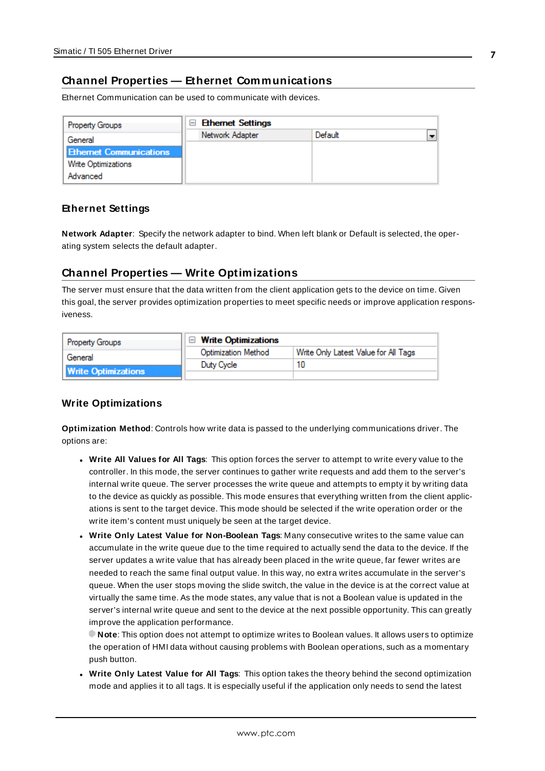## Channel Properties — Ethernet Communications

Ethernet Communication can be used to communicate with devices.

| Property Groups | Ethernet Settings | |
|---|---|---|
| General | Network Adapter | Default |
| Ethernet Communications | | |
| Write Optimizations | | |
| Advanced | | |

### Ethernet Settings

**Network Adapter**: Specify the network adapter to bind. When left blank or Default is selected, the operating system selects the default adapter.

## Channel Properties — Write Optimizations

The server must ensure that the data written from the client application gets to the device on time. Given this goal, the server provides optimization properties to meet specific needs or improve application responsiveness.

| Property Groups | Write Optimizations | |
|---|---|---|
| General | Optimization Method | Write Only Latest Value for All Tags |
| Write Optimizations | Duty Cycle | 10 |

### Write Optimizations

**Optimization Method**: Controls how write data is passed to the underlying communications driver. The options are:

- **Write All Values for All Tags**: This option forces the server to attempt to write every value to the controller. In this mode, the server continues to gather write requests and add them to the server's internal write queue. The server processes the write queue and attempts to empty it by writing data to the device as quickly as possible. This mode ensures that everything written from the client applications is sent to the target device. This mode should be selected if the write operation order or the write item's content must uniquely be seen at the target device.
- **Write Only Latest Value for Non-Boolean Tags**: Many consecutive writes to the same value can accumulate in the write queue due to the time required to actually send the data to the device. If the server updates a write value that has already been placed in the write queue, far fewer writes are needed to reach the same final output value. In this way, no extra writes accumulate in the server's queue. When the user stops moving the slide switch, the value in the device is at the correct value at virtually the same time. As the mode states, any value that is not a Boolean value is updated in the server's internal write queue and sent to the device at the next possible opportunity. This can greatly improve the application performance.
  **Note**: This option does not attempt to optimize writes to Boolean values. It allows users to optimize the operation of HMI data without causing problems with Boolean operations, such as a momentary push button.
- **Write Only Latest Value for All Tags**: This option takes the theory behind the second optimization mode and applies it to all tags. It is especially useful if the application only needs to send the latest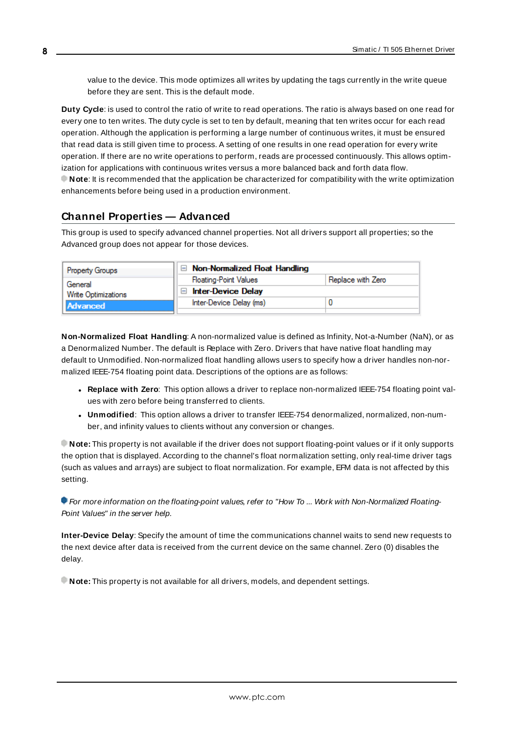value to the device. This mode optimizes all writes by updating the tags currently in the write queue before they are sent. This is the default mode.

**Duty Cycle**: is used to control the ratio of write to read operations. The ratio is always based on one read for every one to ten writes. The duty cycle is set to ten by default, meaning that ten writes occur for each read operation. Although the application is performing a large number of continuous writes, it must be ensured that read data is still given time to process. A setting of one results in one read operation for every write operation. If there are no write operations to perform, reads are processed continuously. This allows optimization for applications with continuous writes versus a more balanced back and forth data flow.

**Note**: It is recommended that the application be characterized for compatibility with the write optimization enhancements before being used in a production environment.

## Channel Properties — Advanced

This group is used to specify advanced channel properties. Not all drivers support all properties; so the Advanced group does not appear for those devices.

| Property Groups | Property | Value |
|---|---|---|
| General | **Non-Normalized Float Handling** | |
| Write Optimizations | Floating-Point Values | Replace with Zero |
| **Advanced** | **Inter-Device Delay** | |
| | Inter-Device Delay (ms) | 0 |

**Non-Normalized Float Handling**: A non-normalized value is defined as Infinity, Not-a-Number (NaN), or as a Denormalized Number. The default is Replace with Zero. Drivers that have native float handling may default to Unmodified. Non-normalized float handling allows users to specify how a driver handles non-normalized IEEE-754 floating point data. Descriptions of the options are as follows:

- **Replace with Zero**: This option allows a driver to replace non-normalized IEEE-754 floating point values with zero before being transferred to clients.
- **Unmodified**: This option allows a driver to transfer IEEE-754 denormalized, normalized, non-number, and infinity values to clients without any conversion or changes.

**Note:** This property is not available if the driver does not support floating-point values or if it only supports the option that is displayed. According to the channel's float normalization setting, only real-time driver tags (such as values and arrays) are subject to float normalization. For example, EFM data is not affected by this setting.

*For more information on the floating-point values, refer to "How To ... Work with Non-Normalized Floating-Point Values" in the server help.*

**Inter-Device Delay**: Specify the amount of time the communications channel waits to send new requests to the next device after data is received from the current device on the same channel. Zero (0) disables the delay.

**Note:** This property is not available for all drivers, models, and dependent settings.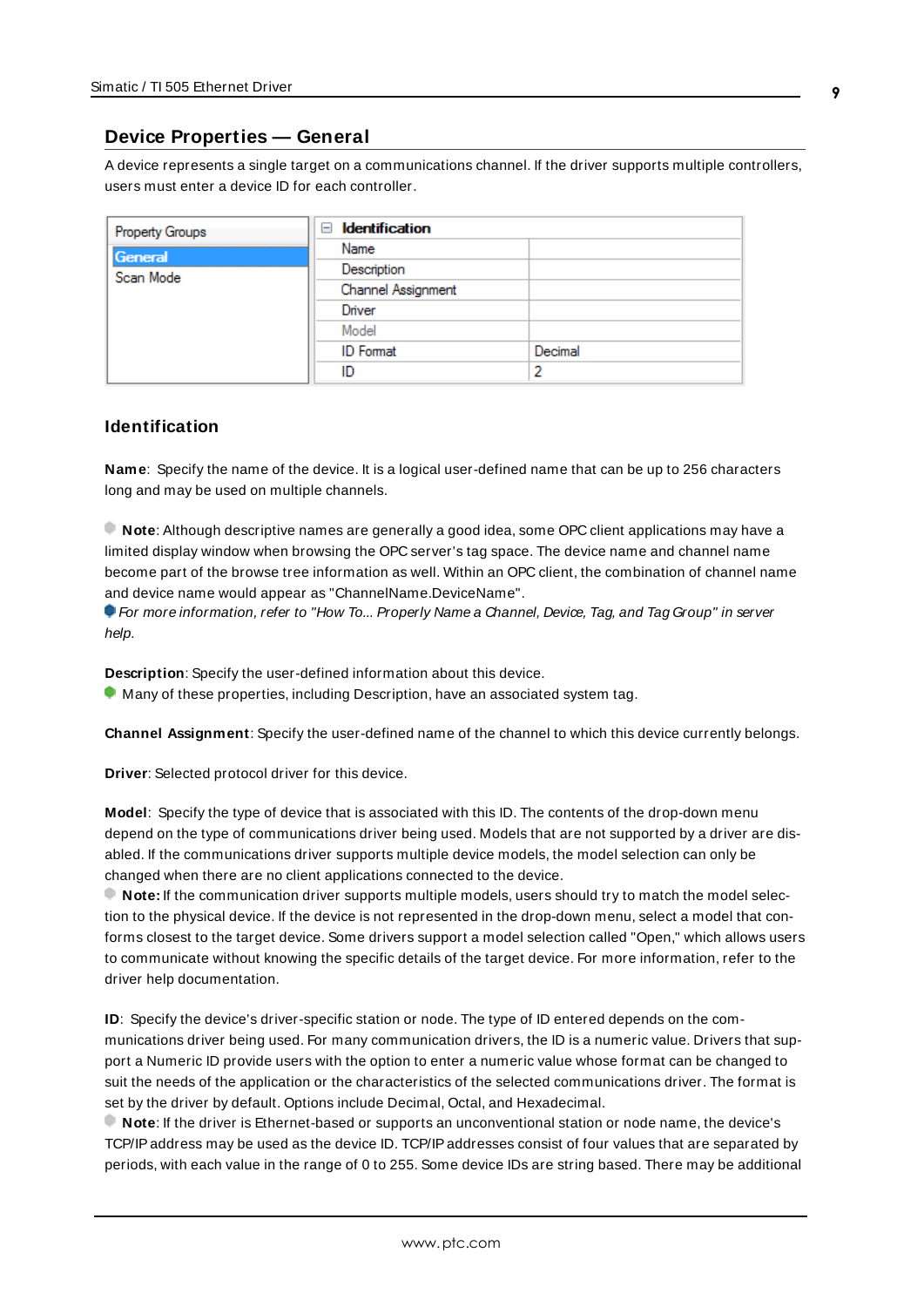## Device Properties — General

A device represents a single target on a communications channel. If the driver supports multiple controllers, users must enter a device ID for each controller.

| Property Groups | Identification | |
|---|---|---|
| General | Name | |
| Scan Mode | Description | |
| | Channel Assignment | |
| | Driver | |
| | Model | |
| | ID Format | Decimal |
| | ID | 2 |

### Identification

**Name**: Specify the name of the device. It is a logical user-defined name that can be up to 256 characters long and may be used on multiple channels.

**Note**: Although descriptive names are generally a good idea, some OPC client applications may have a limited display window when browsing the OPC server's tag space. The device name and channel name become part of the browse tree information as well. Within an OPC client, the combination of channel name and device name would appear as "ChannelName.DeviceName".

*For more information, refer to "How To... Properly Name a Channel, Device, Tag, and Tag Group" in server help.*

**Description**: Specify the user-defined information about this device.

Many of these properties, including Description, have an associated system tag.

**Channel Assignment**: Specify the user-defined name of the channel to which this device currently belongs.

**Driver**: Selected protocol driver for this device.

**Model**: Specify the type of device that is associated with this ID. The contents of the drop-down menu depend on the type of communications driver being used. Models that are not supported by a driver are disabled. If the communications driver supports multiple device models, the model selection can only be changed when there are no client applications connected to the device.

**Note:** If the communication driver supports multiple models, users should try to match the model selection to the physical device. If the device is not represented in the drop-down menu, select a model that conforms closest to the target device. Some drivers support a model selection called "Open," which allows users to communicate without knowing the specific details of the target device. For more information, refer to the driver help documentation.

**ID**: Specify the device's driver-specific station or node. The type of ID entered depends on the communications driver being used. For many communication drivers, the ID is a numeric value. Drivers that support a Numeric ID provide users with the option to enter a numeric value whose format can be changed to suit the needs of the application or the characteristics of the selected communications driver. The format is set by the driver by default. Options include Decimal, Octal, and Hexadecimal.

**Note**: If the driver is Ethernet-based or supports an unconventional station or node name, the device's TCP/IP address may be used as the device ID. TCP/IP addresses consist of four values that are separated by periods, with each value in the range of 0 to 255. Some device IDs are string based. There may be additional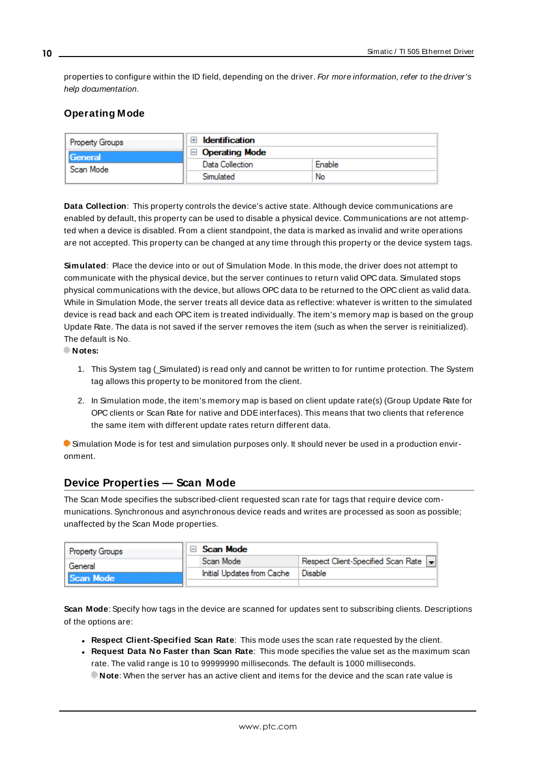properties to configure within the ID field, depending on the driver. *For more information, refer to the driver's help documentation.*

### Operating Mode

| Property Groups | | |
|---|---|---|
| **General** | ⊞ **Identification** | |
| Scan Mode | ⊟ **Operating Mode** | |
| | Data Collection | Enable |
| | Simulated | No |

**Data Collection**: This property controls the device's active state. Although device communications are enabled by default, this property can be used to disable a physical device. Communications are not attempted when a device is disabled. From a client standpoint, the data is marked as invalid and write operations are not accepted. This property can be changed at any time through this property or the device system tags.

**Simulated**: Place the device into or out of Simulation Mode. In this mode, the driver does not attempt to communicate with the physical device, but the server continues to return valid OPC data. Simulated stops physical communications with the device, but allows OPC data to be returned to the OPC client as valid data. While in Simulation Mode, the server treats all device data as reflective: whatever is written to the simulated device is read back and each OPC item is treated individually. The item's memory map is based on the group Update Rate. The data is not saved if the server removes the item (such as when the server is reinitialized). The default is No.

**Notes:**

1. This System tag (_Simulated) is read only and cannot be written to for runtime protection. The System tag allows this property to be monitored from the client.

2. In Simulation mode, the item's memory map is based on client update rate(s) (Group Update Rate for OPC clients or Scan Rate for native and DDE interfaces). This means that two clients that reference the same item with different update rates return different data.

Simulation Mode is for test and simulation purposes only. It should never be used in a production environment.

## Device Properties — Scan Mode

The Scan Mode specifies the subscribed-client requested scan rate for tags that require device communications. Synchronous and asynchronous device reads and writes are processed as soon as possible; unaffected by the Scan Mode properties.

| Property Groups | | |
|---|---|---|
| General | ⊟ **Scan Mode** | |
| **Scan Mode** | Scan Mode | Respect Client-Specified Scan Rate |
| | Initial Updates from Cache | Disable |

**Scan Mode**: Specify how tags in the device are scanned for updates sent to subscribing clients. Descriptions of the options are:

- **Respect Client-Specified Scan Rate**: This mode uses the scan rate requested by the client.
- **Request Data No Faster than Scan Rate**: This mode specifies the value set as the maximum scan rate. The valid range is 10 to 99999990 milliseconds. The default is 1000 milliseconds.
  **Note**: When the server has an active client and items for the device and the scan rate value is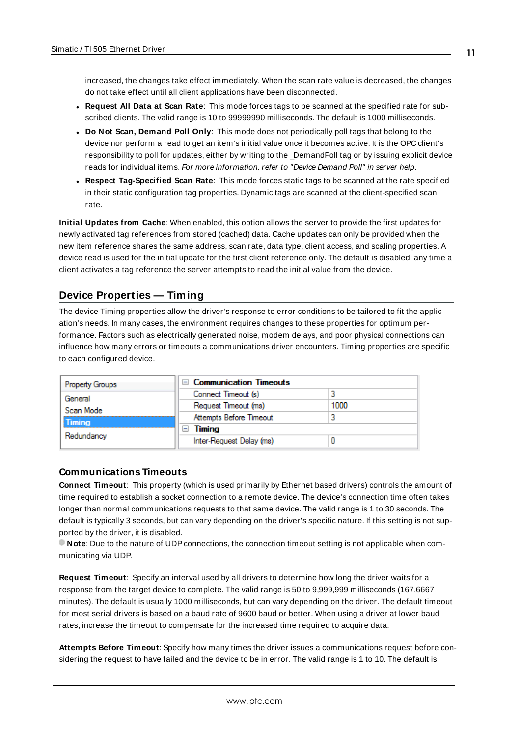increased, the changes take effect immediately. When the scan rate value is decreased, the changes do not take effect until all client applications have been disconnected.

- **Request All Data at Scan Rate**: This mode forces tags to be scanned at the specified rate for subscribed clients. The valid range is 10 to 99999990 milliseconds. The default is 1000 milliseconds.
- **Do Not Scan, Demand Poll Only**: This mode does not periodically poll tags that belong to the device nor perform a read to get an item's initial value once it becomes active. It is the OPC client's responsibility to poll for updates, either by writing to the _DemandPoll tag or by issuing explicit device reads for individual items. *For more information, refer to "Device Demand Poll" in server help*.
- **Respect Tag-Specified Scan Rate**: This mode forces static tags to be scanned at the rate specified in their static configuration tag properties. Dynamic tags are scanned at the client-specified scan rate.

**Initial Updates from Cache**: When enabled, this option allows the server to provide the first updates for newly activated tag references from stored (cached) data. Cache updates can only be provided when the new item reference shares the same address, scan rate, data type, client access, and scaling properties. A device read is used for the initial update for the first client reference only. The default is disabled; any time a client activates a tag reference the server attempts to read the initial value from the device.

## Device Properties — Timing

The device Timing properties allow the driver's response to error conditions to be tailored to fit the application's needs. In many cases, the environment requires changes to these properties for optimum performance. Factors such as electrically generated noise, modem delays, and poor physical connections can influence how many errors or timeouts a communications driver encounters. Timing properties are specific to each configured device.

| Property Groups | Communication Timeouts | |
|---|---|---|
| General | Connect Timeout (s) | 3 |
| Scan Mode | Request Timeout (ms) | 1000 |
| **Timing** | Attempts Before Timeout | 3 |
| Redundancy | **Timing** | |
| | Inter-Request Delay (ms) | 0 |

### Communications Timeouts

**Connect Timeout**: This property (which is used primarily by Ethernet based drivers) controls the amount of time required to establish a socket connection to a remote device. The device's connection time often takes longer than normal communications requests to that same device. The valid range is 1 to 30 seconds. The default is typically 3 seconds, but can vary depending on the driver's specific nature. If this setting is not supported by the driver, it is disabled.

**Note**: Due to the nature of UDP connections, the connection timeout setting is not applicable when communicating via UDP.

**Request Timeout**: Specify an interval used by all drivers to determine how long the driver waits for a response from the target device to complete. The valid range is 50 to 9,999,999 milliseconds (167.6667 minutes). The default is usually 1000 milliseconds, but can vary depending on the driver. The default timeout for most serial drivers is based on a baud rate of 9600 baud or better. When using a driver at lower baud rates, increase the timeout to compensate for the increased time required to acquire data.

**Attempts Before Timeout**: Specify how many times the driver issues a communications request before considering the request to have failed and the device to be in error. The valid range is 1 to 10. The default is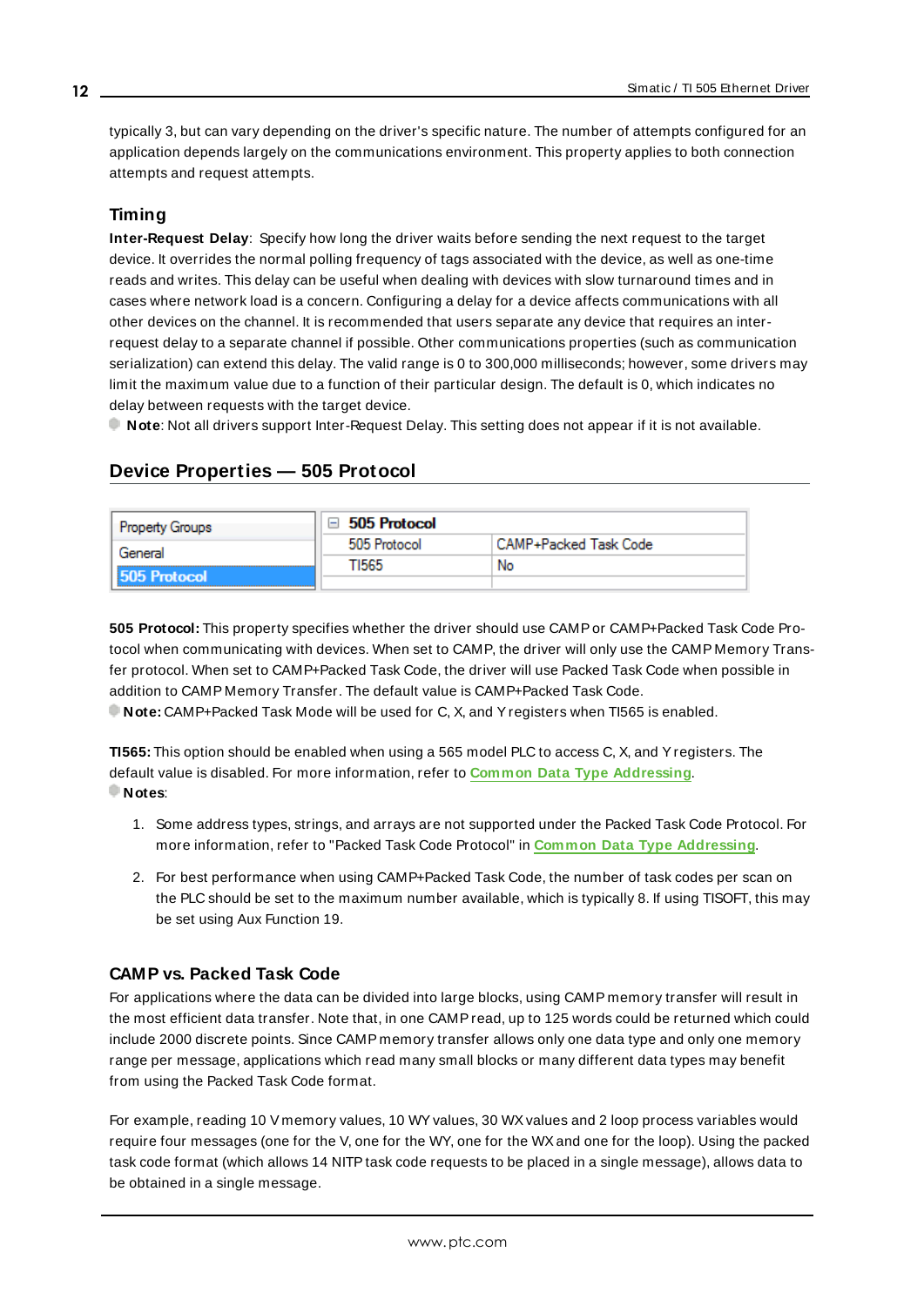typically 3, but can vary depending on the driver's specific nature. The number of attempts configured for an application depends largely on the communications environment. This property applies to both connection attempts and request attempts.

### Timing

**Inter-Request Delay**: Specify how long the driver waits before sending the next request to the target device. It overrides the normal polling frequency of tags associated with the device, as well as one-time reads and writes. This delay can be useful when dealing with devices with slow turnaround times and in cases where network load is a concern. Configuring a delay for a device affects communications with all other devices on the channel. It is recommended that users separate any device that requires an inter-request delay to a separate channel if possible. Other communications properties (such as communication serialization) can extend this delay. The valid range is 0 to 300,000 milliseconds; however, some drivers may limit the maximum value due to a function of their particular design. The default is 0, which indicates no delay between requests with the target device.

**Note**: Not all drivers support Inter-Request Delay. This setting does not appear if it is not available.

## Device Properties — 505 Protocol

| Property Groups | 505 Protocol | |
|---|---|---|
| General | 505 Protocol | CAMP+Packed Task Code |
| **505 Protocol** | TI565 | No |

**505 Protocol:** This property specifies whether the driver should use CAMP or CAMP+Packed Task Code Protocol when communicating with devices. When set to CAMP, the driver will only use the CAMP Memory Transfer protocol. When set to CAMP+Packed Task Code, the driver will use Packed Task Code when possible in addition to CAMP Memory Transfer. The default value is CAMP+Packed Task Code.

**Note:** CAMP+Packed Task Mode will be used for C, X, and Y registers when TI565 is enabled.

**TI565:** This option should be enabled when using a 565 model PLC to access C, X, and Y registers. The default value is disabled. For more information, refer to Common Data Type Addressing.

**Notes**:

1. Some address types, strings, and arrays are not supported under the Packed Task Code Protocol. For more information, refer to "Packed Task Code Protocol" in Common Data Type Addressing.

2. For best performance when using CAMP+Packed Task Code, the number of task codes per scan on the PLC should be set to the maximum number available, which is typically 8. If using TISOFT, this may be set using Aux Function 19.

### CAMP vs. Packed Task Code

For applications where the data can be divided into large blocks, using CAMP memory transfer will result in the most efficient data transfer. Note that, in one CAMP read, up to 125 words could be returned which could include 2000 discrete points. Since CAMP memory transfer allows only one data type and only one memory range per message, applications which read many small blocks or many different data types may benefit from using the Packed Task Code format.

For example, reading 10 V memory values, 10 WY values, 30 WX values and 2 loop process variables would require four messages (one for the V, one for the WY, one for the WX and one for the loop). Using the packed task code format (which allows 14 NITP task code requests to be placed in a single message), allows data to be obtained in a single message.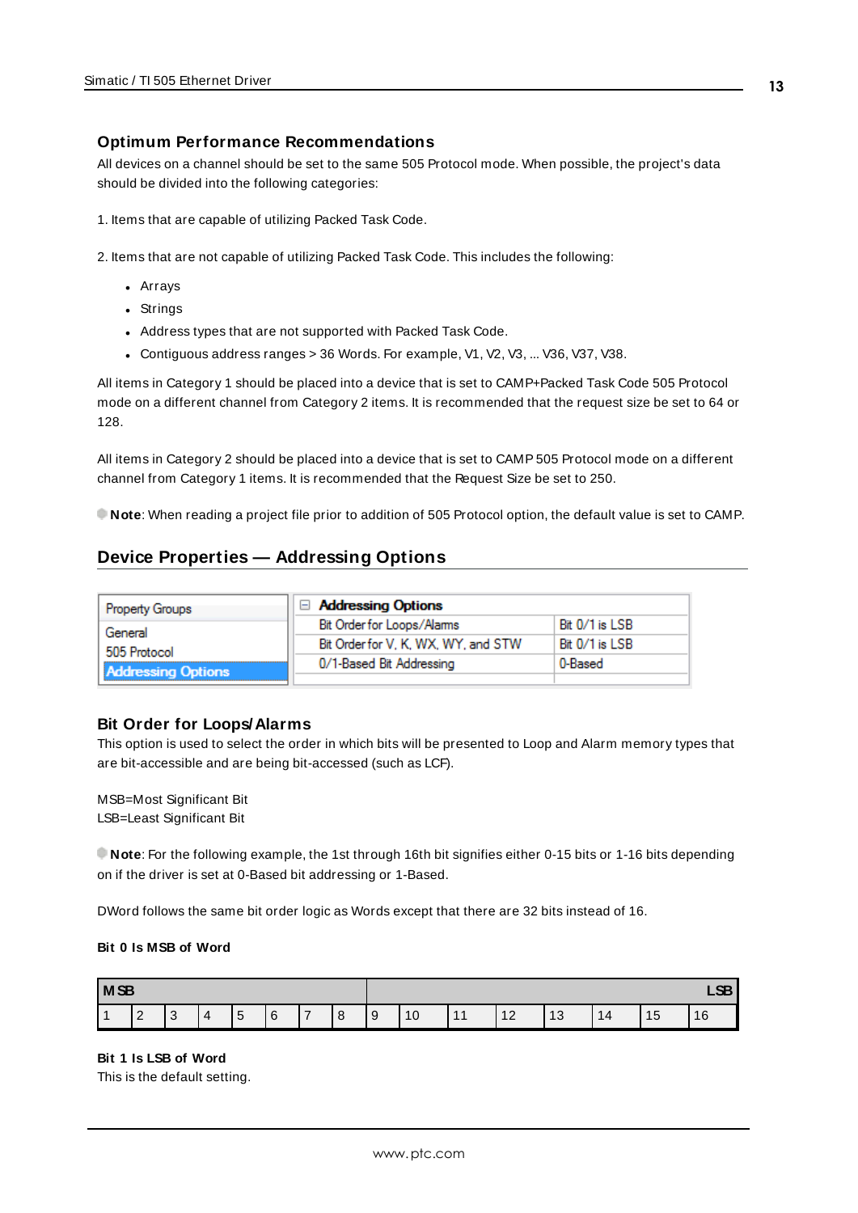### Optimum Performance Recommendations

All devices on a channel should be set to the same 505 Protocol mode. When possible, the project's data should be divided into the following categories:

1. Items that are capable of utilizing Packed Task Code.

2. Items that are not capable of utilizing Packed Task Code. This includes the following:

- Arrays
- Strings
- Address types that are not supported with Packed Task Code.
- Contiguous address ranges > 36 Words. For example, V1, V2, V3, ... V36, V37, V38.

All items in Category 1 should be placed into a device that is set to CAMP+Packed Task Code 505 Protocol mode on a different channel from Category 2 items. It is recommended that the request size be set to 64 or 128.

All items in Category 2 should be placed into a device that is set to CAMP 505 Protocol mode on a different channel from Category 1 items. It is recommended that the Request Size be set to 250.

**Note**: When reading a project file prior to addition of 505 Protocol option, the default value is set to CAMP.

## Device Properties — Addressing Options

| Property Groups | Addressing Options | |
|---|---|---|
| General | Bit Order for Loops/Alarms | Bit 0/1 is LSB |
| 505 Protocol | Bit Order for V, K, WX, WY, and STW | Bit 0/1 is LSB |
| **Addressing Options** | 0/1-Based Bit Addressing | 0-Based |

### Bit Order for Loops/Alarms

This option is used to select the order in which bits will be presented to Loop and Alarm memory types that are bit-accessible and are being bit-accessed (such as LCF).

MSB=Most Significant Bit
LSB=Least Significant Bit

**Note**: For the following example, the 1st through 16th bit signifies either 0-15 bits or 1-16 bits depending on if the driver is set at 0-Based bit addressing or 1-Based.

DWord follows the same bit order logic as Words except that there are 32 bits instead of 16.

**Bit 0 Is MSB of Word**

| MSB | | | | | | | | | | | | | | | LSB |
|---|---|---|---|---|---|---|---|---|---|---|---|---|---|---|---|
| 1 | 2 | 3 | 4 | 5 | 6 | 7 | 8 | 9 | 10 | 11 | 12 | 13 | 14 | 15 | 16 |

**Bit 1 Is LSB of Word**

This is the default setting.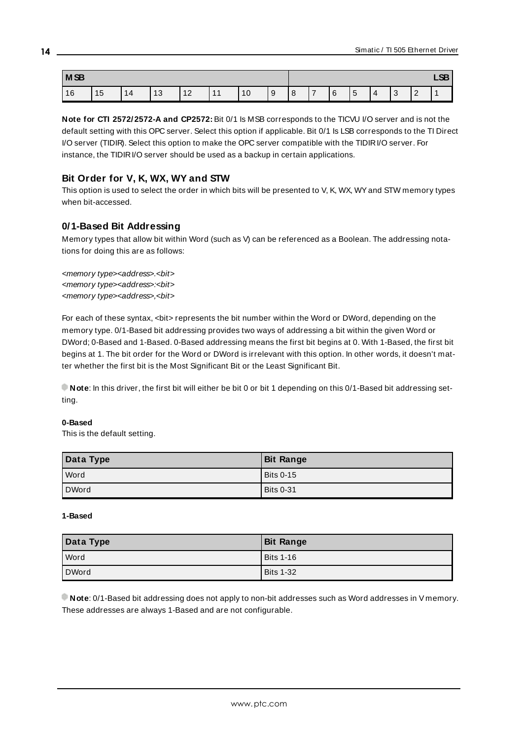| MSB | | | | | | | | | | | | | | | LSB |
|---|---|---|---|---|---|---|---|---|---|---|---|---|---|---|---|
| 16 | 15 | 14 | 13 | 12 | 11 | 10 | 9 | 8 | 7 | 6 | 5 | 4 | 3 | 2 | 1 |

**Note for CTI 2572/2572-A and CP2572:** Bit 0/1 Is MSB corresponds to the TICVU I/O server and is not the default setting with this OPC server. Select this option if applicable. Bit 0/1 Is LSB corresponds to the TI Direct I/O server (TIDIR). Select this option to make the OPC server compatible with the TIDIR I/O server. For instance, the TIDIR I/O server should be used as a backup in certain applications.

### Bit Order for V, K, WX, WY and STW

This option is used to select the order in which bits will be presented to V, K, WX, WY and STW memory types when bit-accessed.

### 0/1-Based Bit Addressing

Memory types that allow bit within Word (such as V) can be referenced as a Boolean. The addressing notations for doing this are as follows:

*<memory type><address>.<bit>*
*<memory type><address>:<bit>*
*<memory type><address>,<bit>*

For each of these syntax, <bit> represents the bit number within the Word or DWord, depending on the memory type. 0/1-Based bit addressing provides two ways of addressing a bit within the given Word or DWord; 0-Based and 1-Based. 0-Based addressing means the first bit begins at 0. With 1-Based, the first bit begins at 1. The bit order for the Word or DWord is irrelevant with this option. In other words, it doesn't matter whether the first bit is the Most Significant Bit or the Least Significant Bit.

**Note**: In this driver, the first bit will either be bit 0 or bit 1 depending on this 0/1-Based bit addressing setting.

**0-Based**
This is the default setting.

| Data Type | Bit Range |
|---|---|
| Word | Bits 0-15 |
| DWord | Bits 0-31 |

**1-Based**

| Data Type | Bit Range |
|---|---|
| Word | Bits 1-16 |
| DWord | Bits 1-32 |

**Note**: 0/1-Based bit addressing does not apply to non-bit addresses such as Word addresses in V memory. These addresses are always 1-Based and are not configurable.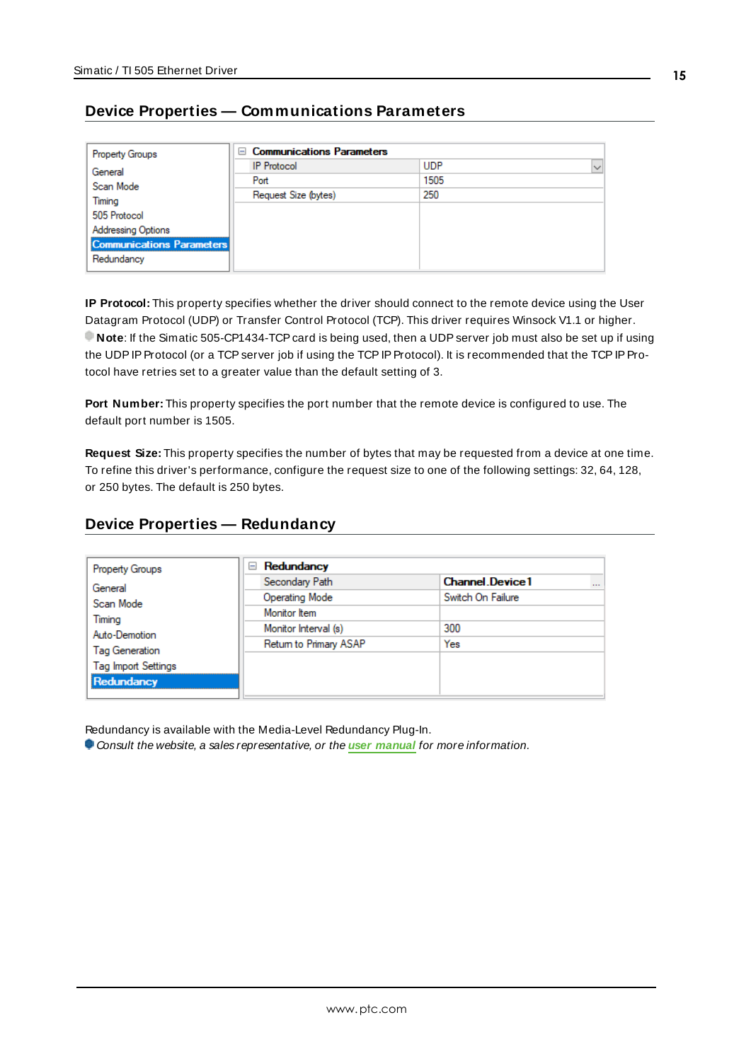## Device Properties — Communications Parameters

| Property Groups | Communications Parameters | |
|---|---|---|
| General | IP Protocol | UDP |
| Scan Mode | Port | 1505 |
| Timing | Request Size (bytes) | 250 |
| 505 Protocol | | |
| Addressing Options | | |
| **Communications Parameters** | | |
| Redundancy | | |

**IP Protocol:** This property specifies whether the driver should connect to the remote device using the User Datagram Protocol (UDP) or Transfer Control Protocol (TCP). This driver requires Winsock V1.1 or higher.
**Note**: If the Simatic 505-CP1434-TCP card is being used, then a UDP server job must also be set up if using the UDP IP Protocol (or a TCP server job if using the TCP IP Protocol). It is recommended that the TCP IP Protocol have retries set to a greater value than the default setting of 3.

**Port Number:** This property specifies the port number that the remote device is configured to use. The default port number is 1505.

**Request Size:** This property specifies the number of bytes that may be requested from a device at one time. To refine this driver's performance, configure the request size to one of the following settings: 32, 64, 128, or 250 bytes. The default is 250 bytes.

## Device Properties — Redundancy

| Property Groups | Redundancy | |
|---|---|---|
| General | Secondary Path | **Channel.Device1** |
| Scan Mode | Operating Mode | Switch On Failure |
| Timing | Monitor Item | |
| Auto-Demotion | Monitor Interval (s) | 300 |
| Tag Generation | Return to Primary ASAP | Yes |
| Tag Import Settings | | |
| **Redundancy** | | |

Redundancy is available with the Media-Level Redundancy Plug-In.
*Consult the website, a sales representative, or the* ***user manual*** *for more information.*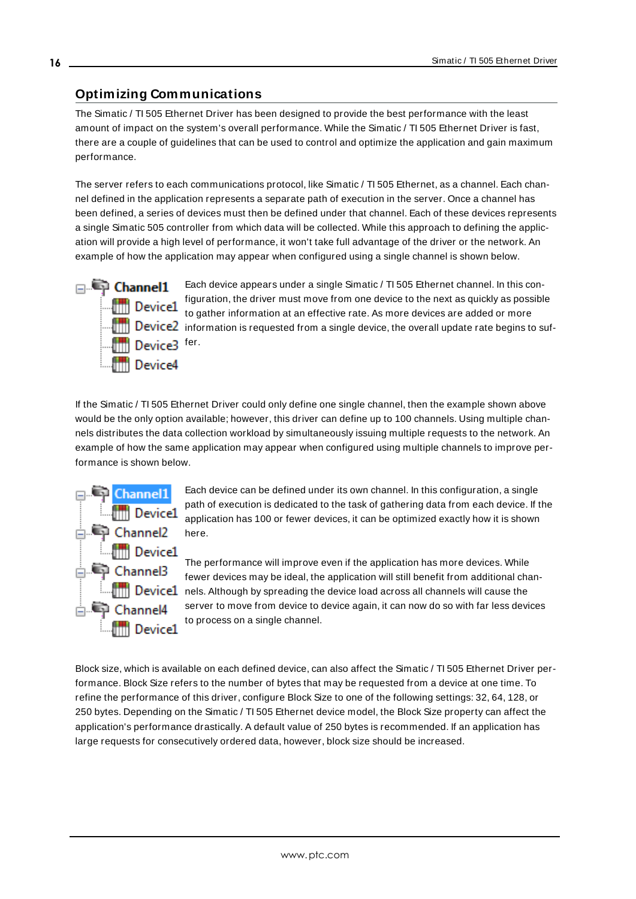## Optimizing Communications

The Simatic / TI 505 Ethernet Driver has been designed to provide the best performance with the least amount of impact on the system's overall performance. While the Simatic / TI 505 Ethernet Driver is fast, there are a couple of guidelines that can be used to control and optimize the application and gain maximum performance.

The server refers to each communications protocol, like Simatic / TI 505 Ethernet, as a channel. Each channel defined in the application represents a separate path of execution in the server. Once a channel has been defined, a series of devices must then be defined under that channel. Each of these devices represents a single Simatic 505 controller from which data will be collected. While this approach to defining the application will provide a high level of performance, it won't take full advantage of the driver or the network. An example of how the application may appear when configured using a single channel is shown below.

Channel1
- Device1
- Device2
- Device3
- Device4

Each device appears under a single Simatic / TI 505 Ethernet channel. In this configuration, the driver must move from one device to the next as quickly as possible to gather information at an effective rate. As more devices are added or more information is requested from a single device, the overall update rate begins to suffer.

If the Simatic / TI 505 Ethernet Driver could only define one single channel, then the example shown above would be the only option available; however, this driver can define up to 100 channels. Using multiple channels distributes the data collection workload by simultaneously issuing multiple requests to the network. An example of how the same application may appear when configured using multiple channels to improve performance is shown below.

Channel1
- Device1

Channel2
- Device1

Channel3
- Device1

Channel4
- Device1

Each device can be defined under its own channel. In this configuration, a single path of execution is dedicated to the task of gathering data from each device. If the application has 100 or fewer devices, it can be optimized exactly how it is shown here.

The performance will improve even if the application has more devices. While fewer devices may be ideal, the application will still benefit from additional channels. Although by spreading the device load across all channels will cause the server to move from device to device again, it can now do so with far less devices to process on a single channel.

Block size, which is available on each defined device, can also affect the Simatic / TI 505 Ethernet Driver performance. Block Size refers to the number of bytes that may be requested from a device at one time. To refine the performance of this driver, configure Block Size to one of the following settings: 32, 64, 128, or 250 bytes. Depending on the Simatic / TI 505 Ethernet device model, the Block Size property can affect the application's performance drastically. A default value of 250 bytes is recommended. If an application has large requests for consecutively ordered data, however, block size should be increased.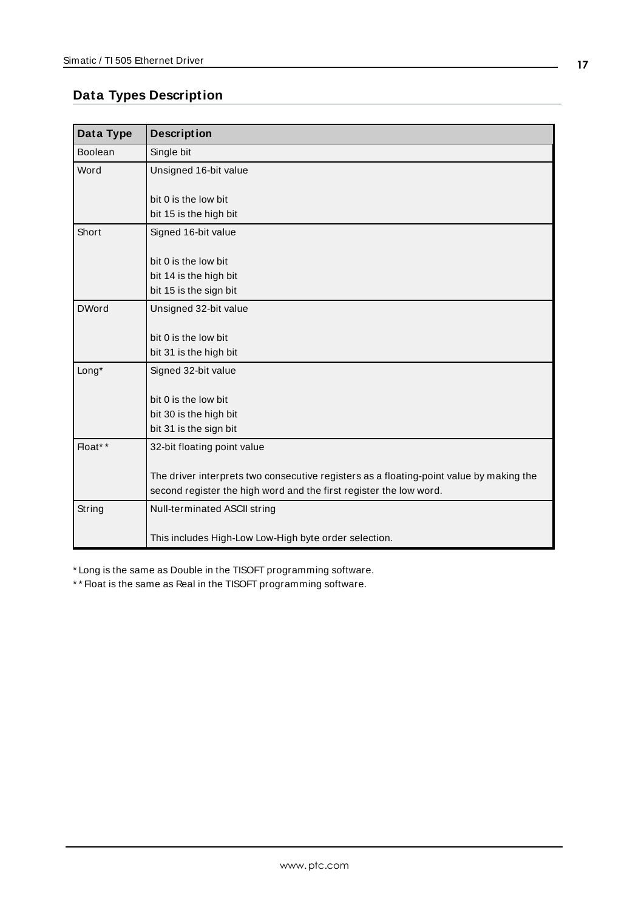## Data Types Description

| Data Type | Description |
|---|---|
| Boolean | Single bit |
| Word | Unsigned 16-bit value<br><br>bit 0 is the low bit<br>bit 15 is the high bit |
| Short | Signed 16-bit value<br><br>bit 0 is the low bit<br>bit 14 is the high bit<br>bit 15 is the sign bit |
| DWord | Unsigned 32-bit value<br><br>bit 0 is the low bit<br>bit 31 is the high bit |
| Long* | Signed 32-bit value<br><br>bit 0 is the low bit<br>bit 30 is the high bit<br>bit 31 is the sign bit |
| Float** | 32-bit floating point value<br><br>The driver interprets two consecutive registers as a floating-point value by making the second register the high word and the first register the low word. |
| String | Null-terminated ASCII string<br><br>This includes High-Low Low-High byte order selection. |

* Long is the same as Double in the TISOFT programming software.

** Float is the same as Real in the TISOFT programming software.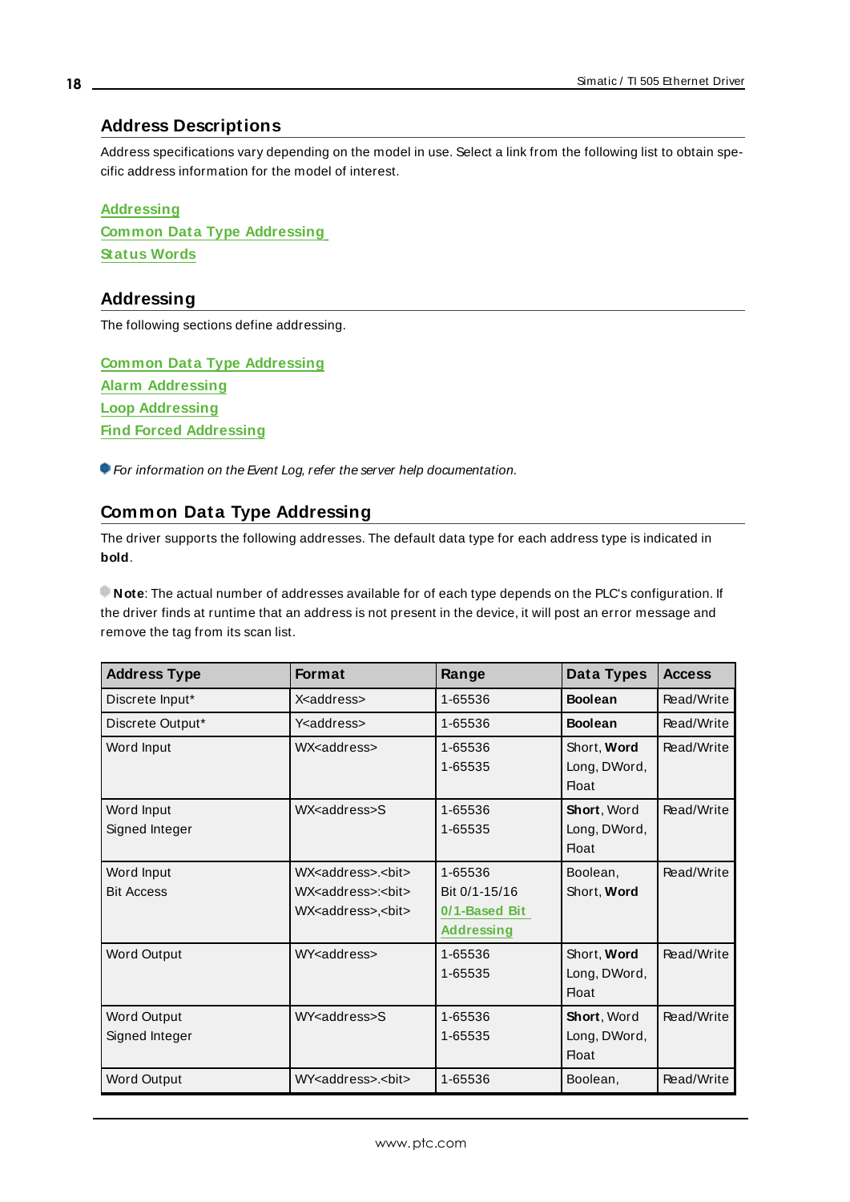## Address Descriptions

Address specifications vary depending on the model in use. Select a link from the following list to obtain specific address information for the model of interest.

Addressing
Common Data Type Addressing
Status Words

## Addressing

The following sections define addressing.

Common Data Type Addressing
Alarm Addressing
Loop Addressing
Find Forced Addressing

*For information on the Event Log, refer the server help documentation.*

## Common Data Type Addressing

The driver supports the following addresses. The default data type for each address type is indicated in **bold**.

**Note**: The actual number of addresses available for of each type depends on the PLC's configuration. If the driver finds at runtime that an address is not present in the device, it will post an error message and remove the tag from its scan list.

| Address Type | Format | Range | Data Types | Access |
|---|---|---|---|---|
| Discrete Input* | X<address> | 1-65536 | **Boolean** | Read/Write |
| Discrete Output* | Y<address> | 1-65536 | **Boolean** | Read/Write |
| Word Input | WX<address> | 1-65536<br>1-65535 | Short, **Word**<br>Long, DWord, Float | Read/Write |
| Word Input<br>Signed Integer | WX<address>S | 1-65536<br>1-65535 | **Short**, Word<br>Long, DWord, Float | Read/Write |
| Word Input<br>Bit Access | WX<address>.<bit><br>WX<address>:<bit><br>WX<address>,<bit> | 1-65536<br>Bit 0/1-15/16<br>0/1-Based Bit Addressing | Boolean,<br>Short, **Word** | Read/Write |
| Word Output | WY<address> | 1-65536<br>1-65535 | Short, **Word**<br>Long, DWord, Float | Read/Write |
| Word Output<br>Signed Integer | WY<address>S | 1-65536<br>1-65535 | **Short**, Word<br>Long, DWord, Float | Read/Write |
| Word Output | WY<address>.<bit> | 1-65536 | Boolean, | Read/Write |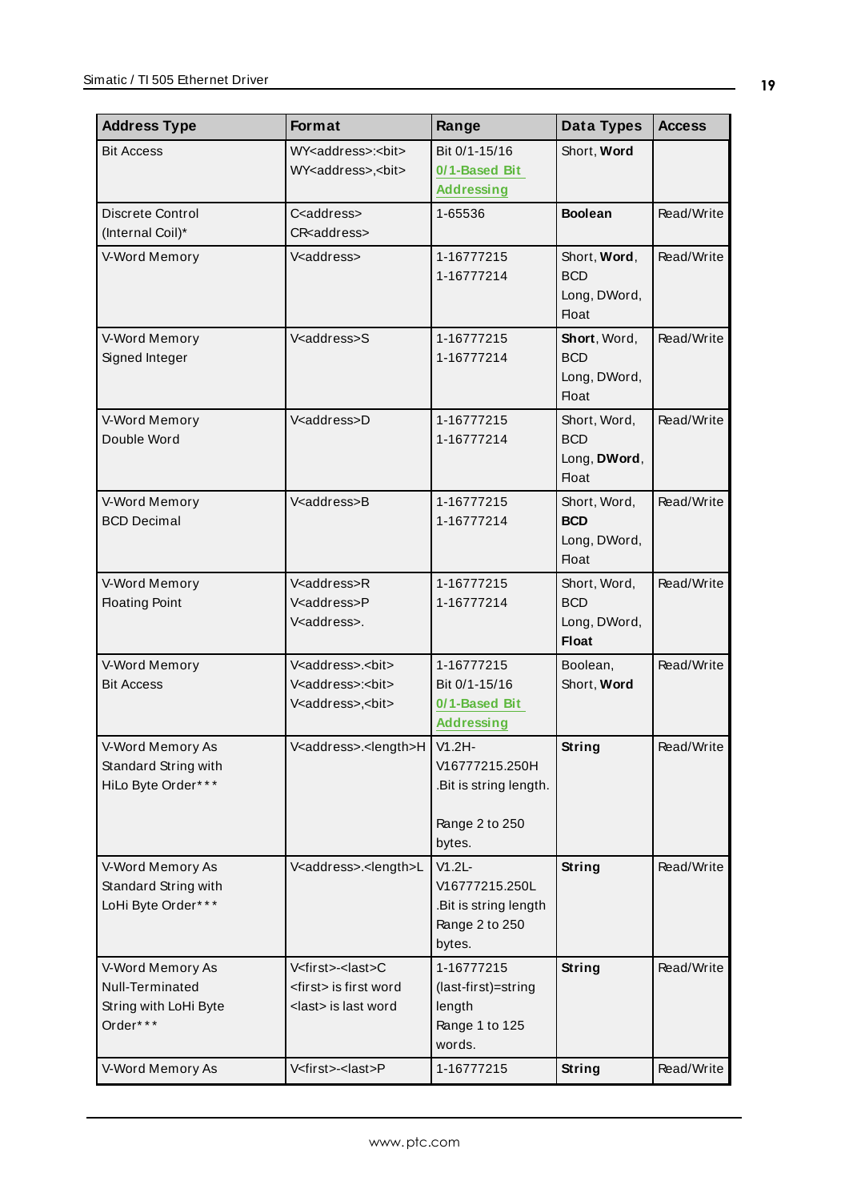| Address Type | Format | Range | Data Types | Access |
|---|---|---|---|---|
| Bit Access | WY<address>:<bit><br>WY<address>,<bit> | Bit 0/1-15/16<br>0/1-Based Bit Addressing | Short, **Word** | |
| Discrete Control (Internal Coil)* | C<address><br>CR<address> | 1-65536 | **Boolean** | Read/Write |
| V-Word Memory | V<address> | 1-16777215<br>1-16777214 | Short, **Word**, BCD<br>Long, DWord, Float | Read/Write |
| V-Word Memory Signed Integer | V<address>S | 1-16777215<br>1-16777214 | **Short**, Word, BCD<br>Long, DWord, Float | Read/Write |
| V-Word Memory Double Word | V<address>D | 1-16777215<br>1-16777214 | Short, Word, BCD<br>Long, **DWord**, Float | Read/Write |
| V-Word Memory BCD Decimal | V<address>B | 1-16777215<br>1-16777214 | Short, Word, **BCD**<br>Long, DWord, Float | Read/Write |
| V-Word Memory Floating Point | V<address>R<br>V<address>P<br>V<address>. | 1-16777215<br>1-16777214 | Short, Word, BCD<br>Long, DWord, **Float** | Read/Write |
| V-Word Memory Bit Access | V<address>.<bit><br>V<address>:<bit><br>V<address>,<bit> | 1-16777215<br>Bit 0/1-15/16<br>0/1-Based Bit Addressing | Boolean, Short, **Word** | Read/Write |
| V-Word Memory As Standard String with HiLo Byte Order*** | V<address>.<length>H | V1.2H-V16777215.250H<br>.Bit is string length.<br><br>Range 2 to 250 bytes. | **String** | Read/Write |
| V-Word Memory As Standard String with LoHi Byte Order*** | V<address>.<length>L | V1.2L-V16777215.250L<br>.Bit is string length<br>Range 2 to 250 bytes. | **String** | Read/Write |
| V-Word Memory As Null-Terminated String with LoHi Byte Order*** | V<first>-<last>C<br><first> is first word<br><last> is last word | 1-16777215<br>(last-first)=string length<br>Range 1 to 125 words. | **String** | Read/Write |
| V-Word Memory As | V<first>-<last>P | 1-16777215 | **String** | Read/Write |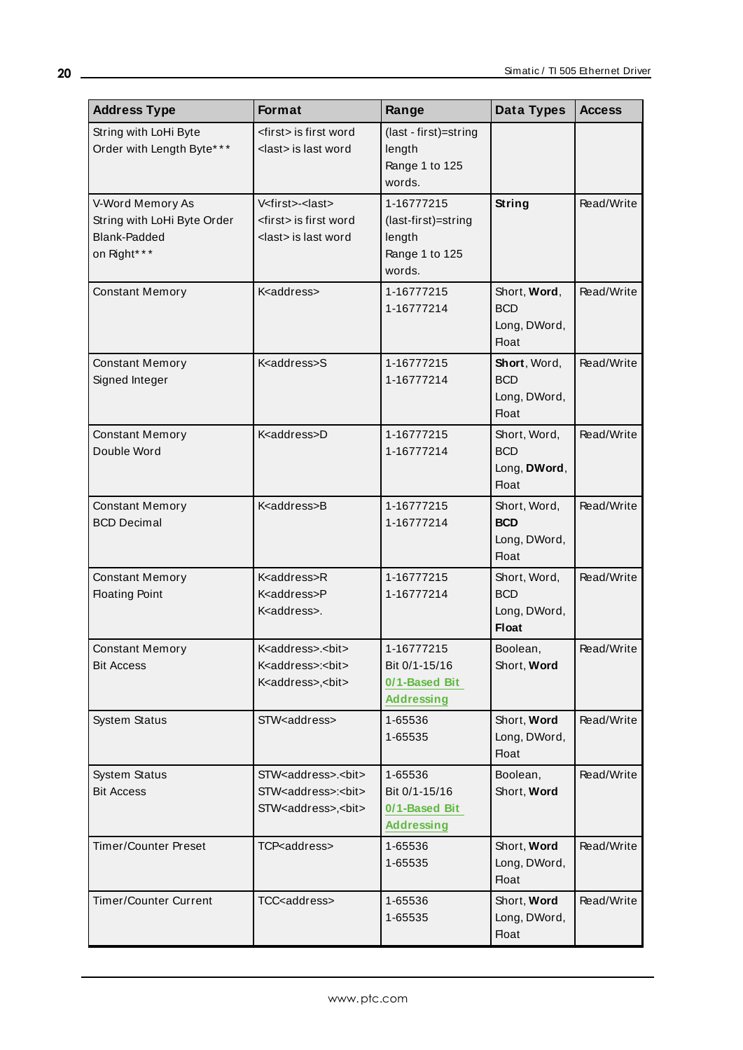| Address Type | Format | Range | Data Types | Access |
|---|---|---|---|---|
| String with LoHi Byte Order with Length Byte*** | <first> is first word<br><last> is last word | (last - first)=string length<br>Range 1 to 125 words. | | |
| V-Word Memory As String with LoHi Byte Order Blank-Padded on Right*** | V<first>-<last><br><first> is first word<br><last> is last word | 1-16777215<br>(last-first)=string length<br>Range 1 to 125 words. | **String** | Read/Write |
| Constant Memory | K<address> | 1-16777215<br>1-16777214 | Short, **Word**, BCD<br>Long, DWord, Float | Read/Write |
| Constant Memory Signed Integer | K<address>S | 1-16777215<br>1-16777214 | **Short**, Word, BCD<br>Long, DWord, Float | Read/Write |
| Constant Memory Double Word | K<address>D | 1-16777215<br>1-16777214 | Short, Word, BCD<br>Long, **DWord**, Float | Read/Write |
| Constant Memory BCD Decimal | K<address>B | 1-16777215<br>1-16777214 | Short, Word, **BCD**<br>Long, DWord, Float | Read/Write |
| Constant Memory Floating Point | K<address>R<br>K<address>P<br>K<address>. | 1-16777215<br>1-16777214 | Short, Word, BCD<br>Long, DWord, **Float** | Read/Write |
| Constant Memory Bit Access | K<address>.<bit><br>K<address>:<bit><br>K<address>,<bit> | 1-16777215<br>Bit 0/1-15/16<br>**0/1-Based Bit Addressing** | Boolean, Short, **Word** | Read/Write |
| System Status | STW<address> | 1-65536<br>1-65535 | Short, **Word**<br>Long, DWord, Float | Read/Write |
| System Status Bit Access | STW<address>.<bit><br>STW<address>:<bit><br>STW<address>,<bit> | 1-65536<br>Bit 0/1-15/16<br>**0/1-Based Bit Addressing** | Boolean, Short, **Word** | Read/Write |
| Timer/Counter Preset | TCP<address> | 1-65536<br>1-65535 | Short, **Word**<br>Long, DWord, Float | Read/Write |
| Timer/Counter Current | TCC<address> | 1-65536<br>1-65535 | Short, **Word**<br>Long, DWord, Float | Read/Write |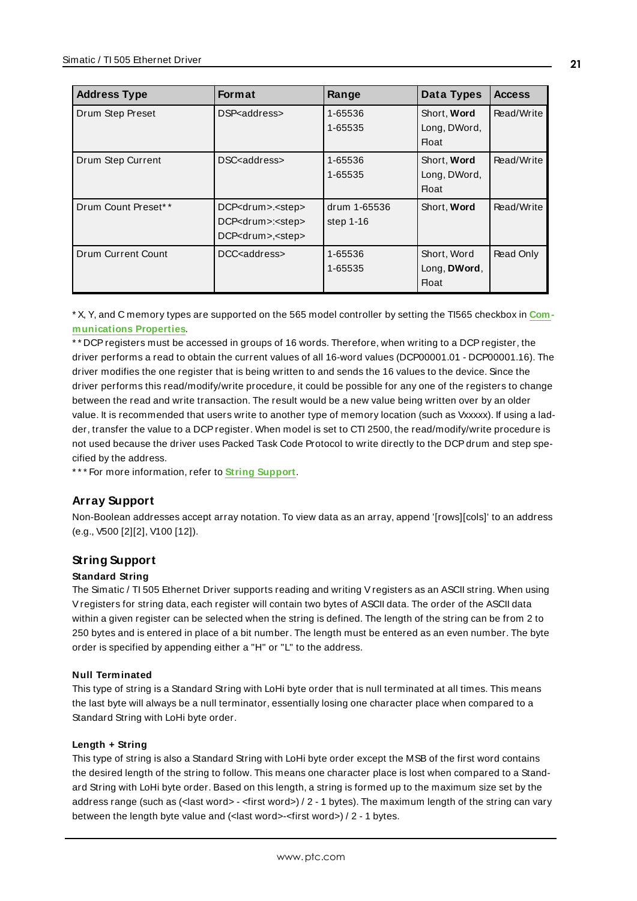| Address Type | Format | Range | Data Types | Access |
|---|---|---|---|---|
| Drum Step Preset | DSP<address> | 1-65536<br>1-65535 | Short, **Word**<br>Long, DWord, Float | Read/Write |
| Drum Step Current | DSC<address> | 1-65536<br>1-65535 | Short, **Word**<br>Long, DWord, Float | Read/Write |
| Drum Count Preset** | DCP<drum>.<step><br>DCP<drum>:<step><br>DCP<drum>,<step> | drum 1-65536<br>step 1-16 | Short, **Word** | Read/Write |
| Drum Current Count | DCC<address> | 1-65536<br>1-65535 | Short, Word<br>Long, **DWord**, Float | Read Only |

* X, Y, and C memory types are supported on the 565 model controller by setting the TI565 checkbox in **Communications Properties**.

** DCP registers must be accessed in groups of 16 words. Therefore, when writing to a DCP register, the driver performs a read to obtain the current values of all 16-word values (DCP00001.01 - DCP00001.16). The driver modifies the one register that is being written to and sends the 16 values to the device. Since the driver performs this read/modify/write procedure, it could be possible for any one of the registers to change between the read and write transaction. The result would be a new value being written over by an older value. It is recommended that users write to another type of memory location (such as Vxxxxx). If using a ladder, transfer the value to a DCP register. When model is set to CTI 2500, the read/modify/write procedure is not used because the driver uses Packed Task Code Protocol to write directly to the DCP drum and step specified by the address.

*** For more information, refer to **String Support**.

## Array Support

Non-Boolean addresses accept array notation. To view data as an array, append '[rows][cols]' to an address (e.g., V500 [2][2], V100 [12]).

## String Support

#### Standard String

The Simatic / TI 505 Ethernet Driver supports reading and writing V registers as an ASCII string. When using V registers for string data, each register will contain two bytes of ASCII data. The order of the ASCII data within a given register can be selected when the string is defined. The length of the string can be from 2 to 250 bytes and is entered in place of a bit number. The length must be entered as an even number. The byte order is specified by appending either a "H" or "L" to the address.

#### Null Terminated

This type of string is a Standard String with LoHi byte order that is null terminated at all times. This means the last byte will always be a null terminator, essentially losing one character place when compared to a Standard String with LoHi byte order.

#### Length + String

This type of string is also a Standard String with LoHi byte order except the MSB of the first word contains the desired length of the string to follow. This means one character place is lost when compared to a Standard String with LoHi byte order. Based on this length, a string is formed up to the maximum size set by the address range (such as (<last word> - <first word>) / 2 - 1 bytes). The maximum length of the string can vary between the length byte value and (<last word>-<first word>) / 2 - 1 bytes.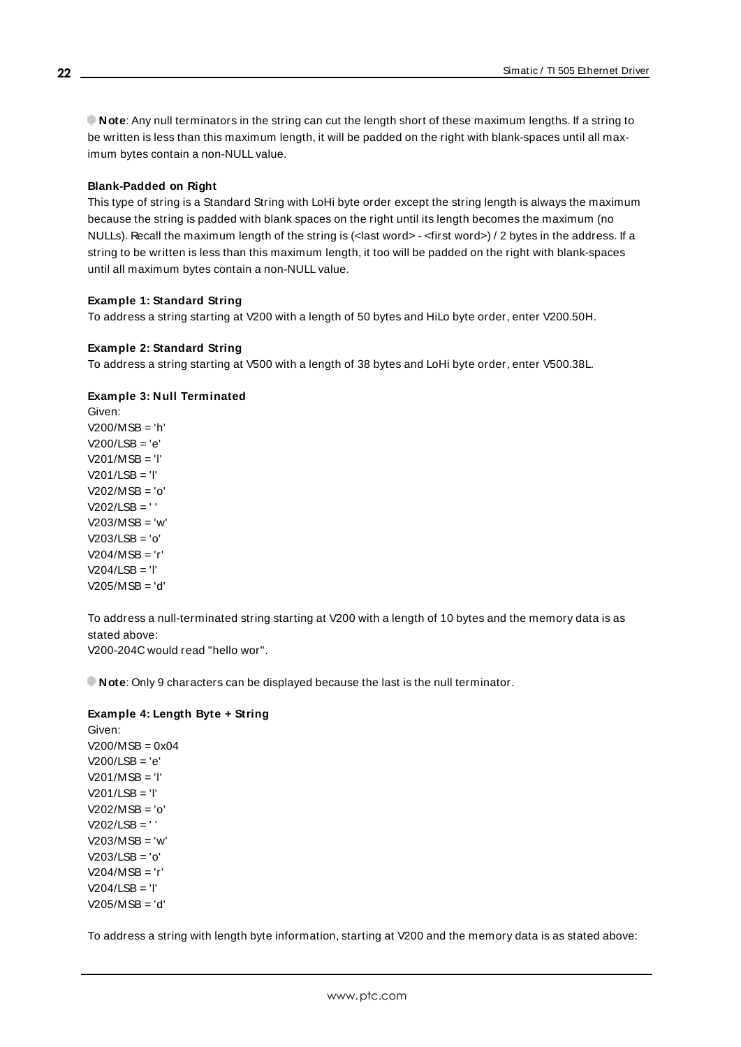**Note**: Any null terminators in the string can cut the length short of these maximum lengths. If a string to be written is less than this maximum length, it will be padded on the right with blank-spaces until all maximum bytes contain a non-NULL value.

**Blank-Padded on Right**

This type of string is a Standard String with LoHi byte order except the string length is always the maximum because the string is padded with blank spaces on the right until its length becomes the maximum (no NULLs). Recall the maximum length of the string is (<last word> - <first word>) / 2 bytes in the address. If a string to be written is less than this maximum length, it too will be padded on the right with blank-spaces until all maximum bytes contain a non-NULL value.

**Example 1: Standard String**

To address a string starting at V200 with a length of 50 bytes and HiLo byte order, enter V200.50H.

**Example 2: Standard String**

To address a string starting at V500 with a length of 38 bytes and LoHi byte order, enter V500.38L.

**Example 3: Null Terminated**

Given:
V200/MSB = 'h'
V200/LSB = 'e'
V201/MSB = 'l'
V201/LSB = 'l'
V202/MSB = 'o'
V202/LSB = ' '
V203/MSB = 'w'
V203/LSB = 'o'
V204/MSB = 'r'
V204/LSB = 'l'
V205/MSB = 'd'

To address a null-terminated string starting at V200 with a length of 10 bytes and the memory data is as stated above:
V200-204C would read "hello wor".

**Note**: Only 9 characters can be displayed because the last is the null terminator.

**Example 4: Length Byte + String**

Given:
V200/MSB = 0x04
V200/LSB = 'e'
V201/MSB = 'l'
V201/LSB = 'l'
V202/MSB = 'o'
V202/LSB = ' '
V203/MSB = 'w'
V203/LSB = 'o'
V204/MSB = 'r'
V204/LSB = 'l'
V205/MSB = 'd'

To address a string with length byte information, starting at V200 and the memory data is as stated above: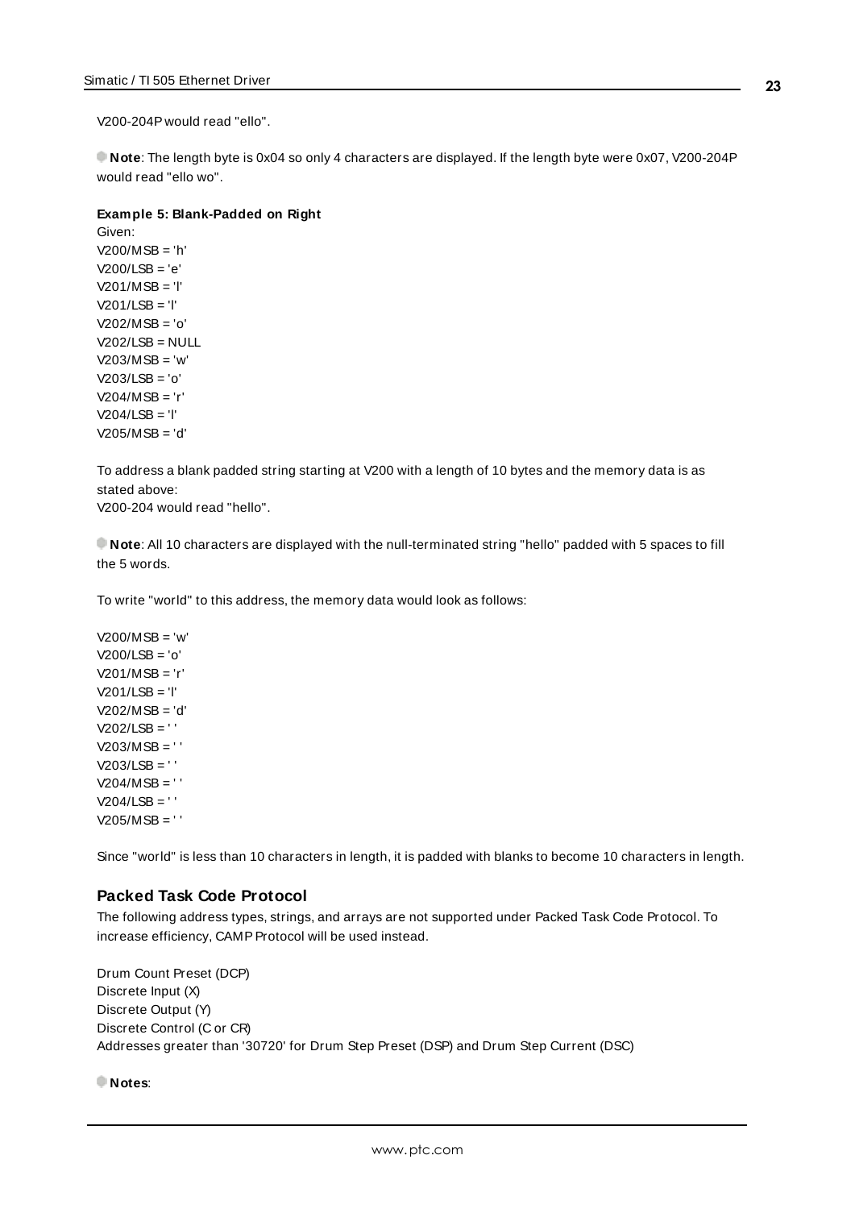V200-204P would read "ello".

**Note**: The length byte is 0x04 so only 4 characters are displayed. If the length byte were 0x07, V200-204P would read "ello wo".

**Example 5: Blank-Padded on Right**

Given:
V200/MSB = 'h'
V200/LSB = 'e'
V201/MSB = 'l'
V201/LSB = 'l'
V202/MSB = 'o'
V202/LSB = NULL
V203/MSB = 'w'
V203/LSB = 'o'
V204/MSB = 'r'
V204/LSB = 'l'
V205/MSB = 'd'

To address a blank padded string starting at V200 with a length of 10 bytes and the memory data is as stated above:
V200-204 would read "hello".

**Note**: All 10 characters are displayed with the null-terminated string "hello" padded with 5 spaces to fill the 5 words.

To write "world" to this address, the memory data would look as follows:

V200/MSB = 'w'
V200/LSB = 'o'
V201/MSB = 'r'
V201/LSB = 'l'
V202/MSB = 'd'
V202/LSB = ' '
V203/MSB = ' '
V203/LSB = ' '
V204/MSB = ' '
V204/LSB = ' '
V205/MSB = ' '

Since "world" is less than 10 characters in length, it is padded with blanks to become 10 characters in length.

## Packed Task Code Protocol

The following address types, strings, and arrays are not supported under Packed Task Code Protocol. To increase efficiency, CAMP Protocol will be used instead.

Drum Count Preset (DCP)
Discrete Input (X)
Discrete Output (Y)
Discrete Control (C or CR)
Addresses greater than '30720' for Drum Step Preset (DSP) and Drum Step Current (DSC)

**Notes**: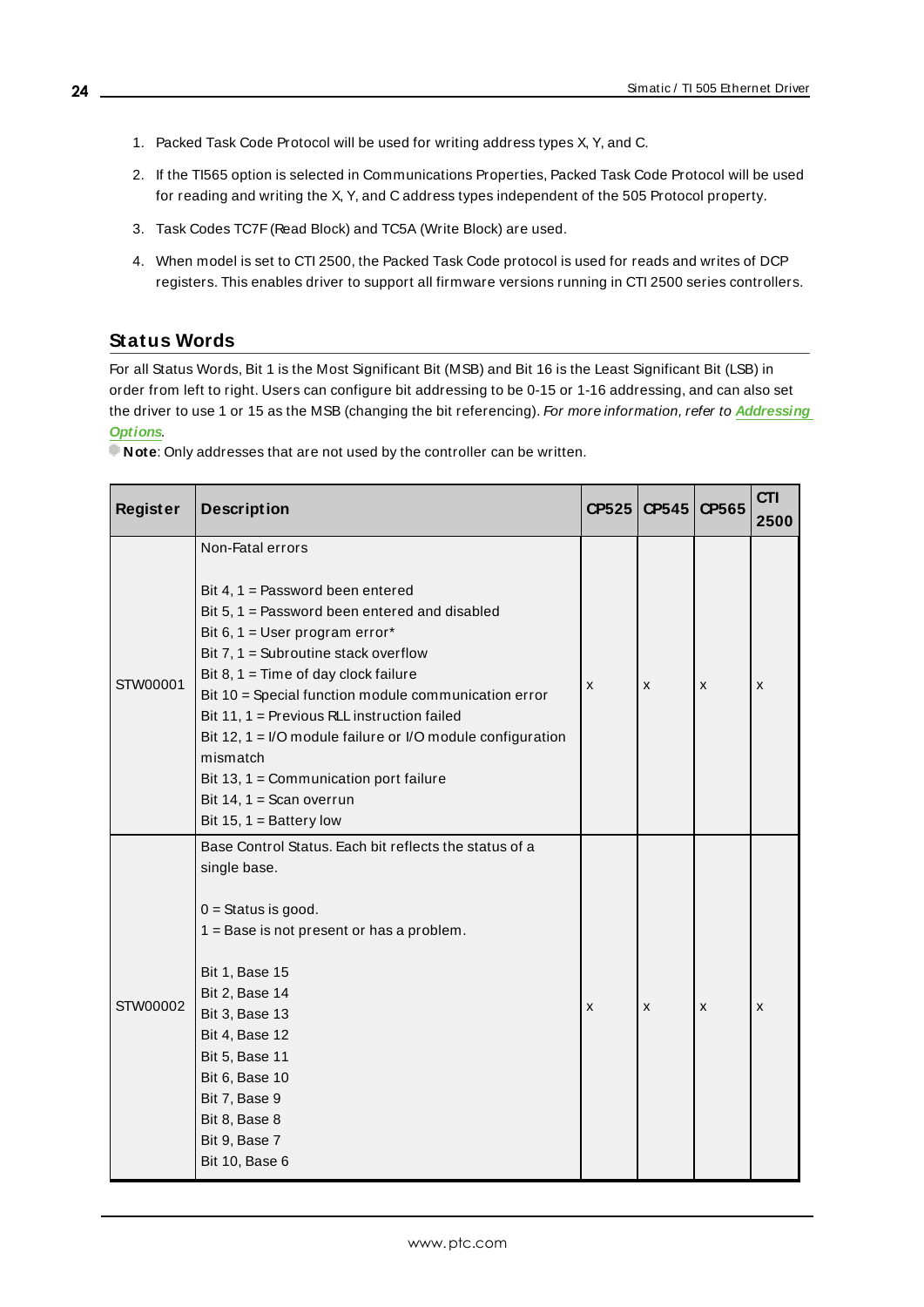1. Packed Task Code Protocol will be used for writing address types X, Y, and C.
2. If the TI565 option is selected in Communications Properties, Packed Task Code Protocol will be used for reading and writing the X, Y, and C address types independent of the 505 Protocol property.
3. Task Codes TC7F (Read Block) and TC5A (Write Block) are used.
4. When model is set to CTI 2500, the Packed Task Code protocol is used for reads and writes of DCP registers. This enables driver to support all firmware versions running in CTI 2500 series controllers.

## Status Words

For all Status Words, Bit 1 is the Most Significant Bit (MSB) and Bit 16 is the Least Significant Bit (LSB) in order from left to right. Users can configure bit addressing to be 0-15 or 1-16 addressing, and can also set the driver to use 1 or 15 as the MSB (changing the bit referencing). *For more information, refer to* ***Addressing Options***.

**Note**: Only addresses that are not used by the controller can be written.

| Register | Description | CP525 | CP545 | CP565 | CTI 2500 |
|---|---|---|---|---|---|
| STW00001 | Non-Fatal errors<br><br>Bit 4, 1 = Password been entered<br>Bit 5, 1 = Password been entered and disabled<br>Bit 6, 1 = User program error*<br>Bit 7, 1 = Subroutine stack overflow<br>Bit 8, 1 = Time of day clock failure<br>Bit 10 = Special function module communication error<br>Bit 11, 1 = Previous RLL instruction failed<br>Bit 12, 1 = I/O module failure or I/O module configuration mismatch<br>Bit 13, 1 = Communication port failure<br>Bit 14, 1 = Scan overrun<br>Bit 15, 1 = Battery low | x | x | x | x |
| STW00002 | Base Control Status. Each bit reflects the status of a single base.<br><br>0 = Status is good.<br>1 = Base is not present or has a problem.<br><br>Bit 1, Base 15<br>Bit 2, Base 14<br>Bit 3, Base 13<br>Bit 4, Base 12<br>Bit 5, Base 11<br>Bit 6, Base 10<br>Bit 7, Base 9<br>Bit 8, Base 8<br>Bit 9, Base 7<br>Bit 10, Base 6 | x | x | x | x |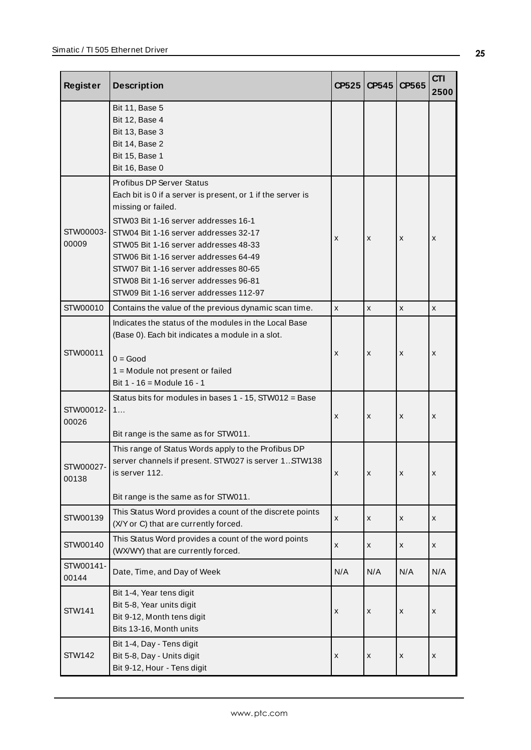| Register | Description | CP525 | CP545 | CP565 | CTI 2500 |
|---|---|---|---|---|---|
| | Bit 11, Base 5<br>Bit 12, Base 4<br>Bit 13, Base 3<br>Bit 14, Base 2<br>Bit 15, Base 1<br>Bit 16, Base 0 | | | | |
| STW00003-00009 | Profibus DP Server Status<br>Each bit is 0 if a server is present, or 1 if the server is missing or failed.<br>STW03 Bit 1-16 server addresses 16-1<br>STW04 Bit 1-16 server addresses 32-17<br>STW05 Bit 1-16 server addresses 48-33<br>STW06 Bit 1-16 server addresses 64-49<br>STW07 Bit 1-16 server addresses 80-65<br>STW08 Bit 1-16 server addresses 96-81<br>STW09 Bit 1-16 server addresses 112-97 | x | x | x | x |
| STW00010 | Contains the value of the previous dynamic scan time. | x | x | x | x |
| STW00011 | Indicates the status of the modules in the Local Base (Base 0). Each bit indicates a module in a slot.<br><br>0 = Good<br>1 = Module not present or failed<br>Bit 1 - 16 = Module 16 - 1 | x | x | x | x |
| STW00012-00026 | Status bits for modules in bases 1 - 15, STW012 = Base 1…<br><br>Bit range is the same as for STW011. | x | x | x | x |
| STW00027-00138 | This range of Status Words apply to the Profibus DP server channels if present. STW027 is server 1..STW138 is server 112.<br><br>Bit range is the same as for STW011. | x | x | x | x |
| STW00139 | This Status Word provides a count of the discrete points (X/Y or C) that are currently forced. | x | x | x | x |
| STW00140 | This Status Word provides a count of the word points (WX/WY) that are currently forced. | x | x | x | x |
| STW00141-00144 | Date, Time, and Day of Week | N/A | N/A | N/A | N/A |
| STW141 | Bit 1-4, Year tens digit<br>Bit 5-8, Year units digit<br>Bit 9-12, Month tens digit<br>Bits 13-16, Month units | x | x | x | x |
| STW142 | Bit 1-4, Day - Tens digit<br>Bit 5-8, Day - Units digit<br>Bit 9-12, Hour - Tens digit | x | x | x | x |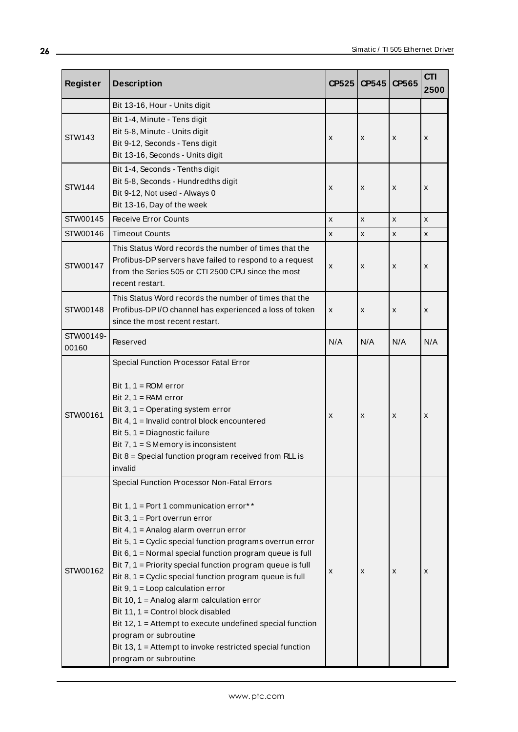| Register | Description | CP525 | CP545 | CP565 | CTI 2500 |
|---|---|---|---|---|---|
| | Bit 13-16, Hour - Units digit | | | | |
| STW143 | Bit 1-4, Minute - Tens digit<br>Bit 5-8, Minute - Units digit<br>Bit 9-12, Seconds - Tens digit<br>Bit 13-16, Seconds - Units digit | x | x | x | x |
| STW144 | Bit 1-4, Seconds - Tenths digit<br>Bit 5-8, Seconds - Hundredths digit<br>Bit 9-12, Not used - Always 0<br>Bit 13-16, Day of the week | x | x | x | x |
| STW00145 | Receive Error Counts | x | x | x | x |
| STW00146 | Timeout Counts | x | x | x | x |
| STW00147 | This Status Word records the number of times that the Profibus-DP servers have failed to respond to a request from the Series 505 or CTI 2500 CPU since the most recent restart. | x | x | x | x |
| STW00148 | This Status Word records the number of times that the Profibus-DP I/O channel has experienced a loss of token since the most recent restart. | x | x | x | x |
| STW00149-00160 | Reserved | N/A | N/A | N/A | N/A |
| STW00161 | Special Function Processor Fatal Error<br><br>Bit 1, 1 = ROM error<br>Bit 2, 1 = RAM error<br>Bit 3, 1 = Operating system error<br>Bit 4, 1 = Invalid control block encountered<br>Bit 5, 1 = Diagnostic failure<br>Bit 7, 1 = S Memory is inconsistent<br>Bit 8 = Special function program received from RLL is invalid | x | x | x | x |
| STW00162 | Special Function Processor Non-Fatal Errors<br><br>Bit 1, 1 = Port 1 communication error**<br>Bit 3, 1 = Port overrun error<br>Bit 4, 1 = Analog alarm overrun error<br>Bit 5, 1 = Cyclic special function programs overrun error<br>Bit 6, 1 = Normal special function program queue is full<br>Bit 7, 1 = Priority special function program queue is full<br>Bit 8, 1 = Cyclic special function program queue is full<br>Bit 9, 1 = Loop calculation error<br>Bit 10, 1 = Analog alarm calculation error<br>Bit 11, 1 = Control block disabled<br>Bit 12, 1 = Attempt to execute undefined special function program or subroutine<br>Bit 13, 1 = Attempt to invoke restricted special function program or subroutine | x | x | x | x |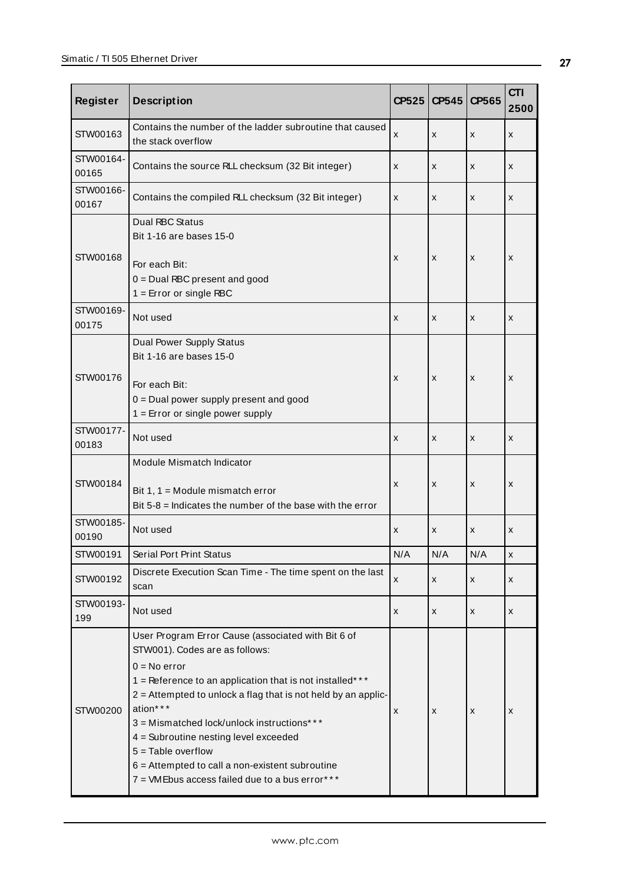| Register | Description | CP525 | CP545 | CP565 | CTI 2500 |
|---|---|---|---|---|---|
| STW00163 | Contains the number of the ladder subroutine that caused the stack overflow | x | x | x | x |
| STW00164-00165 | Contains the source RLL checksum (32 Bit integer) | x | x | x | x |
| STW00166-00167 | Contains the compiled RLL checksum (32 Bit integer) | x | x | x | x |
| STW00168 | Dual RBC Status<br>Bit 1-16 are bases 15-0<br><br>For each Bit:<br>0 = Dual RBC present and good<br>1 = Error or single RBC | x | x | x | x |
| STW00169-00175 | Not used | x | x | x | x |
| STW00176 | Dual Power Supply Status<br>Bit 1-16 are bases 15-0<br><br>For each Bit:<br>0 = Dual power supply present and good<br>1 = Error or single power supply | x | x | x | x |
| STW00177-00183 | Not used | x | x | x | x |
| STW00184 | Module Mismatch Indicator<br><br>Bit 1, 1 = Module mismatch error<br>Bit 5-8 = Indicates the number of the base with the error | x | x | x | x |
| STW00185-00190 | Not used | x | x | x | x |
| STW00191 | Serial Port Print Status | N/A | N/A | N/A | x |
| STW00192 | Discrete Execution Scan Time - The time spent on the last scan | x | x | x | x |
| STW00193-199 | Not used | x | x | x | x |
| STW00200 | User Program Error Cause (associated with Bit 6 of STW001). Codes are as follows:<br>0 = No error<br>1 = Reference to an application that is not installed***<br>2 = Attempted to unlock a flag that is not held by an application***<br>3 = Mismatched lock/unlock instructions***<br>4 = Subroutine nesting level exceeded<br>5 = Table overflow<br>6 = Attempted to call a non-existent subroutine<br>7 = VMEbus access failed due to a bus error*** | x | x | x | x |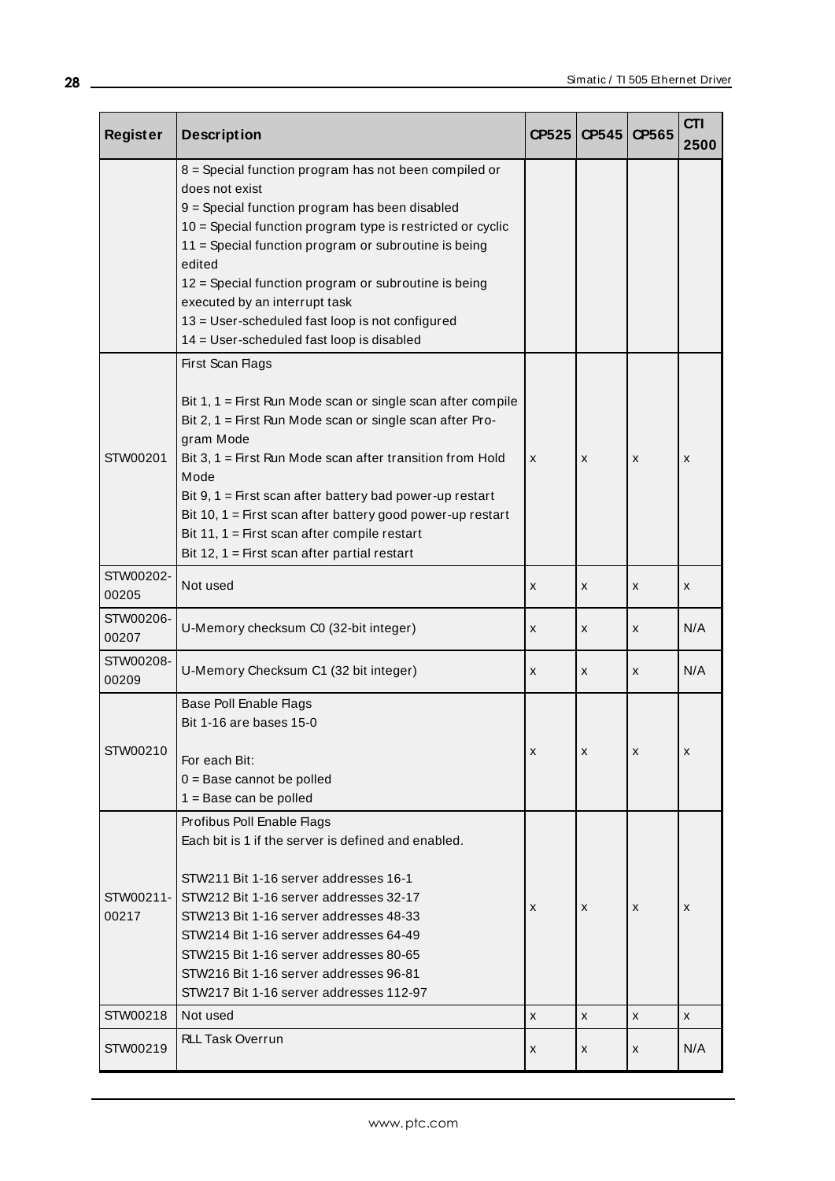| Register | Description | CP525 | CP545 | CP565 | CTI 2500 |
|---|---|---|---|---|---|
| | 8 = Special function program has not been compiled or does not exist<br>9 = Special function program has been disabled<br>10 = Special function program type is restricted or cyclic<br>11 = Special function program or subroutine is being edited<br>12 = Special function program or subroutine is being executed by an interrupt task<br>13 = User-scheduled fast loop is not configured<br>14 = User-scheduled fast loop is disabled | | | | |
| STW00201 | First Scan Flags<br><br>Bit 1, 1 = First Run Mode scan or single scan after compile<br>Bit 2, 1 = First Run Mode scan or single scan after Program Mode<br>Bit 3, 1 = First Run Mode scan after transition from Hold Mode<br>Bit 9, 1 = First scan after battery bad power-up restart<br>Bit 10, 1 = First scan after battery good power-up restart<br>Bit 11, 1 = First scan after compile restart<br>Bit 12, 1 = First scan after partial restart | x | x | x | x |
| STW00202-00205 | Not used | x | x | x | x |
| STW00206-00207 | U-Memory checksum C0 (32-bit integer) | x | x | x | N/A |
| STW00208-00209 | U-Memory Checksum C1 (32 bit integer) | x | x | x | N/A |
| STW00210 | Base Poll Enable Flags<br>Bit 1-16 are bases 15-0<br><br>For each Bit:<br>0 = Base cannot be polled<br>1 = Base can be polled | x | x | x | x |
| STW00211-00217 | Profibus Poll Enable Flags<br>Each bit is 1 if the server is defined and enabled.<br><br>STW211 Bit 1-16 server addresses 16-1<br>STW212 Bit 1-16 server addresses 32-17<br>STW213 Bit 1-16 server addresses 48-33<br>STW214 Bit 1-16 server addresses 64-49<br>STW215 Bit 1-16 server addresses 80-65<br>STW216 Bit 1-16 server addresses 96-81<br>STW217 Bit 1-16 server addresses 112-97 | x | x | x | x |
| STW00218 | Not used | x | x | x | x |
| STW00219 | RLL Task Overrun | x | x | x | N/A |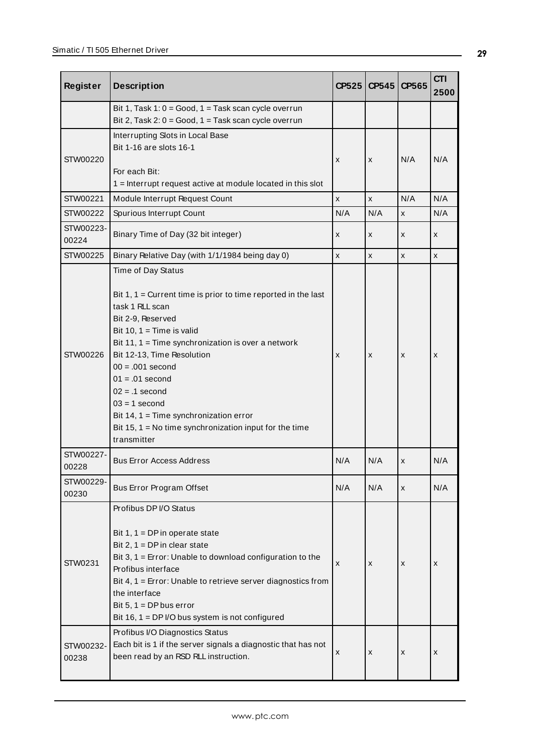| Register | Description | CP525 | CP545 | CP565 | CTI 2500 |
|---|---|---|---|---|---|
| | Bit 1, Task 1: 0 = Good, 1 = Task scan cycle overrun<br>Bit 2, Task 2: 0 = Good, 1 = Task scan cycle overrun | | | | |
| STW00220 | Interrupting Slots in Local Base<br>Bit 1-16 are slots 16-1<br><br>For each Bit:<br>1 = Interrupt request active at module located in this slot | x | x | N/A | N/A |
| STW00221 | Module Interrupt Request Count | x | x | N/A | N/A |
| STW00222 | Spurious Interrupt Count | N/A | N/A | x | N/A |
| STW00223-00224 | Binary Time of Day (32 bit integer) | x | x | x | x |
| STW00225 | Binary Relative Day (with 1/1/1984 being day 0) | x | x | x | x |
| STW00226 | Time of Day Status<br><br>Bit 1, 1 = Current time is prior to time reported in the last task 1 RLL scan<br>Bit 2-9, Reserved<br>Bit 10, 1 = Time is valid<br>Bit 11, 1 = Time synchronization is over a network<br>Bit 12-13, Time Resolution<br>00 = .001 second<br>01 = .01 second<br>02 = .1 second<br>03 = 1 second<br>Bit 14, 1 = Time synchronization error<br>Bit 15, 1 = No time synchronization input for the time transmitter | x | x | x | x |
| STW00227-00228 | Bus Error Access Address | N/A | N/A | x | N/A |
| STW00229-00230 | Bus Error Program Offset | N/A | N/A | x | N/A |
| STW0231 | Profibus DP I/O Status<br><br>Bit 1, 1 = DP in operate state<br>Bit 2, 1 = DP in clear state<br>Bit 3, 1 = Error: Unable to download configuration to the Profibus interface<br>Bit 4, 1 = Error: Unable to retrieve server diagnostics from the interface<br>Bit 5, 1 = DP bus error<br>Bit 16, 1 = DP I/O bus system is not configured | x | x | x | x |
| STW00232-00238 | Profibus I/O Diagnostics Status<br>Each bit is 1 if the server signals a diagnostic that has not been read by an RSD RLL instruction. | x | x | x | x |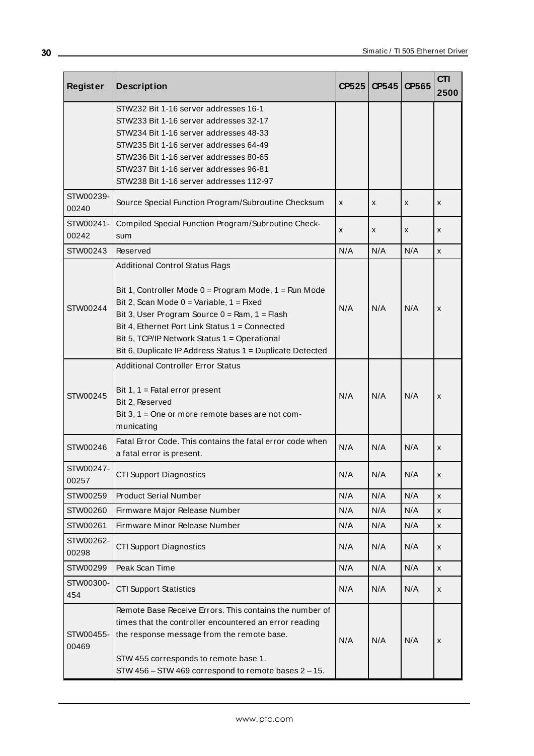| Register | Description | CP525 | CP545 | CP565 | CTI 2500 |
|---|---|---|---|---|---|
| | STW232 Bit 1-16 server addresses 16-1<br>STW233 Bit 1-16 server addresses 32-17<br>STW234 Bit 1-16 server addresses 48-33<br>STW235 Bit 1-16 server addresses 64-49<br>STW236 Bit 1-16 server addresses 80-65<br>STW237 Bit 1-16 server addresses 96-81<br>STW238 Bit 1-16 server addresses 112-97 | | | | |
| STW00239-00240 | Source Special Function Program/Subroutine Checksum | x | x | x | x |
| STW00241-00242 | Compiled Special Function Program/Subroutine Check-sum | x | x | x | x |
| STW00243 | Reserved | N/A | N/A | N/A | x |
| STW00244 | Additional Control Status Flags<br><br>Bit 1, Controller Mode 0 = Program Mode, 1 = Run Mode<br>Bit 2, Scan Mode 0 = Variable, 1 = Fixed<br>Bit 3, User Program Source 0 = Ram, 1 = Flash<br>Bit 4, Ethernet Port Link Status 1 = Connected<br>Bit 5, TCP/IP Network Status 1 = Operational<br>Bit 6, Duplicate IP Address Status 1 = Duplicate Detected | N/A | N/A | N/A | x |
| STW00245 | Additional Controller Error Status<br><br>Bit 1, 1 = Fatal error present<br>Bit 2, Reserved<br>Bit 3, 1 = One or more remote bases are not com-municating | N/A | N/A | N/A | x |
| STW00246 | Fatal Error Code. This contains the fatal error code when a fatal error is present. | N/A | N/A | N/A | x |
| STW00247-00257 | CTI Support Diagnostics | N/A | N/A | N/A | x |
| STW00259 | Product Serial Number | N/A | N/A | N/A | x |
| STW00260 | Firmware Major Release Number | N/A | N/A | N/A | x |
| STW00261 | Firmware Minor Release Number | N/A | N/A | N/A | x |
| STW00262-00298 | CTI Support Diagnostics | N/A | N/A | N/A | x |
| STW00299 | Peak Scan Time | N/A | N/A | N/A | x |
| STW00300-454 | CTI Support Statistics | N/A | N/A | N/A | x |
| STW00455-00469 | Remote Base Receive Errors. This contains the number of times that the controller encountered an error reading the response message from the remote base.<br><br>STW 455 corresponds to remote base 1.<br>STW 456 – STW 469 correspond to remote bases 2 – 15. | N/A | N/A | N/A | x |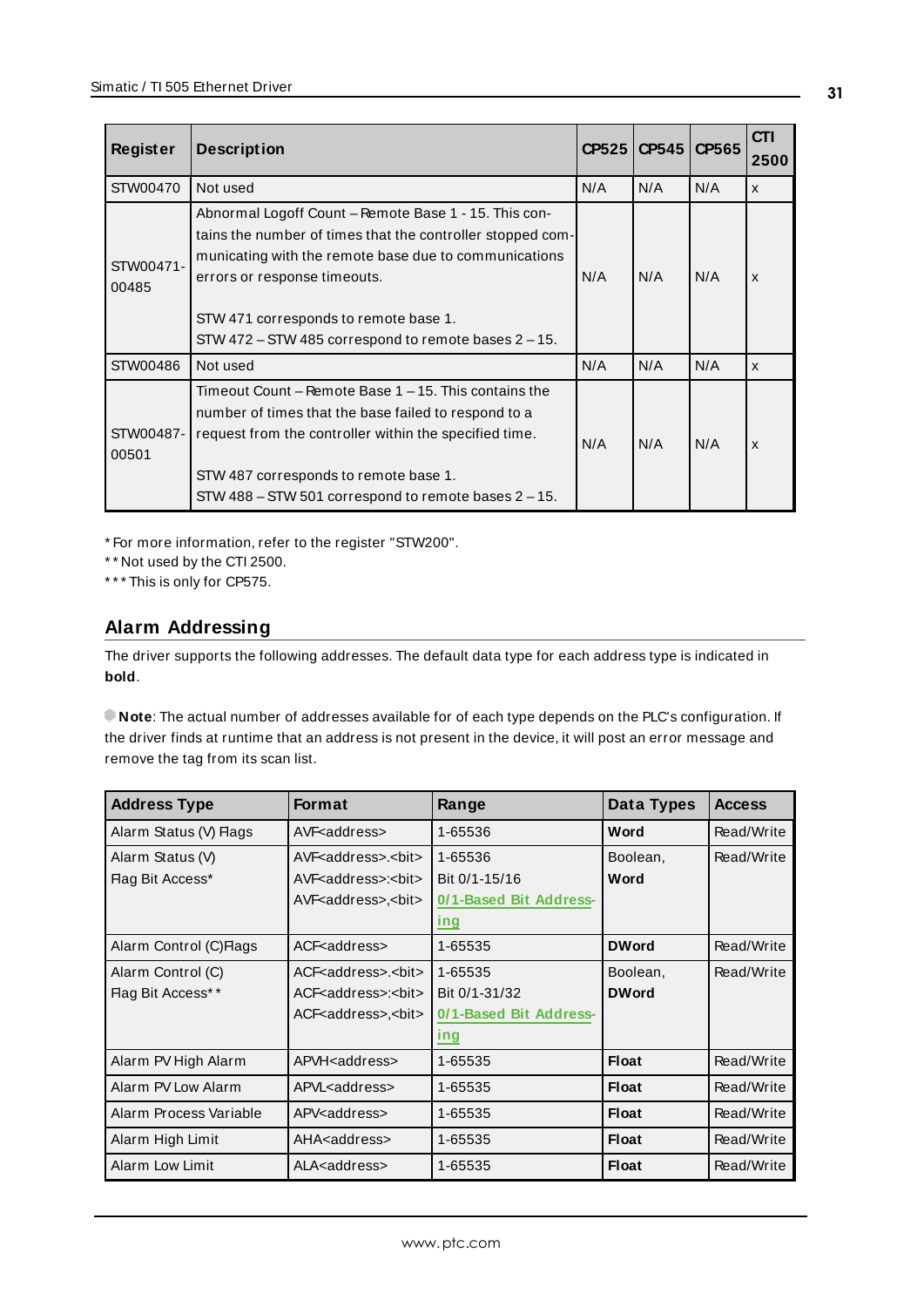| Register | Description | CP525 | CP545 | CP565 | CTI 2500 |
|---|---|---|---|---|---|
| STW00470 | Not used | N/A | N/A | N/A | x |
| STW00471-00485 | Abnormal Logoff Count – Remote Base 1 - 15. This contains the number of times that the controller stopped communicating with the remote base due to communications errors or response timeouts.<br><br>STW 471 corresponds to remote base 1.<br>STW 472 – STW 485 correspond to remote bases 2 – 15. | N/A | N/A | N/A | x |
| STW00486 | Not used | N/A | N/A | N/A | x |
| STW00487-00501 | Timeout Count – Remote Base 1 – 15. This contains the number of times that the base failed to respond to a request from the controller within the specified time.<br><br>STW 487 corresponds to remote base 1.<br>STW 488 – STW 501 correspond to remote bases 2 – 15. | N/A | N/A | N/A | x |

* For more information, refer to the register "STW200".
** Not used by the CTI 2500.
*** This is only for CP575.

## Alarm Addressing

The driver supports the following addresses. The default data type for each address type is indicated in **bold**.

**Note**: The actual number of addresses available for of each type depends on the PLC's configuration. If the driver finds at runtime that an address is not present in the device, it will post an error message and remove the tag from its scan list.

| Address Type | Format | Range | Data Types | Access |
|---|---|---|---|---|
| Alarm Status (V) Flags | AVF<address> | 1-65536 | **Word** | Read/Write |
| Alarm Status (V) Flag Bit Access* | AVF<address>.<bit><br>AVF<address>:<bit><br>AVF<address>,<bit> | 1-65536<br>Bit 0/1-15/16<br>0/1-Based Bit Addressing | Boolean, **Word** | Read/Write |
| Alarm Control (C)Flags | ACF<address> | 1-65535 | **DWord** | Read/Write |
| Alarm Control (C) Flag Bit Access** | ACF<address>.<bit><br>ACF<address>:<bit><br>ACF<address>,<bit> | 1-65535<br>Bit 0/1-31/32<br>0/1-Based Bit Addressing | Boolean, **DWord** | Read/Write |
| Alarm PV High Alarm | APVH<address> | 1-65535 | **Float** | Read/Write |
| Alarm PV Low Alarm | APVL<address> | 1-65535 | **Float** | Read/Write |
| Alarm Process Variable | APV<address> | 1-65535 | **Float** | Read/Write |
| Alarm High Limit | AHA<address> | 1-65535 | **Float** | Read/Write |
| Alarm Low Limit | ALA<address> | 1-65535 | **Float** | Read/Write |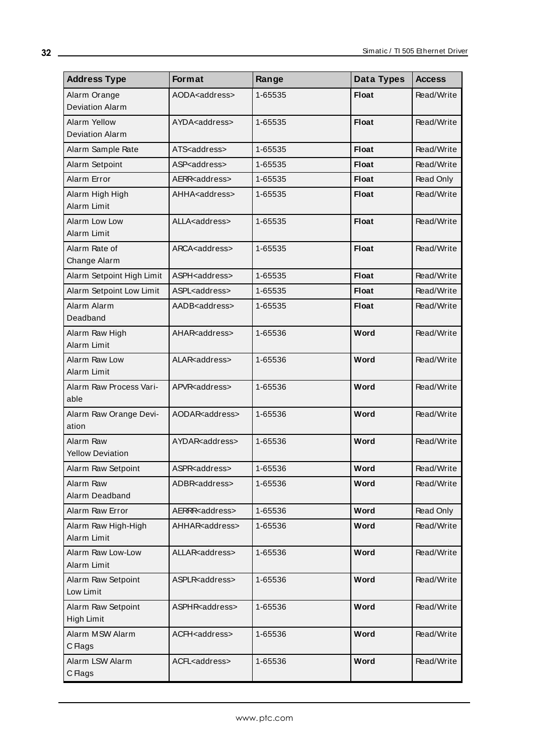| Address Type | Format | Range | Data Types | Access |
|---|---|---|---|---|
| Alarm Orange Deviation Alarm | AODA<address> | 1-65535 | **Float** | Read/Write |
| Alarm Yellow Deviation Alarm | AYDA<address> | 1-65535 | **Float** | Read/Write |
| Alarm Sample Rate | ATS<address> | 1-65535 | **Float** | Read/Write |
| Alarm Setpoint | ASP<address> | 1-65535 | **Float** | Read/Write |
| Alarm Error | AERR<address> | 1-65535 | **Float** | Read Only |
| Alarm High High Alarm Limit | AHHA<address> | 1-65535 | **Float** | Read/Write |
| Alarm Low Low Alarm Limit | ALLA<address> | 1-65535 | **Float** | Read/Write |
| Alarm Rate of Change Alarm | ARCA<address> | 1-65535 | **Float** | Read/Write |
| Alarm Setpoint High Limit | ASPH<address> | 1-65535 | **Float** | Read/Write |
| Alarm Setpoint Low Limit | ASPL<address> | 1-65535 | **Float** | Read/Write |
| Alarm Alarm Deadband | AADB<address> | 1-65535 | **Float** | Read/Write |
| Alarm Raw High Alarm Limit | AHAR<address> | 1-65536 | **Word** | Read/Write |
| Alarm Raw Low Alarm Limit | ALAR<address> | 1-65536 | **Word** | Read/Write |
| Alarm Raw Process Variable | APVR<address> | 1-65536 | **Word** | Read/Write |
| Alarm Raw Orange Deviation | AODAR<address> | 1-65536 | **Word** | Read/Write |
| Alarm Raw Yellow Deviation | AYDAR<address> | 1-65536 | **Word** | Read/Write |
| Alarm Raw Setpoint | ASPR<address> | 1-65536 | **Word** | Read/Write |
| Alarm Raw Alarm Deadband | ADBR<address> | 1-65536 | **Word** | Read/Write |
| Alarm Raw Error | AERRR<address> | 1-65536 | **Word** | Read Only |
| Alarm Raw High-High Alarm Limit | AHHAR<address> | 1-65536 | **Word** | Read/Write |
| Alarm Raw Low-Low Alarm Limit | ALLAR<address> | 1-65536 | **Word** | Read/Write |
| Alarm Raw Setpoint Low Limit | ASPLR<address> | 1-65536 | **Word** | Read/Write |
| Alarm Raw Setpoint High Limit | ASPHR<address> | 1-65536 | **Word** | Read/Write |
| Alarm MSW Alarm C Flags | ACFH<address> | 1-65536 | **Word** | Read/Write |
| Alarm LSW Alarm C Flags | ACFL<address> | 1-65536 | **Word** | Read/Write |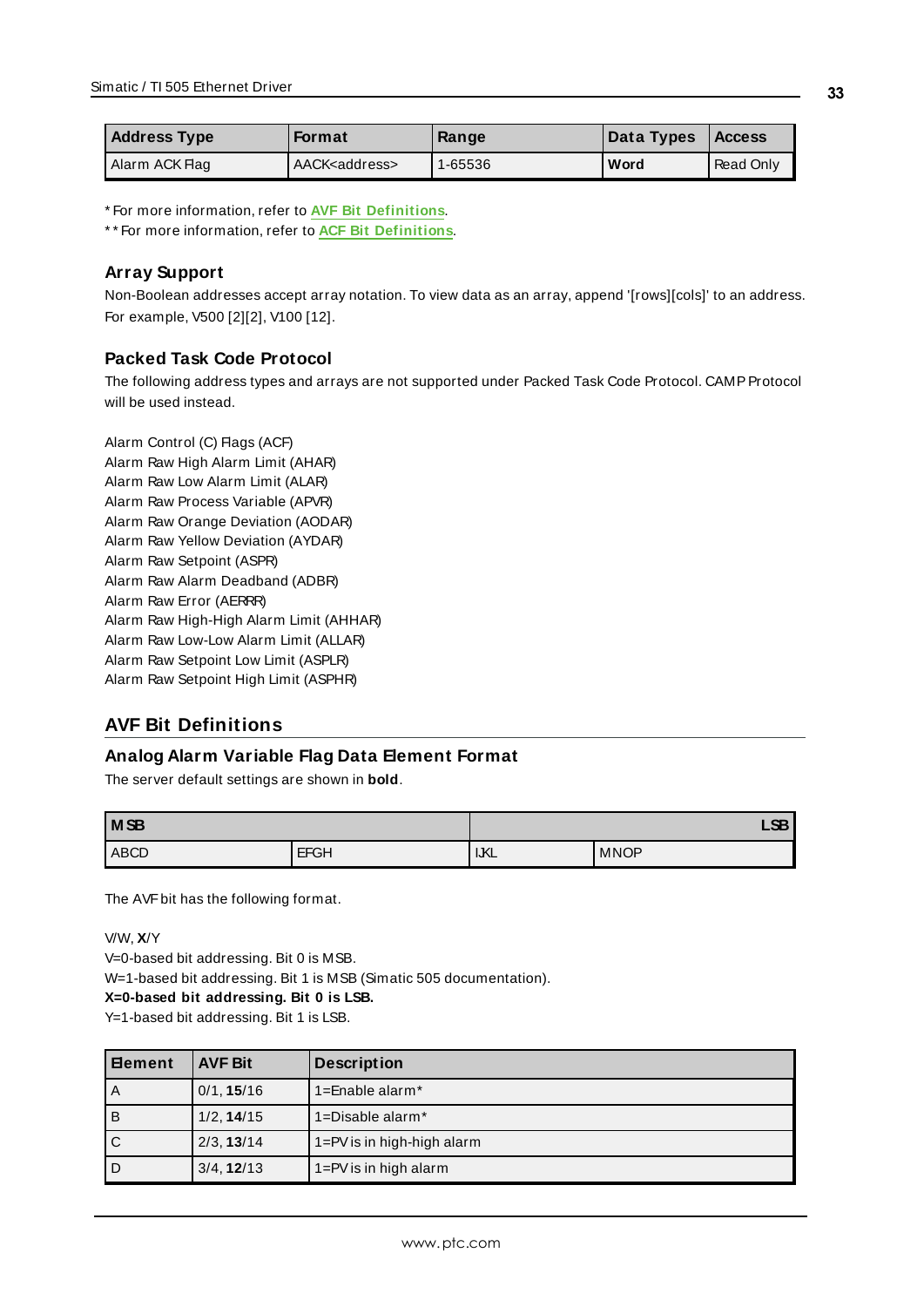| Address Type | Format | Range | Data Types | Access |
|---|---|---|---|---|
| Alarm ACK Flag | AACK<address> | 1-65536 | **Word** | Read Only |

* For more information, refer to **AVF Bit Definitions**.

** For more information, refer to **ACF Bit Definitions**.

### Array Support

Non-Boolean addresses accept array notation. To view data as an array, append '[rows][cols]' to an address. For example, V500 [2][2], V100 [12].

### Packed Task Code Protocol

The following address types and arrays are not supported under Packed Task Code Protocol. CAMP Protocol will be used instead.

Alarm Control (C) Flags (ACF)
Alarm Raw High Alarm Limit (AHAR)
Alarm Raw Low Alarm Limit (ALAR)
Alarm Raw Process Variable (APVR)
Alarm Raw Orange Deviation (AODAR)
Alarm Raw Yellow Deviation (AYDAR)
Alarm Raw Setpoint (ASPR)
Alarm Raw Alarm Deadband (ADBR)
Alarm Raw Error (AERRR)
Alarm Raw High-High Alarm Limit (AHHAR)
Alarm Raw Low-Low Alarm Limit (ALLAR)
Alarm Raw Setpoint Low Limit (ASPLR)
Alarm Raw Setpoint High Limit (ASPHR)

## AVF Bit Definitions

### Analog Alarm Variable Flag Data Element Format

The server default settings are shown in **bold**.

| MSB | | | LSB |
|---|---|---|---|
| ABCD | EFGH | IJKL | MNOP |

The AVF bit has the following format.

V/W, **X**/Y
V=0-based bit addressing. Bit 0 is MSB.
W=1-based bit addressing. Bit 1 is MSB (Simatic 505 documentation).
**X=0-based bit addressing. Bit 0 is LSB.**
Y=1-based bit addressing. Bit 1 is LSB.

| Element | AVF Bit | Description |
|---|---|---|
| A | 0/1, **15**/16 | 1=Enable alarm* |
| B | 1/2, **14**/15 | 1=Disable alarm* |
| C | 2/3, **13**/14 | 1=PV is in high-high alarm |
| D | 3/4, **12**/13 | 1=PV is in high alarm |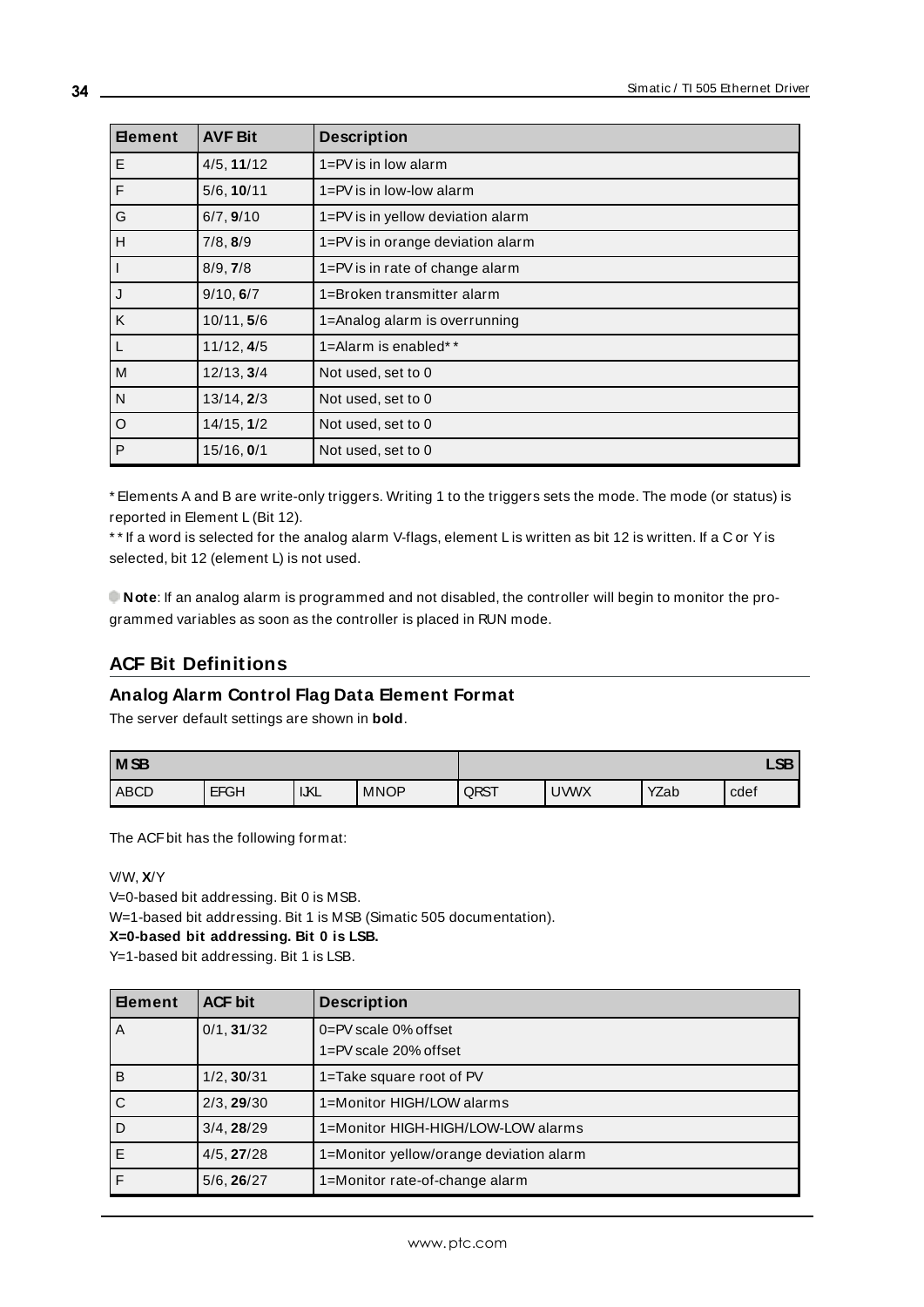| Element | AVF Bit | Description |
|---|---|---|
| E | 4/5, **11**/12 | 1=PV is in low alarm |
| F | 5/6, **10**/11 | 1=PV is in low-low alarm |
| G | 6/7, **9**/10 | 1=PV is in yellow deviation alarm |
| H | 7/8, **8**/9 | 1=PV is in orange deviation alarm |
| I | 8/9, **7**/8 | 1=PV is in rate of change alarm |
| J | 9/10, **6**/7 | 1=Broken transmitter alarm |
| K | 10/11, **5**/6 | 1=Analog alarm is overrunning |
| L | 11/12, **4**/5 | 1=Alarm is enabled** |
| M | 12/13, **3**/4 | Not used, set to 0 |
| N | 13/14, **2**/3 | Not used, set to 0 |
| O | 14/15, **1**/2 | Not used, set to 0 |
| P | 15/16, **0**/1 | Not used, set to 0 |

* Elements A and B are write-only triggers. Writing 1 to the triggers sets the mode. The mode (or status) is reported in Element L (Bit 12).

** If a word is selected for the analog alarm V-flags, element L is written as bit 12 is written. If a C or Y is selected, bit 12 (element L) is not used.

**Note**: If an analog alarm is programmed and not disabled, the controller will begin to monitor the programmed variables as soon as the controller is placed in RUN mode.

## ACF Bit Definitions

### Analog Alarm Control Flag Data Element Format

The server default settings are shown in **bold**.

| MSB | | | | | | | LSB |
|---|---|---|---|---|---|---|---|
| ABCD | EFGH | IJKL | MNOP | QRST | UVWX | YZab | cdef |

The ACF bit has the following format:

V/W, **X**/Y

V=0-based bit addressing. Bit 0 is MSB.

W=1-based bit addressing. Bit 1 is MSB (Simatic 505 documentation).

**X=0-based bit addressing. Bit 0 is LSB.**

Y=1-based bit addressing. Bit 1 is LSB.

| Element | ACF bit | Description |
|---|---|---|
| A | 0/1, **31**/32 | 0=PV scale 0% offset<br>1=PV scale 20% offset |
| B | 1/2, **30**/31 | 1=Take square root of PV |
| C | 2/3, **29**/30 | 1=Monitor HIGH/LOW alarms |
| D | 3/4, **28**/29 | 1=Monitor HIGH-HIGH/LOW-LOW alarms |
| E | 4/5, **27**/28 | 1=Monitor yellow/orange deviation alarm |
| F | 5/6, **26**/27 | 1=Monitor rate-of-change alarm |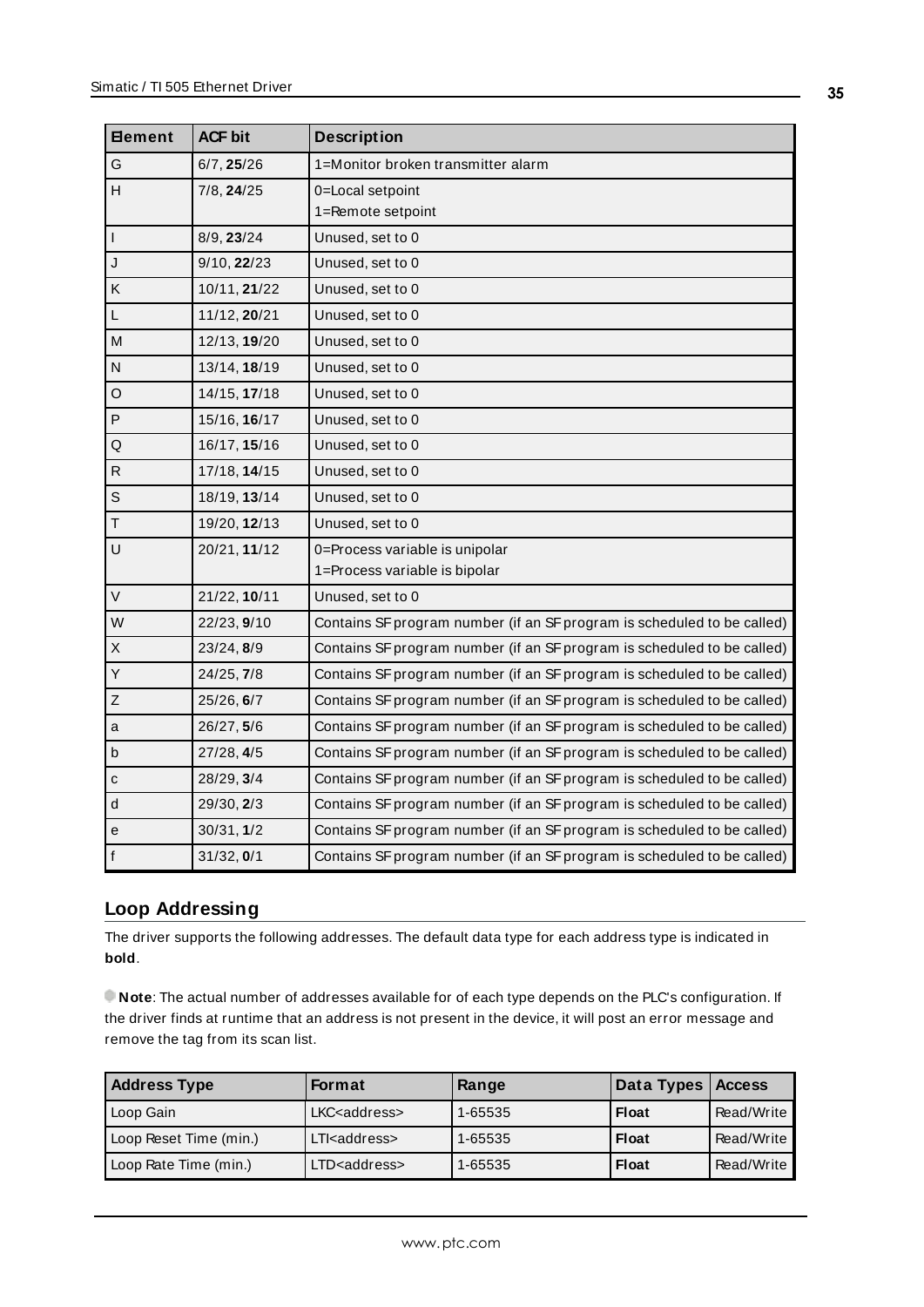| Element | ACF bit | Description |
|---|---|---|
| G | 6/7, **25**/26 | 1=Monitor broken transmitter alarm |
| H | 7/8, **24**/25 | 0=Local setpoint<br>1=Remote setpoint |
| I | 8/9, **23**/24 | Unused, set to 0 |
| J | 9/10, **22**/23 | Unused, set to 0 |
| K | 10/11, **21**/22 | Unused, set to 0 |
| L | 11/12, **20**/21 | Unused, set to 0 |
| M | 12/13, **19**/20 | Unused, set to 0 |
| N | 13/14, **18**/19 | Unused, set to 0 |
| O | 14/15, **17**/18 | Unused, set to 0 |
| P | 15/16, **16**/17 | Unused, set to 0 |
| Q | 16/17, **15**/16 | Unused, set to 0 |
| R | 17/18, **14**/15 | Unused, set to 0 |
| S | 18/19, **13**/14 | Unused, set to 0 |
| T | 19/20, **12**/13 | Unused, set to 0 |
| U | 20/21, **11**/12 | 0=Process variable is unipolar<br>1=Process variable is bipolar |
| V | 21/22, **10**/11 | Unused, set to 0 |
| W | 22/23, **9**/10 | Contains SF program number (if an SF program is scheduled to be called) |
| X | 23/24, **8**/9 | Contains SF program number (if an SF program is scheduled to be called) |
| Y | 24/25, **7**/8 | Contains SF program number (if an SF program is scheduled to be called) |
| Z | 25/26, **6**/7 | Contains SF program number (if an SF program is scheduled to be called) |
| a | 26/27, **5**/6 | Contains SF program number (if an SF program is scheduled to be called) |
| b | 27/28, **4**/5 | Contains SF program number (if an SF program is scheduled to be called) |
| c | 28/29, **3**/4 | Contains SF program number (if an SF program is scheduled to be called) |
| d | 29/30, **2**/3 | Contains SF program number (if an SF program is scheduled to be called) |
| e | 30/31, **1**/2 | Contains SF program number (if an SF program is scheduled to be called) |
| f | 31/32, **0**/1 | Contains SF program number (if an SF program is scheduled to be called) |

## Loop Addressing

The driver supports the following addresses. The default data type for each address type is indicated in **bold**.

**Note**: The actual number of addresses available for of each type depends on the PLC's configuration. If the driver finds at runtime that an address is not present in the device, it will post an error message and remove the tag from its scan list.

| Address Type | Format | Range | Data Types | Access |
|---|---|---|---|---|
| Loop Gain | LKC<address> | 1-65535 | **Float** | Read/Write |
| Loop Reset Time (min.) | LTI<address> | 1-65535 | **Float** | Read/Write |
| Loop Rate Time (min.) | LTD<address> | 1-65535 | **Float** | Read/Write |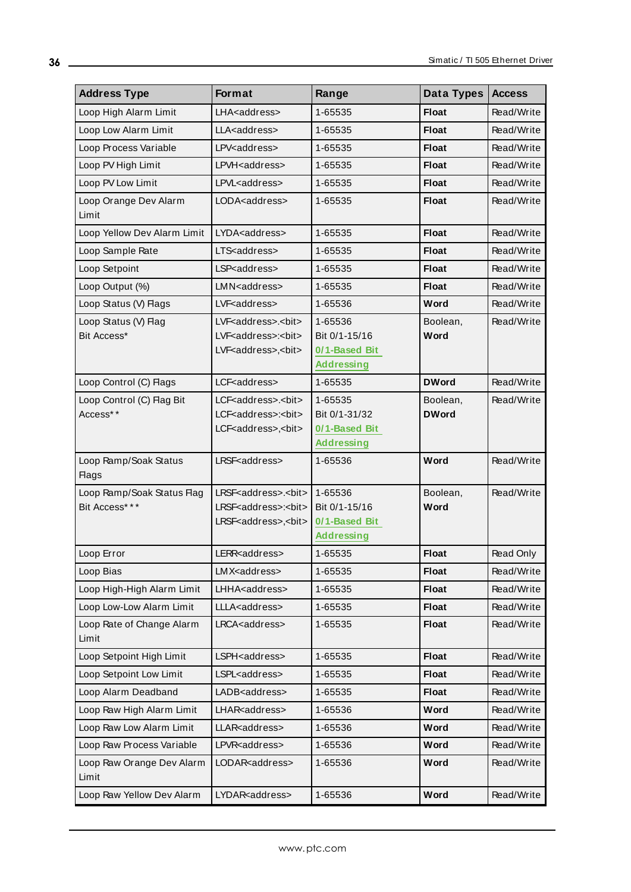| Address Type | Format | Range | Data Types | Access |
|---|---|---|---|---|
| Loop High Alarm Limit | LHA<address> | 1-65535 | **Float** | Read/Write |
| Loop Low Alarm Limit | LLA<address> | 1-65535 | **Float** | Read/Write |
| Loop Process Variable | LPV<address> | 1-65535 | **Float** | Read/Write |
| Loop PV High Limit | LPVH<address> | 1-65535 | **Float** | Read/Write |
| Loop PV Low Limit | LPVL<address> | 1-65535 | **Float** | Read/Write |
| Loop Orange Dev Alarm Limit | LODA<address> | 1-65535 | **Float** | Read/Write |
| Loop Yellow Dev Alarm Limit | LYDA<address> | 1-65535 | **Float** | Read/Write |
| Loop Sample Rate | LTS<address> | 1-65535 | **Float** | Read/Write |
| Loop Setpoint | LSP<address> | 1-65535 | **Float** | Read/Write |
| Loop Output (%) | LMN<address> | 1-65535 | **Float** | Read/Write |
| Loop Status (V) Flags | LVF<address> | 1-65536 | **Word** | Read/Write |
| Loop Status (V) Flag Bit Access* | LVF<address>.<bit><br>LVF<address>:<bit><br>LVF<address>,<bit> | 1-65536<br>Bit 0/1-15/16<br>**0/1-Based Bit Addressing** | Boolean, **Word** | Read/Write |
| Loop Control (C) Flags | LCF<address> | 1-65535 | **DWord** | Read/Write |
| Loop Control (C) Flag Bit Access** | LCF<address>.<bit><br>LCF<address>:<bit><br>LCF<address>,<bit> | 1-65535<br>Bit 0/1-31/32<br>**0/1-Based Bit Addressing** | Boolean, **DWord** | Read/Write |
| Loop Ramp/Soak Status Flags | LRSF<address> | 1-65536 | **Word** | Read/Write |
| Loop Ramp/Soak Status Flag Bit Access*** | LRSF<address>.<bit><br>LRSF<address>:<bit><br>LRSF<address>,<bit> | 1-65536<br>Bit 0/1-15/16<br>**0/1-Based Bit Addressing** | Boolean, **Word** | Read/Write |
| Loop Error | LERR<address> | 1-65535 | **Float** | Read Only |
| Loop Bias | LMX<address> | 1-65535 | **Float** | Read/Write |
| Loop High-High Alarm Limit | LHHA<address> | 1-65535 | **Float** | Read/Write |
| Loop Low-Low Alarm Limit | LLLA<address> | 1-65535 | **Float** | Read/Write |
| Loop Rate of Change Alarm Limit | LRCA<address> | 1-65535 | **Float** | Read/Write |
| Loop Setpoint High Limit | LSPH<address> | 1-65535 | **Float** | Read/Write |
| Loop Setpoint Low Limit | LSPL<address> | 1-65535 | **Float** | Read/Write |
| Loop Alarm Deadband | LADB<address> | 1-65535 | **Float** | Read/Write |
| Loop Raw High Alarm Limit | LHAR<address> | 1-65536 | **Word** | Read/Write |
| Loop Raw Low Alarm Limit | LLAR<address> | 1-65536 | **Word** | Read/Write |
| Loop Raw Process Variable | LPVR<address> | 1-65536 | **Word** | Read/Write |
| Loop Raw Orange Dev Alarm Limit | LODAR<address> | 1-65536 | **Word** | Read/Write |
| Loop Raw Yellow Dev Alarm | LYDAR<address> | 1-65536 | **Word** | Read/Write |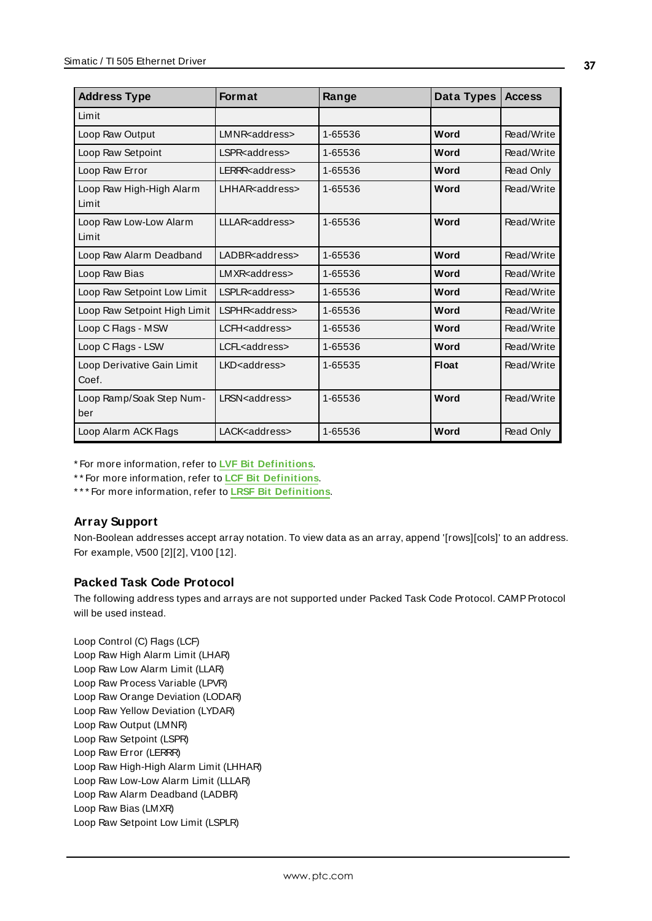| Address Type | Format | Range | Data Types | Access |
|---|---|---|---|---|
| Limit | | | | |
| Loop Raw Output | LMNR<address> | 1-65536 | **Word** | Read/Write |
| Loop Raw Setpoint | LSPR<address> | 1-65536 | **Word** | Read/Write |
| Loop Raw Error | LERRR<address> | 1-65536 | **Word** | Read Only |
| Loop Raw High-High Alarm Limit | LHHAR<address> | 1-65536 | **Word** | Read/Write |
| Loop Raw Low-Low Alarm Limit | LLLAR<address> | 1-65536 | **Word** | Read/Write |
| Loop Raw Alarm Deadband | LADBR<address> | 1-65536 | **Word** | Read/Write |
| Loop Raw Bias | LMXR<address> | 1-65536 | **Word** | Read/Write |
| Loop Raw Setpoint Low Limit | LSPLR<address> | 1-65536 | **Word** | Read/Write |
| Loop Raw Setpoint High Limit | LSPHR<address> | 1-65536 | **Word** | Read/Write |
| Loop C Flags - MSW | LCFH<address> | 1-65536 | **Word** | Read/Write |
| Loop C Flags - LSW | LCFL<address> | 1-65536 | **Word** | Read/Write |
| Loop Derivative Gain Limit Coef. | LKD<address> | 1-65535 | **Float** | Read/Write |
| Loop Ramp/Soak Step Number | LRSN<address> | 1-65536 | **Word** | Read/Write |
| Loop Alarm ACK Flags | LACK<address> | 1-65536 | **Word** | Read Only |

* For more information, refer to **LVF Bit Definitions**.

** For more information, refer to **LCF Bit Definitions**.

*** For more information, refer to **LRSF Bit Definitions**.

### Array Support

Non-Boolean addresses accept array notation. To view data as an array, append '[rows][cols]' to an address. For example, V500 [2][2], V100 [12].

### Packed Task Code Protocol

The following address types and arrays are not supported under Packed Task Code Protocol. CAMP Protocol will be used instead.

Loop Control (C) Flags (LCF)
Loop Raw High Alarm Limit (LHAR)
Loop Raw Low Alarm Limit (LLAR)
Loop Raw Process Variable (LPVR)
Loop Raw Orange Deviation (LODAR)
Loop Raw Yellow Deviation (LYDAR)
Loop Raw Output (LMNR)
Loop Raw Setpoint (LSPR)
Loop Raw Error (LERRR)
Loop Raw High-High Alarm Limit (LHHAR)
Loop Raw Low-Low Alarm Limit (LLLAR)
Loop Raw Alarm Deadband (LADBR)
Loop Raw Bias (LMXR)
Loop Raw Setpoint Low Limit (LSPLR)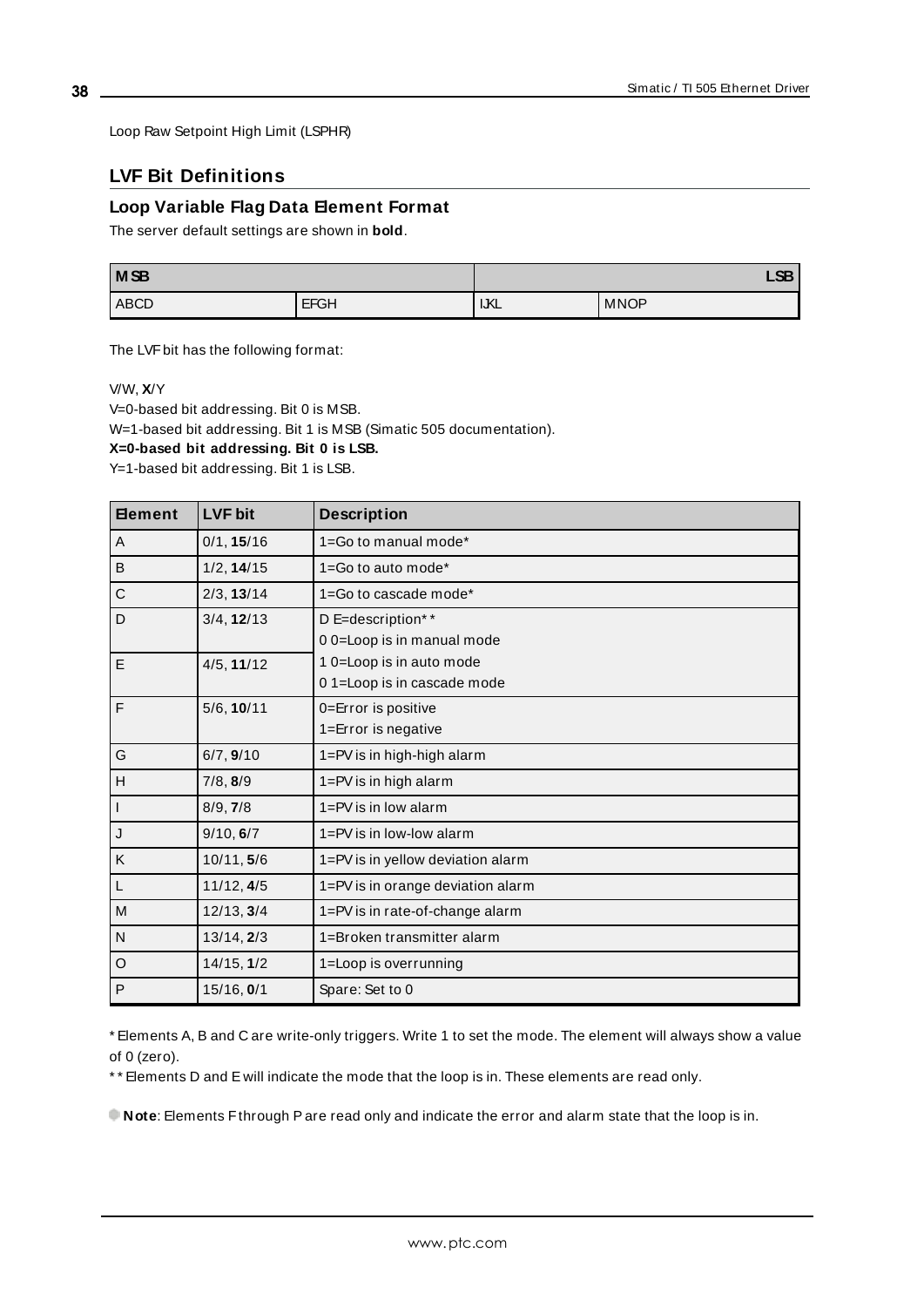Loop Raw Setpoint High Limit (LSPHR)

## LVF Bit Definitions

### Loop Variable Flag Data Element Format

The server default settings are shown in **bold**.

| MSB | | | LSB |
|---|---|---|---|
| ABCD | EFGH | IJKL | MNOP |

The LVF bit has the following format:

V/W, **X**/Y
V=0-based bit addressing. Bit 0 is MSB.
W=1-based bit addressing. Bit 1 is MSB (Simatic 505 documentation).
**X=0-based bit addressing. Bit 0 is LSB.**
Y=1-based bit addressing. Bit 1 is LSB.

| Element | LVF bit | Description |
|---|---|---|
| A | 0/1, **15**/16 | 1=Go to manual mode* |
| B | 1/2, **14**/15 | 1=Go to auto mode* |
| C | 2/3, **13**/14 | 1=Go to cascade mode* |
| D | 3/4, **12**/13 | D E=description** <br> 0 0=Loop is in manual mode <br> 1 0=Loop is in auto mode <br> 0 1=Loop is in cascade mode |
| E | 4/5, **11**/12 | |
| F | 5/6, **10**/11 | 0=Error is positive <br> 1=Error is negative |
| G | 6/7, **9**/10 | 1=PV is in high-high alarm |
| H | 7/8, **8**/9 | 1=PV is in high alarm |
| I | 8/9, **7**/8 | 1=PV is in low alarm |
| J | 9/10, **6**/7 | 1=PV is in low-low alarm |
| K | 10/11, **5**/6 | 1=PV is in yellow deviation alarm |
| L | 11/12, **4**/5 | 1=PV is in orange deviation alarm |
| M | 12/13, **3**/4 | 1=PV is in rate-of-change alarm |
| N | 13/14, **2**/3 | 1=Broken transmitter alarm |
| O | 14/15, **1**/2 | 1=Loop is overrunning |
| P | 15/16, **0**/1 | Spare: Set to 0 |

* Elements A, B and C are write-only triggers. Write 1 to set the mode. The element will always show a value of 0 (zero).

** Elements D and E will indicate the mode that the loop is in. These elements are read only.

**Note**: Elements F through P are read only and indicate the error and alarm state that the loop is in.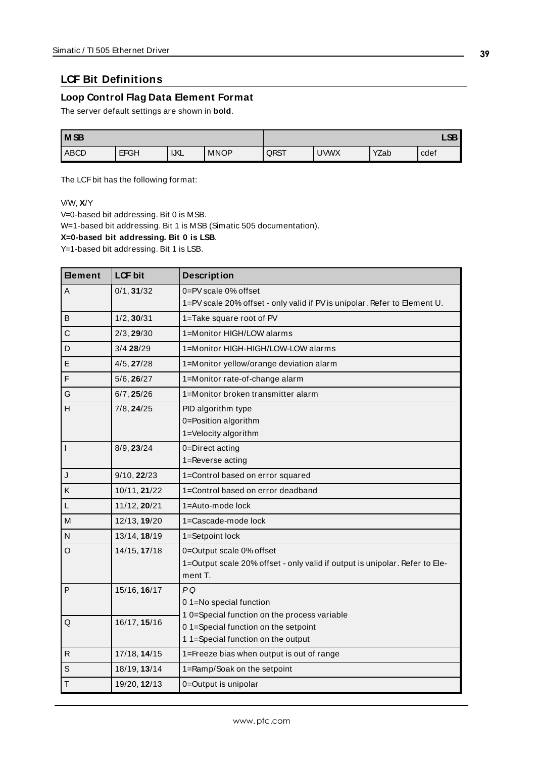## LCF Bit Definitions

### Loop Control Flag Data Element Format

The server default settings are shown in **bold**.

| MSB | | | | | | | LSB |
|---|---|---|---|---|---|---|---|
| ABCD | EFGH | IJKL | MNOP | QRST | UVWX | YZab | cdef |

The LCF bit has the following format:

V/W, **X**/Y

V=0-based bit addressing. Bit 0 is MSB.

W=1-based bit addressing. Bit 1 is MSB (Simatic 505 documentation).

**X=0-based bit addressing. Bit 0 is LSB**.

Y=1-based bit addressing. Bit 1 is LSB.

| Element | LCF bit | Description |
|---|---|---|
| A | 0/1, **31**/32 | 0=PV scale 0% offset<br>1=PV scale 20% offset - only valid if PV is unipolar. Refer to Element U. |
| B | 1/2, **30**/31 | 1=Take square root of PV |
| C | 2/3, **29**/30 | 1=Monitor HIGH/LOW alarms |
| D | 3/4 **28**/29 | 1=Monitor HIGH-HIGH/LOW-LOW alarms |
| E | 4/5, **27**/28 | 1=Monitor yellow/orange deviation alarm |
| F | 5/6, **26**/27 | 1=Monitor rate-of-change alarm |
| G | 6/7, **25**/26 | 1=Monitor broken transmitter alarm |
| H | 7/8, **24**/25 | PID algorithm type<br>0=Position algorithm<br>1=Velocity algorithm |
| I | 8/9, **23**/24 | 0=Direct acting<br>1=Reverse acting |
| J | 9/10, **22**/23 | 1=Control based on error squared |
| K | 10/11, **21**/22 | 1=Control based on error deadband |
| L | 11/12, **20**/21 | 1=Auto-mode lock |
| M | 12/13, **19**/20 | 1=Cascade-mode lock |
| N | 13/14, **18**/19 | 1=Setpoint lock |
| O | 14/15, **17**/18 | 0=Output scale 0% offset<br>1=Output scale 20% offset - only valid if output is unipolar. Refer to Element T. |
| P | 15/16, **16**/17 | *P Q*<br>0 1=No special function<br>1 0=Special function on the process variable<br>0 1=Special function on the setpoint<br>1 1=Special function on the output |
| Q | 16/17, **15**/16 | |
| R | 17/18, **14**/15 | 1=Freeze bias when output is out of range |
| S | 18/19, **13**/14 | 1=Ramp/Soak on the setpoint |
| T | 19/20, **12**/13 | 0=Output is unipolar |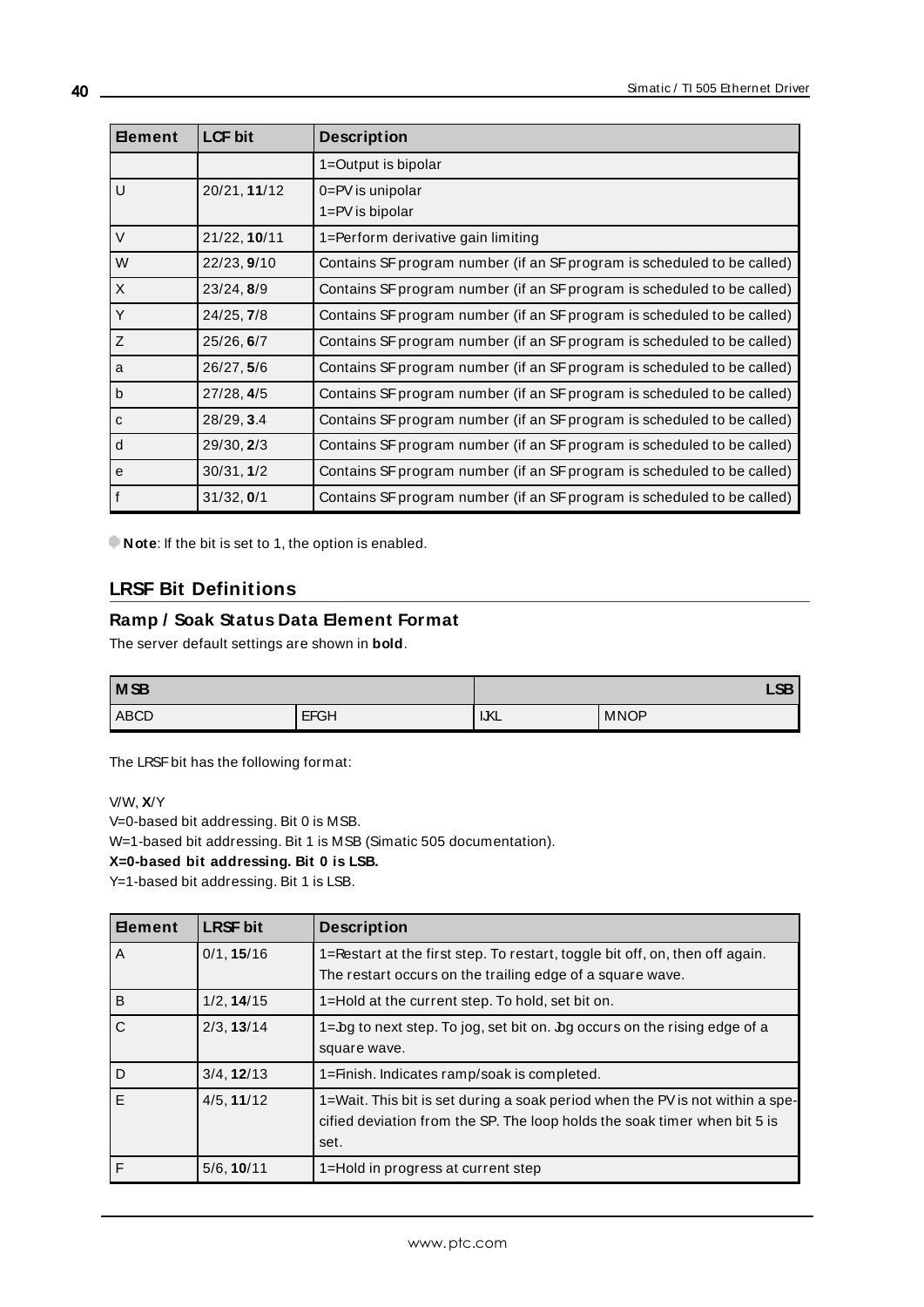| Element | LCF bit | Description |
|---|---|---|
| | | 1=Output is bipolar |
| U | 20/21, **11**/12 | 0=PV is unipolar<br>1=PV is bipolar |
| V | 21/22, **10**/11 | 1=Perform derivative gain limiting |
| W | 22/23, **9**/10 | Contains SF program number (if an SF program is scheduled to be called) |
| X | 23/24, **8**/9 | Contains SF program number (if an SF program is scheduled to be called) |
| Y | 24/25, **7**/8 | Contains SF program number (if an SF program is scheduled to be called) |
| Z | 25/26, **6**/7 | Contains SF program number (if an SF program is scheduled to be called) |
| a | 26/27, **5**/6 | Contains SF program number (if an SF program is scheduled to be called) |
| b | 27/28, **4**/5 | Contains SF program number (if an SF program is scheduled to be called) |
| c | 28/29, **3**.4 | Contains SF program number (if an SF program is scheduled to be called) |
| d | 29/30, **2**/3 | Contains SF program number (if an SF program is scheduled to be called) |
| e | 30/31, **1**/2 | Contains SF program number (if an SF program is scheduled to be called) |
| f | 31/32, **0**/1 | Contains SF program number (if an SF program is scheduled to be called) |

**Note**: If the bit is set to 1, the option is enabled.

## LRSF Bit Definitions

### Ramp / Soak Status Data Element Format

The server default settings are shown in **bold**.

| MSB | | | LSB |
|---|---|---|---|
| ABCD | EFGH | IJKL | MNOP |

The LRSF bit has the following format:

V/W, **X**/Y  
V=0-based bit addressing. Bit 0 is MSB.  
W=1-based bit addressing. Bit 1 is MSB (Simatic 505 documentation).  
**X=0-based bit addressing. Bit 0 is LSB.**  
Y=1-based bit addressing. Bit 1 is LSB.

| Element | LRSF bit | Description |
|---|---|---|
| A | 0/1, **15**/16 | 1=Restart at the first step. To restart, toggle bit off, on, then off again. The restart occurs on the trailing edge of a square wave. |
| B | 1/2, **14**/15 | 1=Hold at the current step. To hold, set bit on. |
| C | 2/3, **13**/14 | 1=Jog to next step. To jog, set bit on. Jog occurs on the rising edge of a square wave. |
| D | 3/4, **12**/13 | 1=Finish. Indicates ramp/soak is completed. |
| E | 4/5, **11**/12 | 1=Wait. This bit is set during a soak period when the PV is not within a specified deviation from the SP. The loop holds the soak timer when bit 5 is set. |
| F | 5/6, **10**/11 | 1=Hold in progress at current step |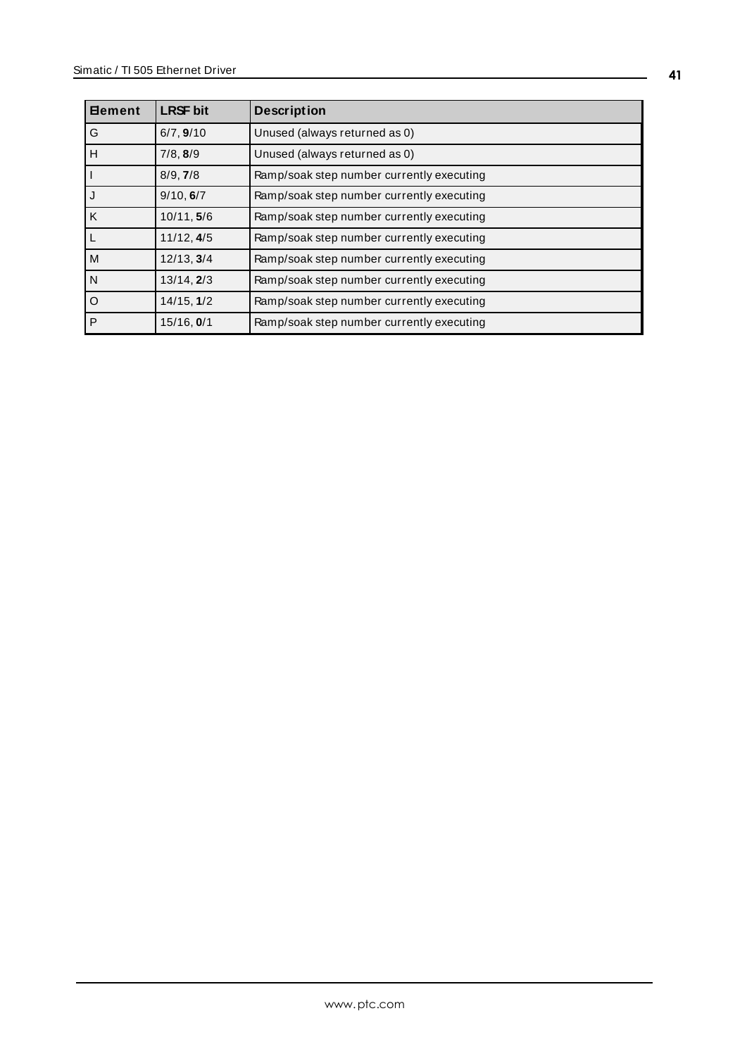| Element | LRSF bit | Description |
|---|---|---|
| G | 6/7, **9**/10 | Unused (always returned as 0) |
| H | 7/8, **8**/9 | Unused (always returned as 0) |
| I | 8/9, **7**/8 | Ramp/soak step number currently executing |
| J | 9/10, **6**/7 | Ramp/soak step number currently executing |
| K | 10/11, **5**/6 | Ramp/soak step number currently executing |
| L | 11/12, **4**/5 | Ramp/soak step number currently executing |
| M | 12/13, **3**/4 | Ramp/soak step number currently executing |
| N | 13/14, **2**/3 | Ramp/soak step number currently executing |
| O | 14/15, **1**/2 | Ramp/soak step number currently executing |
| P | 15/16, **0**/1 | Ramp/soak step number currently executing |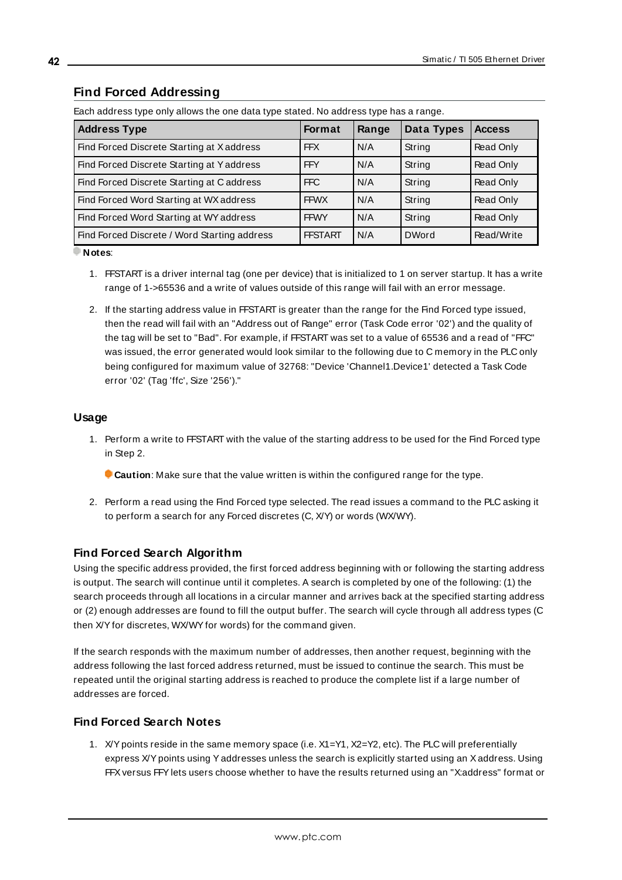## Find Forced Addressing

Each address type only allows the one data type stated. No address type has a range.

| Address Type | Format | Range | Data Types | Access |
|---|---|---|---|---|
| Find Forced Discrete Starting at X address | FFX | N/A | String | Read Only |
| Find Forced Discrete Starting at Y address | FFY | N/A | String | Read Only |
| Find Forced Discrete Starting at C address | FFC | N/A | String | Read Only |
| Find Forced Word Starting at WX address | FFWX | N/A | String | Read Only |
| Find Forced Word Starting at WY address | FFWY | N/A | String | Read Only |
| Find Forced Discrete / Word Starting address | FFSTART | N/A | DWord | Read/Write |

**Notes**:

1. FFSTART is a driver internal tag (one per device) that is initialized to 1 on server startup. It has a write range of 1->65536 and a write of values outside of this range will fail with an error message.
2. If the starting address value in FFSTART is greater than the range for the Find Forced type issued, then the read will fail with an "Address out of Range" error (Task Code error '02') and the quality of the tag will be set to "Bad". For example, if FFSTART was set to a value of 65536 and a read of "FFC" was issued, the error generated would look similar to the following due to C memory in the PLC only being configured for maximum value of 32768: "Device 'Channel1.Device1' detected a Task Code error '02' (Tag 'ffc', Size '256')."

### Usage

1. Perform a write to FFSTART with the value of the starting address to be used for the Find Forced type in Step 2.

   **Caution**: Make sure that the value written is within the configured range for the type.

2. Perform a read using the Find Forced type selected. The read issues a command to the PLC asking it to perform a search for any Forced discretes (C, X/Y) or words (WX/WY).

### Find Forced Search Algorithm

Using the specific address provided, the first forced address beginning with or following the starting address is output. The search will continue until it completes. A search is completed by one of the following: (1) the search proceeds through all locations in a circular manner and arrives back at the specified starting address or (2) enough addresses are found to fill the output buffer. The search will cycle through all address types (C then X/Y for discretes, WX/WY for words) for the command given.

If the search responds with the maximum number of addresses, then another request, beginning with the address following the last forced address returned, must be issued to continue the search. This must be repeated until the original starting address is reached to produce the complete list if a large number of addresses are forced.

### Find Forced Search Notes

1. X/Y points reside in the same memory space (i.e. X1=Y1, X2=Y2, etc). The PLC will preferentially express X/Y points using Y addresses unless the search is explicitly started using an X address. Using FFX versus FFY lets users choose whether to have the results returned using an "X:address" format or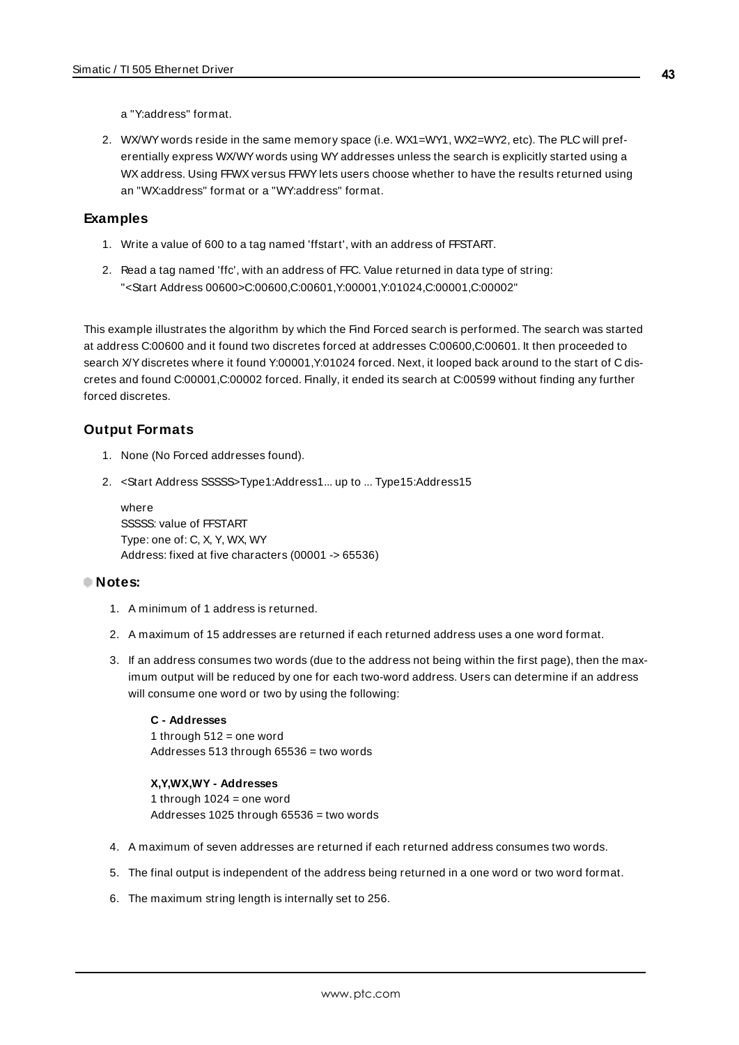a "Y:address" format.

2. WX/WY words reside in the same memory space (i.e. WX1=WY1, WX2=WY2, etc). The PLC will preferentially express WX/WY words using WY addresses unless the search is explicitly started using a WX address. Using FFWX versus FFWY lets users choose whether to have the results returned using an "WX:address" format or a "WY:address" format.

## Examples

1. Write a value of 600 to a tag named 'ffstart', with an address of FFSTART.
2. Read a tag named 'ffc', with an address of FFC. Value returned in data type of string: "<Start Address 00600>C:00600,C:00601,Y:00001,Y:01024,C:00001,C:00002"

This example illustrates the algorithm by which the Find Forced search is performed. The search was started at address C:00600 and it found two discretes forced at addresses C:00600,C:00601. It then proceeded to search X/Y discretes where it found Y:00001,Y:01024 forced. Next, it looped back around to the start of C discretes and found C:00001,C:00002 forced. Finally, it ended its search at C:00599 without finding any further forced discretes.

## Output Formats

1. None (No Forced addresses found).
2. <Start Address SSSSS>Type1:Address1... up to ... Type15:Address15

   where
   SSSSS: value of FFSTART
   Type: one of: C, X, Y, WX, WY
   Address: fixed at five characters (00001 -> 65536)

### Notes:

1. A minimum of 1 address is returned.
2. A maximum of 15 addresses are returned if each returned address uses a one word format.
3. If an address consumes two words (due to the address not being within the first page), then the maximum output will be reduced by one for each two-word address. Users can determine if an address will consume one word or two by using the following:

   **C - Addresses**
   1 through 512 = one word
   Addresses 513 through 65536 = two words

   **X,Y,WX,WY - Addresses**
   1 through 1024 = one word
   Addresses 1025 through 65536 = two words

4. A maximum of seven addresses are returned if each returned address consumes two words.
5. The final output is independent of the address being returned in a one word or two word format.
6. The maximum string length is internally set to 256.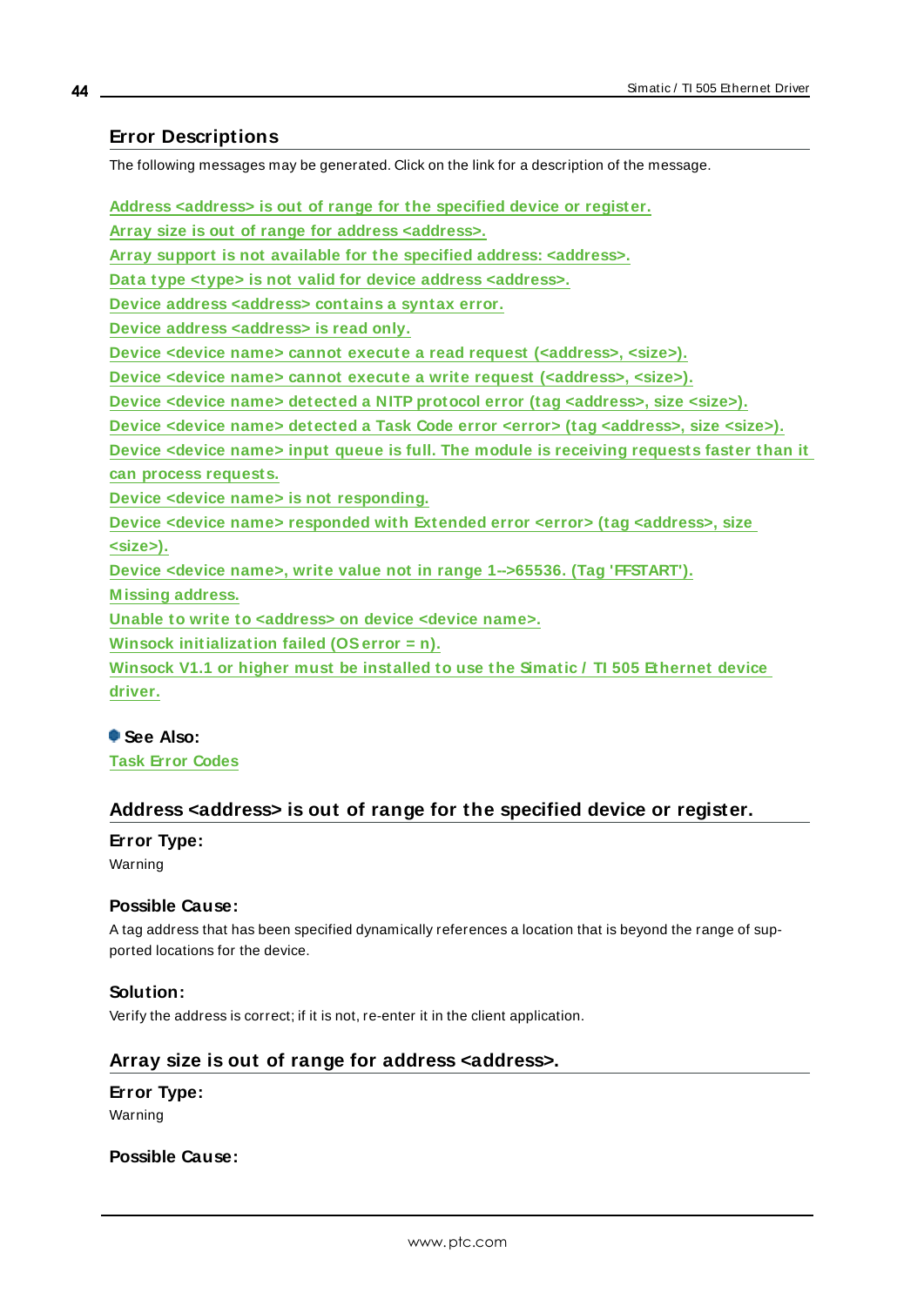## Error Descriptions

The following messages may be generated. Click on the link for a description of the message.

Address <address> is out of range for the specified device or register.
Array size is out of range for address <address>.
Array support is not available for the specified address: <address>.
Data type <type> is not valid for device address <address>.
Device address <address> contains a syntax error.
Device address <address> is read only.
Device <device name> cannot execute a read request (<address>, <size>).
Device <device name> cannot execute a write request (<address>, <size>).
Device <device name> detected a NITP protocol error (tag <address>, size <size>).
Device <device name> detected a Task Code error <error> (tag <address>, size <size>).
Device <device name> input queue is full. The module is receiving requests faster than it can process requests.
Device <device name> is not responding.
Device <device name> responded with Extended error <error> (tag <address>, size <size>).
Device <device name>, write value not in range 1-->65536. (Tag 'FFSTART').
Missing address.
Unable to write to <address> on device <device name>.
Winsock initialization failed (OS error = n).
Winsock V1.1 or higher must be installed to use the Simatic / TI 505 Ethernet device driver.

**See Also:**
Task Error Codes

## Address <address> is out of range for the specified device or register.

**Error Type:**
Warning

**Possible Cause:**
A tag address that has been specified dynamically references a location that is beyond the range of supported locations for the device.

**Solution:**
Verify the address is correct; if it is not, re-enter it in the client application.

## Array size is out of range for address <address>.

**Error Type:**
Warning

**Possible Cause:**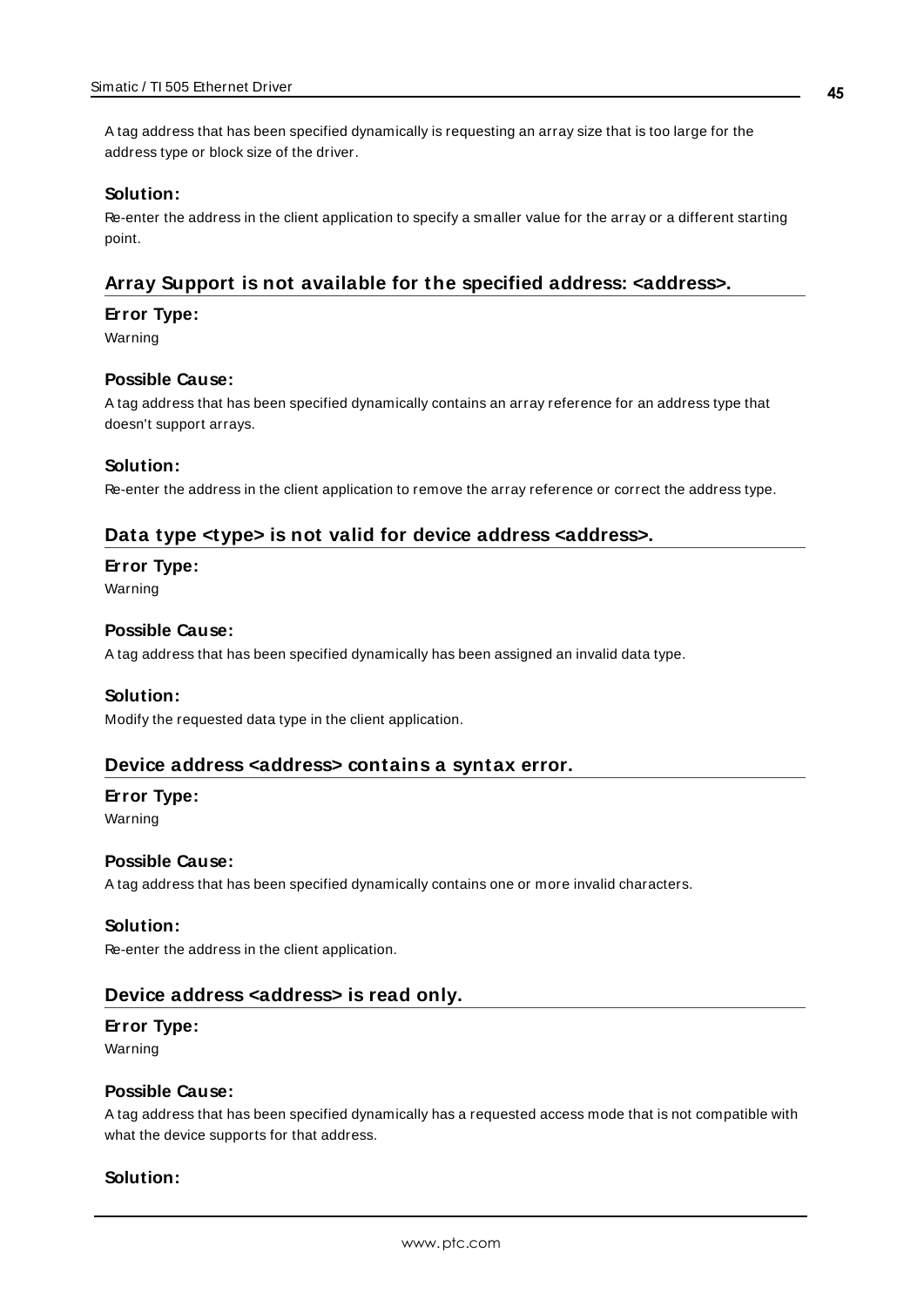A tag address that has been specified dynamically is requesting an array size that is too large for the address type or block size of the driver.

#### Solution:

Re-enter the address in the client application to specify a smaller value for the array or a different starting point.

## Array Support is not available for the specified address: <address>.

#### Error Type:

Warning

#### Possible Cause:

A tag address that has been specified dynamically contains an array reference for an address type that doesn't support arrays.

#### Solution:

Re-enter the address in the client application to remove the array reference or correct the address type.

## Data type <type> is not valid for device address <address>.

#### Error Type:

Warning

#### Possible Cause:

A tag address that has been specified dynamically has been assigned an invalid data type.

#### Solution:

Modify the requested data type in the client application.

## Device address <address> contains a syntax error.

#### Error Type:

Warning

#### Possible Cause:

A tag address that has been specified dynamically contains one or more invalid characters.

#### Solution:

Re-enter the address in the client application.

## Device address <address> is read only.

#### Error Type:

Warning

#### Possible Cause:

A tag address that has been specified dynamically has a requested access mode that is not compatible with what the device supports for that address.

#### Solution: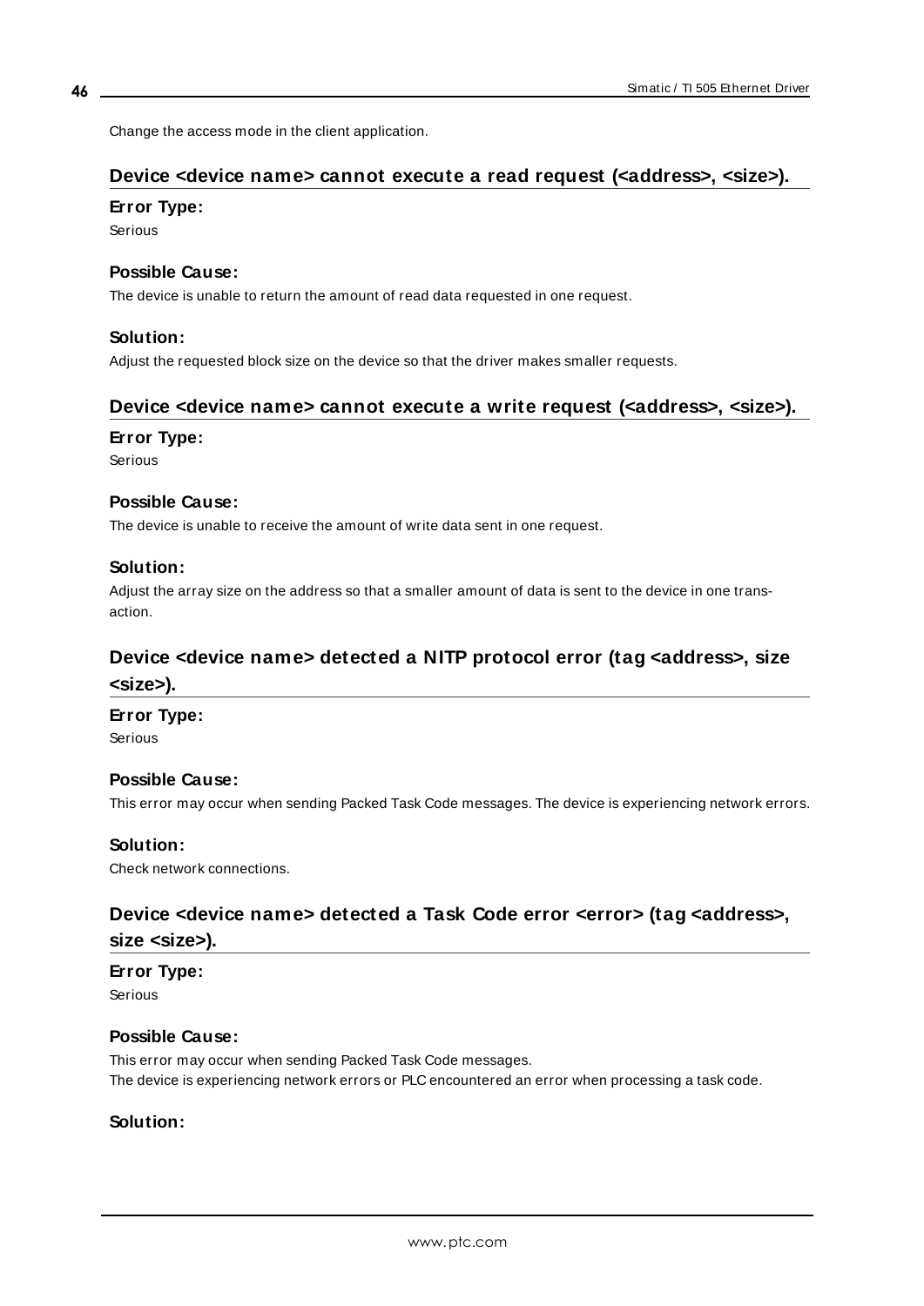Change the access mode in the client application.

## Device <device name> cannot execute a read request (<address>, <size>).

### Error Type:

Serious

### Possible Cause:

The device is unable to return the amount of read data requested in one request.

### Solution:

Adjust the requested block size on the device so that the driver makes smaller requests.

## Device <device name> cannot execute a write request (<address>, <size>).

### Error Type:

Serious

### Possible Cause:

The device is unable to receive the amount of write data sent in one request.

### Solution:

Adjust the array size on the address so that a smaller amount of data is sent to the device in one transaction.

## Device <device name> detected a NITP protocol error (tag <address>, size <size>).

### Error Type:

Serious

### Possible Cause:

This error may occur when sending Packed Task Code messages. The device is experiencing network errors.

### Solution:

Check network connections.

## Device <device name> detected a Task Code error <error> (tag <address>, size <size>).

### Error Type:

Serious

### Possible Cause:

This error may occur when sending Packed Task Code messages.
The device is experiencing network errors or PLC encountered an error when processing a task code.

### Solution: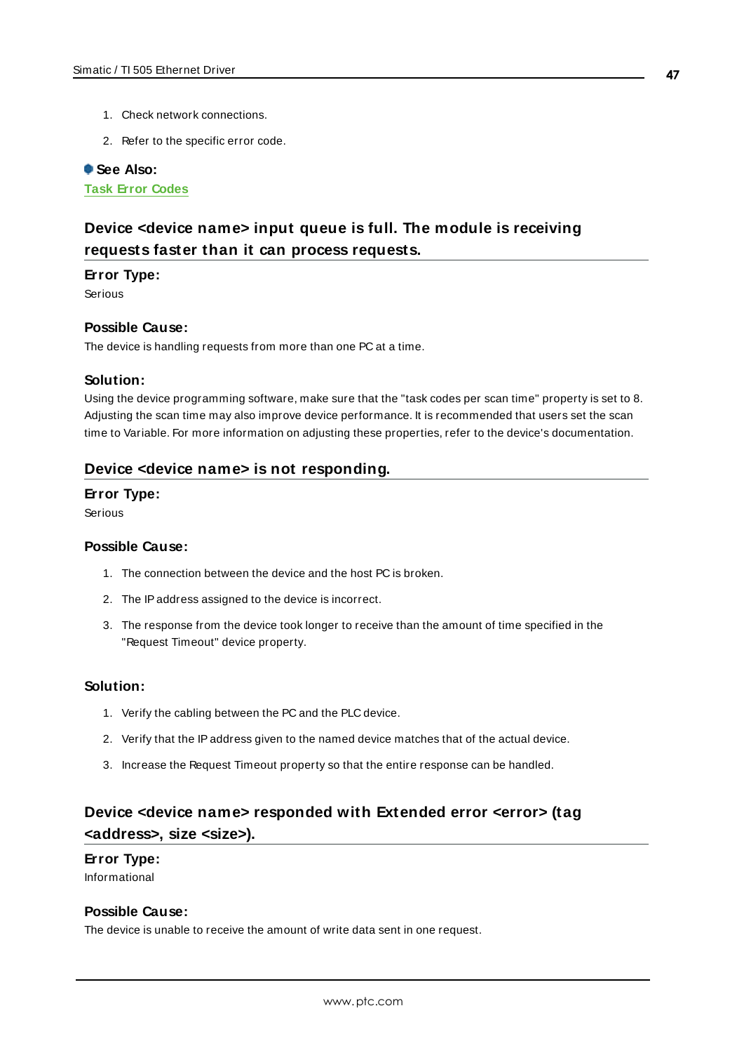1. Check network connections.
2. Refer to the specific error code.

**See Also:**
Task Error Codes

## Device <device name> input queue is full. The module is receiving requests faster than it can process requests.

**Error Type:**
Serious

**Possible Cause:**
The device is handling requests from more than one PC at a time.

**Solution:**
Using the device programming software, make sure that the "task codes per scan time" property is set to 8. Adjusting the scan time may also improve device performance. It is recommended that users set the scan time to Variable. For more information on adjusting these properties, refer to the device's documentation.

## Device <device name> is not responding.

**Error Type:**
Serious

**Possible Cause:**

1. The connection between the device and the host PC is broken.
2. The IP address assigned to the device is incorrect.
3. The response from the device took longer to receive than the amount of time specified in the "Request Timeout" device property.

**Solution:**

1. Verify the cabling between the PC and the PLC device.
2. Verify that the IP address given to the named device matches that of the actual device.
3. Increase the Request Timeout property so that the entire response can be handled.

## Device <device name> responded with Extended error <error> (tag <address>, size <size>).

**Error Type:**
Informational

**Possible Cause:**
The device is unable to receive the amount of write data sent in one request.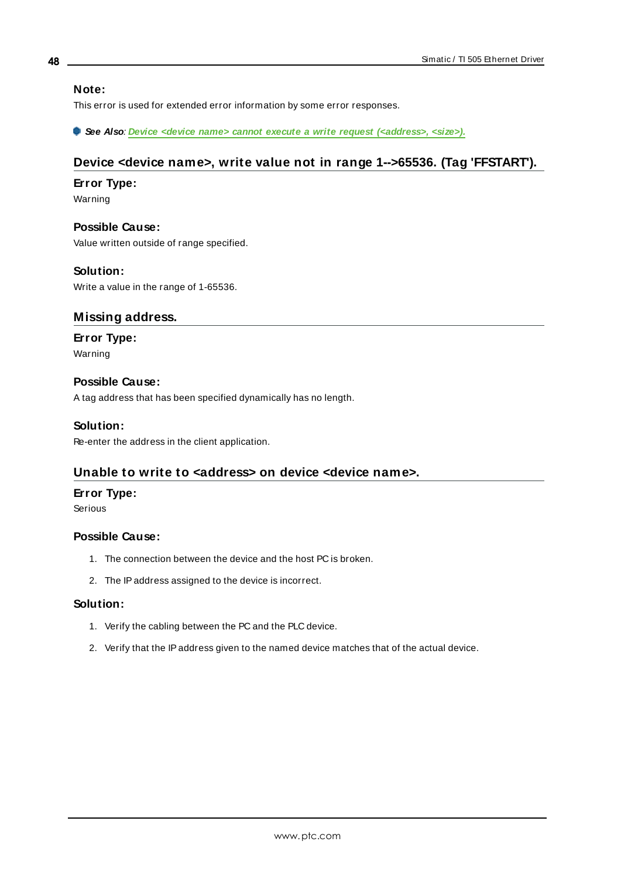**Note:**

This error is used for extended error information by some error responses.

**See Also**: **Device <device name> cannot execute a write request (<address>, <size>).**

## Device <device name>, write value not in range 1-->65536. (Tag 'FFSTART').

**Error Type:**

Warning

**Possible Cause:**

Value written outside of range specified.

**Solution:**

Write a value in the range of 1-65536.

## Missing address.

**Error Type:**

Warning

**Possible Cause:**

A tag address that has been specified dynamically has no length.

**Solution:**

Re-enter the address in the client application.

## Unable to write to <address> on device <device name>.

**Error Type:**

Serious

**Possible Cause:**

1. The connection between the device and the host PC is broken.
2. The IP address assigned to the device is incorrect.

**Solution:**

1. Verify the cabling between the PC and the PLC device.
2. Verify that the IP address given to the named device matches that of the actual device.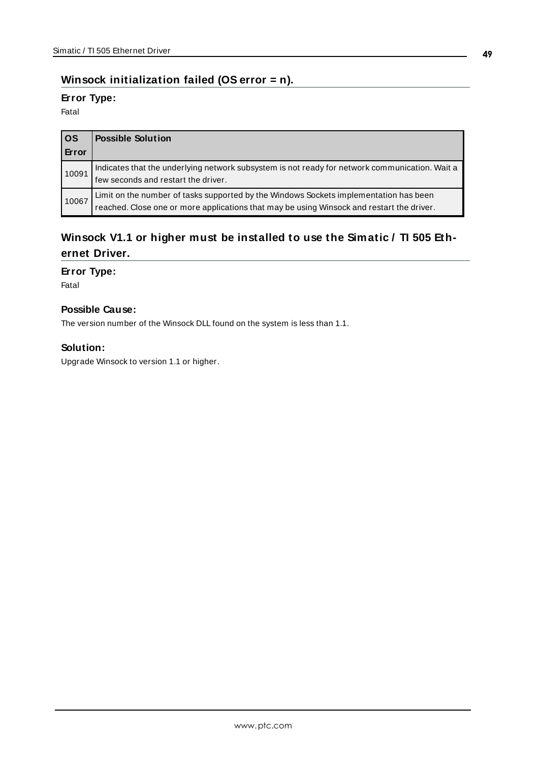## Winsock initialization failed (OS error = n).

### Error Type:

Fatal

| OS Error | Possible Solution |
|---|---|
| 10091 | Indicates that the underlying network subsystem is not ready for network communication. Wait a few seconds and restart the driver. |
| 10067 | Limit on the number of tasks supported by the Windows Sockets implementation has been reached. Close one or more applications that may be using Winsock and restart the driver. |

## Winsock V1.1 or higher must be installed to use the Simatic / TI 505 Ethernet Driver.

### Error Type:

Fatal

### Possible Cause:

The version number of the Winsock DLL found on the system is less than 1.1.

### Solution:

Upgrade Winsock to version 1.1 or higher.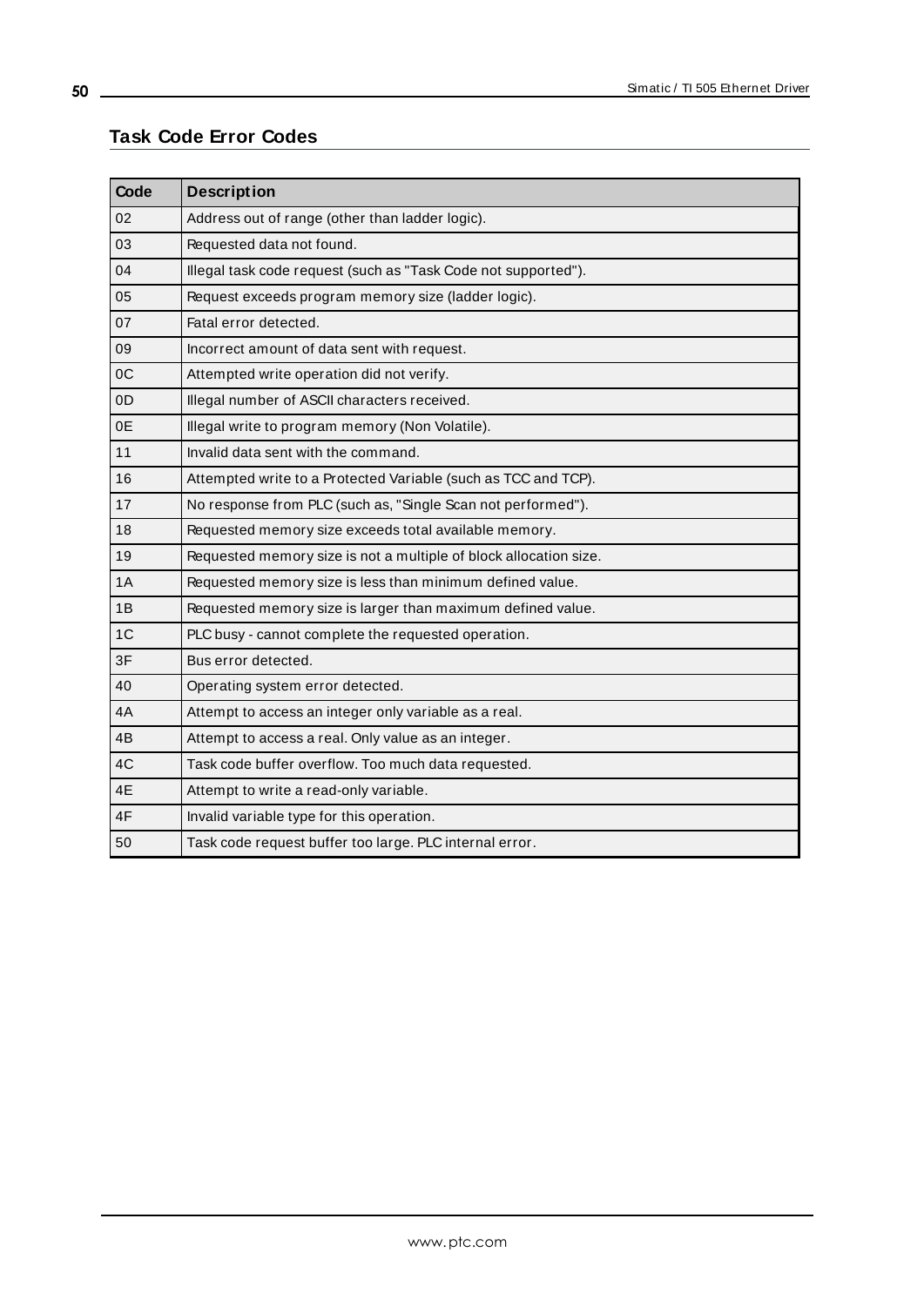## Task Code Error Codes

| Code | Description |
|---|---|
| 02 | Address out of range (other than ladder logic). |
| 03 | Requested data not found. |
| 04 | Illegal task code request (such as "Task Code not supported"). |
| 05 | Request exceeds program memory size (ladder logic). |
| 07 | Fatal error detected. |
| 09 | Incorrect amount of data sent with request. |
| 0C | Attempted write operation did not verify. |
| 0D | Illegal number of ASCII characters received. |
| 0E | Illegal write to program memory (Non Volatile). |
| 11 | Invalid data sent with the command. |
| 16 | Attempted write to a Protected Variable (such as TCC and TCP). |
| 17 | No response from PLC (such as, "Single Scan not performed"). |
| 18 | Requested memory size exceeds total available memory. |
| 19 | Requested memory size is not a multiple of block allocation size. |
| 1A | Requested memory size is less than minimum defined value. |
| 1B | Requested memory size is larger than maximum defined value. |
| 1C | PLC busy - cannot complete the requested operation. |
| 3F | Bus error detected. |
| 40 | Operating system error detected. |
| 4A | Attempt to access an integer only variable as a real. |
| 4B | Attempt to access a real. Only value as an integer. |
| 4C | Task code buffer overflow. Too much data requested. |
| 4E | Attempt to write a read-only variable. |
| 4F | Invalid variable type for this operation. |
| 50 | Task code request buffer too large. PLC internal error. |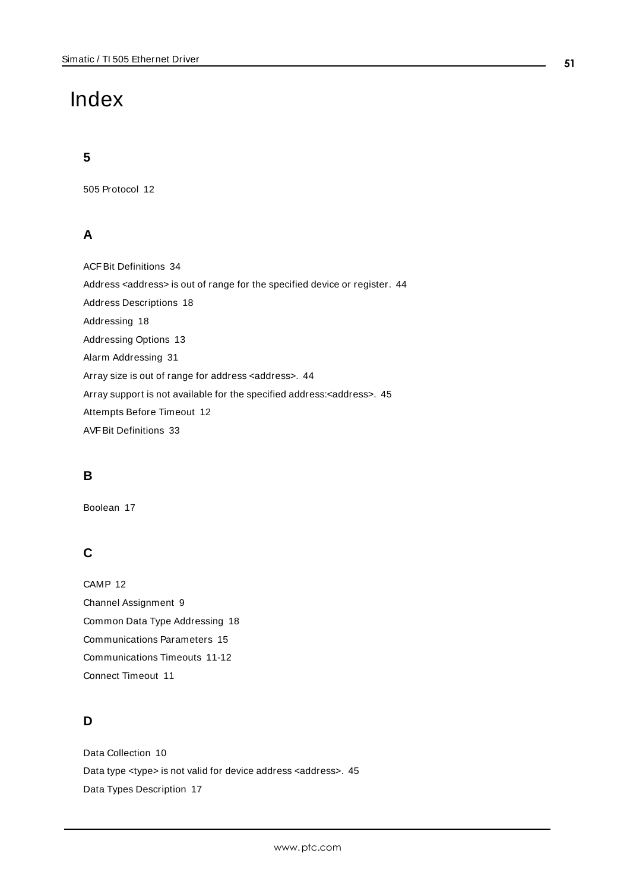# Index

## 5

505 Protocol 12

## A

ACF Bit Definitions 34

Address <address> is out of range for the specified device or register. 44

Address Descriptions 18

Addressing 18

Addressing Options 13

Alarm Addressing 31

Array size is out of range for address <address>. 44

Array support is not available for the specified address:<address>. 45

Attempts Before Timeout 12

AVF Bit Definitions 33

## B

Boolean 17

## C

CAMP 12

Channel Assignment 9

Common Data Type Addressing 18

Communications Parameters 15

Communications Timeouts 11-12

Connect Timeout 11

## D

Data Collection 10

Data type <type> is not valid for device address <address>. 45

Data Types Description 17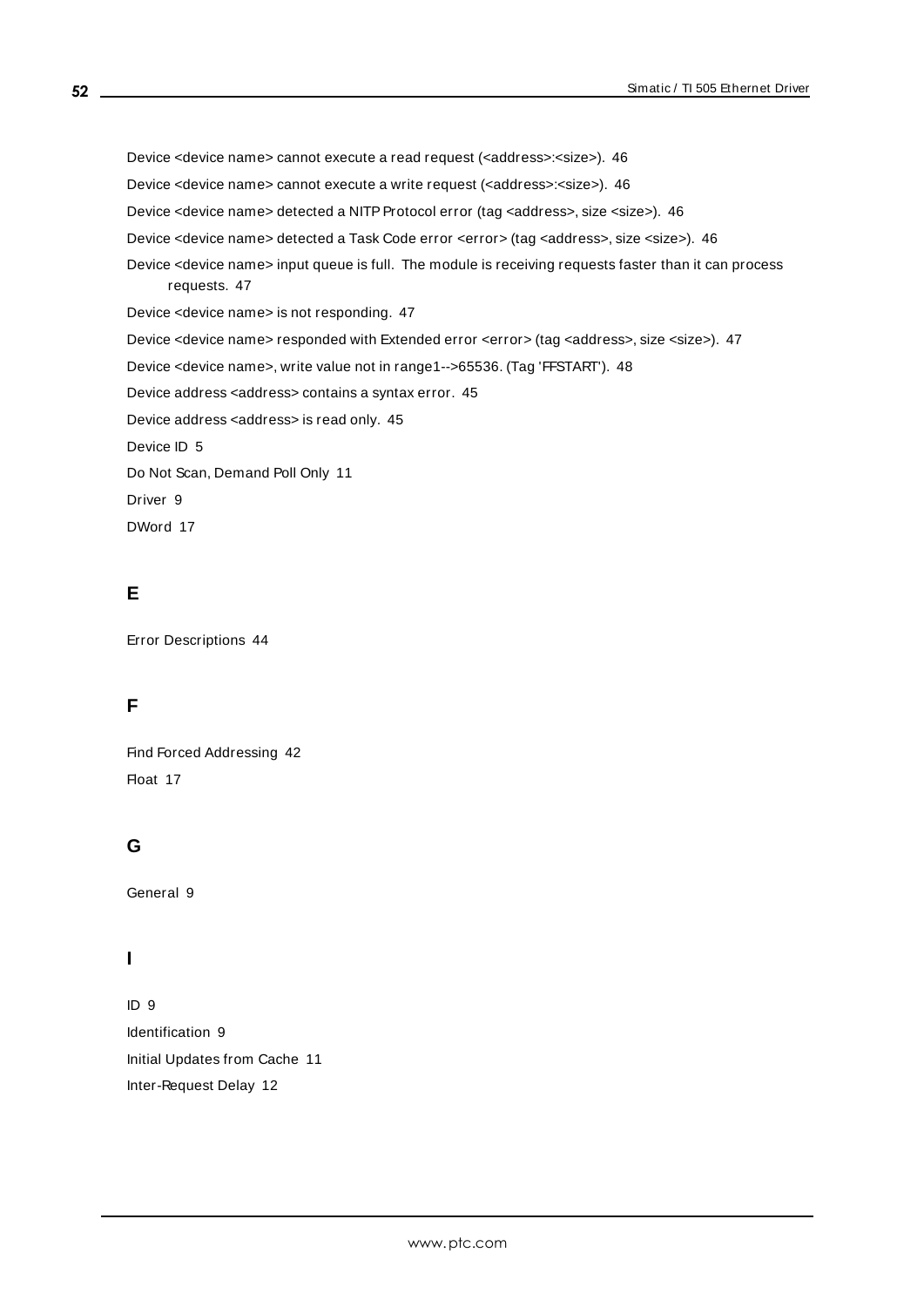Device <device name> cannot execute a read request (<address>:<size>). 46

Device <device name> cannot execute a write request (<address>:<size>). 46

Device <device name> detected a NITP Protocol error (tag <address>, size <size>). 46

Device <device name> detected a Task Code error <error> (tag <address>, size <size>). 46

Device <device name> input queue is full. The module is receiving requests faster than it can process requests. 47

Device <device name> is not responding. 47

Device <device name> responded with Extended error <error> (tag <address>, size <size>). 47

Device <device name>, write value not in range1-->65536. (Tag 'FFSTART'). 48

Device address <address> contains a syntax error. 45

Device address <address> is read only. 45

Device ID 5

Do Not Scan, Demand Poll Only 11

Driver 9

DWord 17

## E

Error Descriptions 44

## F

Find Forced Addressing 42

Float 17

## G

General 9

## I

ID 9

Identification 9

Initial Updates from Cache 11

Inter-Request Delay 12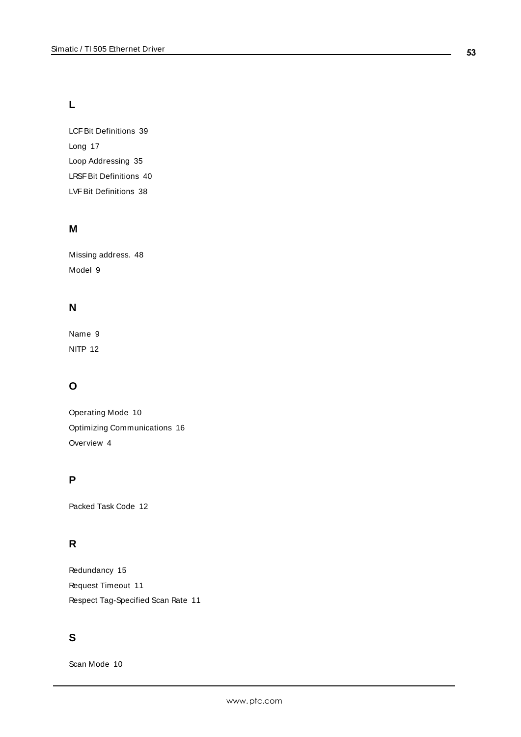## L

LCF Bit Definitions 39

Long 17

Loop Addressing 35

LRSF Bit Definitions 40

LVF Bit Definitions 38

## M

Missing address. 48

Model 9

## N

Name 9

NITP 12

## O

Operating Mode 10

Optimizing Communications 16

Overview 4

## P

Packed Task Code 12

## R

Redundancy 15

Request Timeout 11

Respect Tag-Specified Scan Rate 11

## S

Scan Mode 10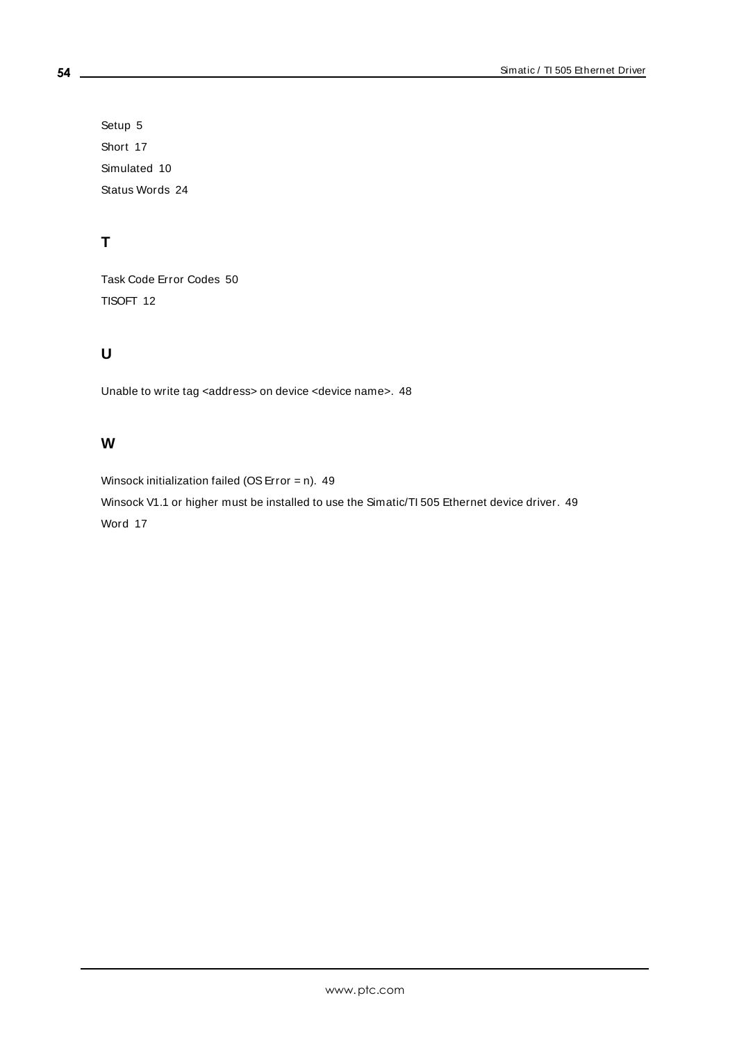Setup 5

Short 17

Simulated 10

Status Words 24

## T

Task Code Error Codes 50

TISOFT 12

## U

Unable to write tag <address> on device <device name>. 48

## W

Winsock initialization failed (OS Error = n). 49

Winsock V1.1 or higher must be installed to use the Simatic/TI 505 Ethernet device driver. 49

Word 17